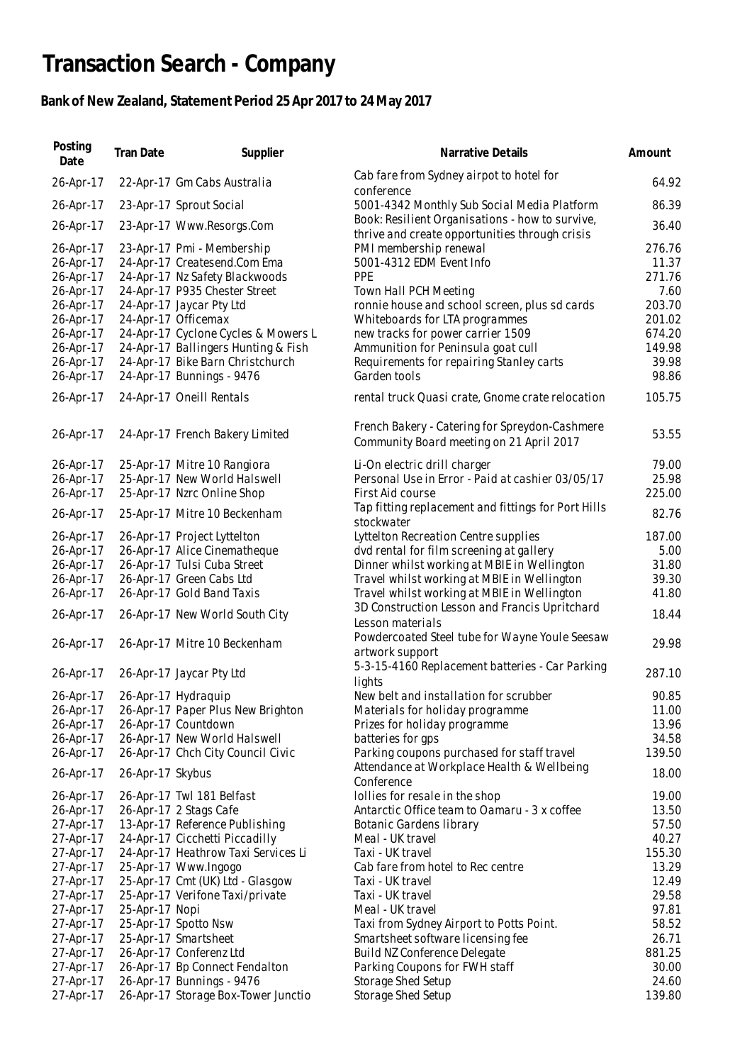# Transaction Search - Company

## Bank of New Zealand, Statement Period 25 Apr 2017 to 24 May 2017

| Posting Date | Tran Date | Supplier | Narrative Details | Amount |
|---|---|---|---|---|
| 26-Apr-17 | 22-Apr-17 | Gm Cabs Australia | Cab fare from Sydney aitpot to hotel for conference | 64.92 |
| 26-Apr-17 | 23-Apr-17 | Sprout Social | 5001-4342 Monthly Sub Social Media Platform | 86.39 |
| 26-Apr-17 | 23-Apr-17 | Www.Resorgs.Com | Book: Resilient Organisations - how to survive, thrive and create opportunities through crisis | 36.40 |
| 26-Apr-17 | 23-Apr-17 | Pmi - Membership | PMI membership renewal | 276.76 |
| 26-Apr-17 | 24-Apr-17 | Createsend.Com Ema | 5001-4312 EDM Event Info | 11.37 |
| 26-Apr-17 | 24-Apr-17 | Nz Safety Blackwoods | PPE | 271.76 |
| 26-Apr-17 | 24-Apr-17 | P935 Chester Street | Town Hall PCH Meeting | 7.60 |
| 26-Apr-17 | 24-Apr-17 | Jaycar Pty Ltd | ronnie house and school screen, plus sd cards | 203.70 |
| 26-Apr-17 | 24-Apr-17 | Officemax | Whiteboards for LTA programmes | 201.02 |
| 26-Apr-17 | 24-Apr-17 | Cyclone Cycles & Mowers L | new tracks for power carrier 1509 | 674.20 |
| 26-Apr-17 | 24-Apr-17 | Ballingers Hunting & Fish | Ammunition for Peninsula goat cull | 149.98 |
| 26-Apr-17 | 24-Apr-17 | Bike Barn Christchurch | Requirements for repairing Stanley carts | 39.98 |
| 26-Apr-17 | 24-Apr-17 | Bunnings - 9476 | Garden tools | 98.86 |
| 26-Apr-17 | 24-Apr-17 | Oneill Rentals | rental truck Quasi crate, Gnome crate relocation | 105.75 |
| 26-Apr-17 | 24-Apr-17 | French Bakery Limited | French Bakery - Catering for Spreydon-Cashmere Community Board meeting on 21 April 2017 | 53.55 |
| 26-Apr-17 | 25-Apr-17 | Mitre 10 Rangiora | Li-On electric drill charger | 79.00 |
| 26-Apr-17 | 25-Apr-17 | New World Halswell | Personal Use in Error - Paid at cashier 03/05/17 | 25.98 |
| 26-Apr-17 | 25-Apr-17 | Nzrc Online Shop | First Aid course | 225.00 |
| 26-Apr-17 | 25-Apr-17 | Mitre 10 Beckenham | Tap fitting replacement and fittings for Port Hills stockwater | 82.76 |
| 26-Apr-17 | 26-Apr-17 | Project Lyttelton | Lyttelton Recreation Centre supplies | 187.00 |
| 26-Apr-17 | 26-Apr-17 | Alice Cinematheque | dvd rental for film screening at gallery | 5.00 |
| 26-Apr-17 | 26-Apr-17 | Tulsi Cuba Street | Dinner whilst working at MBIE in Wellington | 31.80 |
| 26-Apr-17 | 26-Apr-17 | Green Cabs Ltd | Travel whilst working at MBIE in Wellington | 39.30 |
| 26-Apr-17 | 26-Apr-17 | Gold Band Taxis | Travel whilst working at MBIE in Wellington | 41.80 |
| 26-Apr-17 | 26-Apr-17 | New World South City | 3D Construction Lesson and Francis Upritchard Lesson materials | 18.44 |
| 26-Apr-17 | 26-Apr-17 | Mitre 10 Beckenham | Powdercoated Steel tube for Wayne Youle Seesaw artwork support | 29.98 |
| 26-Apr-17 | 26-Apr-17 | Jaycar Pty Ltd | 5-3-15-4160 Replacement batteries - Car Parking lights | 287.10 |
| 26-Apr-17 | 26-Apr-17 | Hydraquip | New belt and installation for scrubber | 90.85 |
| 26-Apr-17 | 26-Apr-17 | Paper Plus New Brighton | Materials for holiday programme | 11.00 |
| 26-Apr-17 | 26-Apr-17 | Countdown | Prizes for holiday programme | 13.96 |
| 26-Apr-17 | 26-Apr-17 | New World Halswell | batteries for gps | 34.58 |
| 26-Apr-17 | 26-Apr-17 | Chch City Council Civic | Parking coupons purchased for staff travel | 139.50 |
| 26-Apr-17 | 26-Apr-17 | Skybus | Attendance at Workplace Health & Wellbeing Conference | 18.00 |
| 26-Apr-17 | 26-Apr-17 | Twl 181 Belfast | lollies for resale in the shop | 19.00 |
| 26-Apr-17 | 26-Apr-17 | 2 Stags Cafe | Antarctic Office team to Oamaru - 3 x coffee | 13.50 |
| 27-Apr-17 | 13-Apr-17 | Reference Publishing | Botanic Gardens library | 57.50 |
| 27-Apr-17 | 24-Apr-17 | Cicchetti Piccadilly | Meal - UK travel | 40.27 |
| 27-Apr-17 | 24-Apr-17 | Heathrow Taxi Services Li | Taxi - UK travel | 155.30 |
| 27-Apr-17 | 25-Apr-17 | Www.Ingogo | Cab fare from hotel to Rec centre | 13.29 |
| 27-Apr-17 | 25-Apr-17 | Cmt (UK) Ltd - Glasgow | Taxi - UK travel | 12.49 |
| 27-Apr-17 | 25-Apr-17 | Verifone Taxi/private | Taxi - UK travel | 29.58 |
| 27-Apr-17 | 25-Apr-17 | Nopi | Meal - UK travel | 97.81 |
| 27-Apr-17 | 25-Apr-17 | Spotto Nsw | Taxi from Sydney Airport to Potts Point. | 58.52 |
| 27-Apr-17 | 25-Apr-17 | Smartsheet | Smartsheet software licensing fee | 26.71 |
| 27-Apr-17 | 26-Apr-17 | Conferenz Ltd | Build NZ Conference Delegate | 881.25 |
| 27-Apr-17 | 26-Apr-17 | Bp Connect Fendalton | Parking Coupons for FWH staff | 30.00 |
| 27-Apr-17 | 26-Apr-17 | Bunnings - 9476 | Storage Shed Setup | 24.60 |
| 27-Apr-17 | 26-Apr-17 | Storage Box-Tower Junctio | Storage Shed Setup | 139.80 |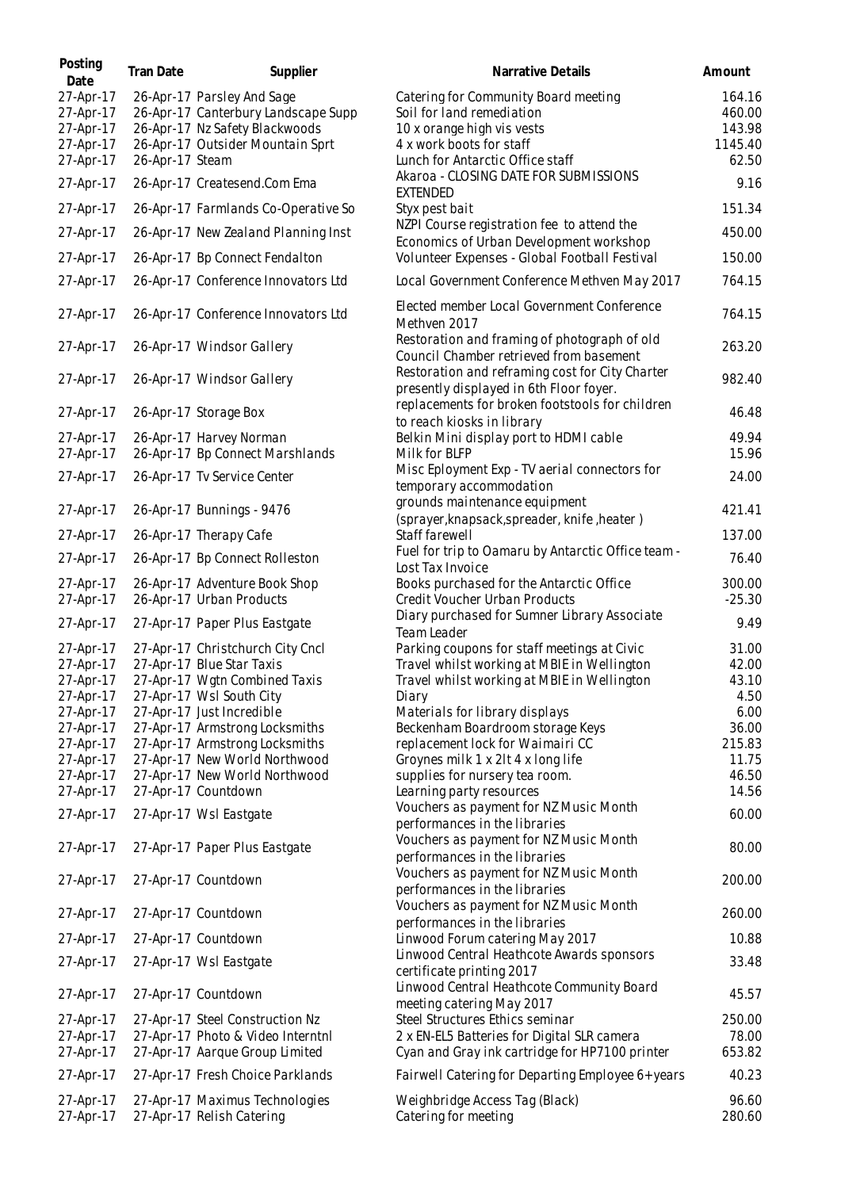| Posting Date | Tran Date | Supplier | Narrative Details | Amount |
|---|---|---|---|---|
| 27-Apr-17 | 26-Apr-17 | Parsley And Sage | Catering for Community Board meeting | 164.16 |
| 27-Apr-17 | 26-Apr-17 | Canterbury Landscape Supp | Soil for land remediation | 460.00 |
| 27-Apr-17 | 26-Apr-17 | Nz Safety Blackwoods | 10 x orange high vis vests | 143.98 |
| 27-Apr-17 | 26-Apr-17 | Outsider Mountain Sprt | 4 x work boots for staff | 1145.40 |
| 27-Apr-17 | 26-Apr-17 | Steam | Lunch for Antarctic Office staff | 62.50 |
| 27-Apr-17 | 26-Apr-17 | Createsend.Com Ema | Akaroa - CLOSING DATE FOR SUBMISSIONS EXTENDED | 9.16 |
| 27-Apr-17 | 26-Apr-17 | Farmlands Co-Operative So | Styx pest bait | 151.34 |
| 27-Apr-17 | 26-Apr-17 | New Zealand Planning Inst | NZPI Course registration fee to attend the Economics of Urban Development workshop | 450.00 |
| 27-Apr-17 | 26-Apr-17 | Bp Connect Fendalton | Volunteer Expenses - Global Football Festival | 150.00 |
| 27-Apr-17 | 26-Apr-17 | Conference Innovators Ltd | Local Government Conference Methven May 2017 | 764.15 |
| 27-Apr-17 | 26-Apr-17 | Conference Innovators Ltd | Elected member Local Government Conference Methven 2017 | 764.15 |
| 27-Apr-17 | 26-Apr-17 | Windsor Gallery | Restoration and framing of photograph of old Council Chamber retrieved from basement | 263.20 |
| 27-Apr-17 | 26-Apr-17 | Windsor Gallery | Restoration and reframing cost for City Charter presently displayed in 6th Floor foyer. | 982.40 |
| 27-Apr-17 | 26-Apr-17 | Storage Box | replacements for broken footstools for children to reach kiosks in library | 46.48 |
| 27-Apr-17 | 26-Apr-17 | Harvey Norman | Belkin Mini display port to HDMI cable | 49.94 |
| 27-Apr-17 | 26-Apr-17 | Bp Connect Marshlands | Milk for BLFP | 15.96 |
| 27-Apr-17 | 26-Apr-17 | Tv Service Center | Misc Eployment Exp - TV aerial connectors for temporary accommodation | 24.00 |
| 27-Apr-17 | 26-Apr-17 | Bunnings - 9476 | grounds maintenance equipment (sprayer,knapsack,spreader, knife ,heater ) | 421.41 |
| 27-Apr-17 | 26-Apr-17 | Therapy Cafe | Staff farewell | 137.00 |
| 27-Apr-17 | 26-Apr-17 | Bp Connect Rolleston | Fuel for trip to Oamaru by Antarctic Office team - Lost Tax Invoice | 76.40 |
| 27-Apr-17 | 26-Apr-17 | Adventure Book Shop | Books purchased for the Antarctic Office | 300.00 |
| 27-Apr-17 | 26-Apr-17 | Urban Products | Credit Voucher Urban Products | -25.30 |
| 27-Apr-17 | 27-Apr-17 | Paper Plus Eastgate | Diary purchased for Sumner Library Associate Team Leader | 9.49 |
| 27-Apr-17 | 27-Apr-17 | Christchurch City Cncl | Parking coupons for staff meetings at Civic | 31.00 |
| 27-Apr-17 | 27-Apr-17 | Blue Star Taxis | Travel whilst working at MBIE in Wellington | 42.00 |
| 27-Apr-17 | 27-Apr-17 | Wgtn Combined Taxis | Travel whilst working at MBIE in Wellington | 43.10 |
| 27-Apr-17 | 27-Apr-17 | Wsl South City | Diary | 4.50 |
| 27-Apr-17 | 27-Apr-17 | Just Incredible | Materials for library displays | 6.00 |
| 27-Apr-17 | 27-Apr-17 | Armstrong Locksmiths | Beckenham Boardroom storage Keys | 36.00 |
| 27-Apr-17 | 27-Apr-17 | Armstrong Locksmiths | replacement lock for Waimairi CC | 215.83 |
| 27-Apr-17 | 27-Apr-17 | New World Northwood | Groynes milk 1 x 2lt 4 x long life | 11.75 |
| 27-Apr-17 | 27-Apr-17 | New World Northwood | supplies for nursery tea room. | 46.50 |
| 27-Apr-17 | 27-Apr-17 | Countdown | Learning party resources | 14.56 |
| 27-Apr-17 | 27-Apr-17 | Wsl Eastgate | Vouchers as payment for NZ Music Month performances in the libraries | 60.00 |
| 27-Apr-17 | 27-Apr-17 | Paper Plus Eastgate | Vouchers as payment for NZ Music Month performances in the libraries | 80.00 |
| 27-Apr-17 | 27-Apr-17 | Countdown | Vouchers as payment for NZ Music Month performances in the libraries | 200.00 |
| 27-Apr-17 | 27-Apr-17 | Countdown | Vouchers as payment for NZ Music Month performances in the libraries | 260.00 |
| 27-Apr-17 | 27-Apr-17 | Countdown | Linwood Forum catering May 2017 | 10.88 |
| 27-Apr-17 | 27-Apr-17 | Wsl Eastgate | Linwood Central Heathcote Awards sponsors certificate printing 2017 | 33.48 |
| 27-Apr-17 | 27-Apr-17 | Countdown | Linwood Central Heathcote Community Board meeting catering May 2017 | 45.57 |
| 27-Apr-17 | 27-Apr-17 | Steel Construction Nz | Steel Structures Ethics seminar | 250.00 |
| 27-Apr-17 | 27-Apr-17 | Photo & Video Interntnl | 2 x EN-EL5 Batteries for Digital SLR camera | 78.00 |
| 27-Apr-17 | 27-Apr-17 | Aarque Group Limited | Cyan and Gray ink cartridge for HP7100 printer | 653.82 |
| 27-Apr-17 | 27-Apr-17 | Fresh Choice Parklands | Fairwell Catering for Departing Employee 6+ years | 40.23 |
| 27-Apr-17 | 27-Apr-17 | Maximus Technologies | Weighbridge Access Tag (Black) | 96.60 |
| 27-Apr-17 | 27-Apr-17 | Relish Catering | Catering for meeting | 280.60 |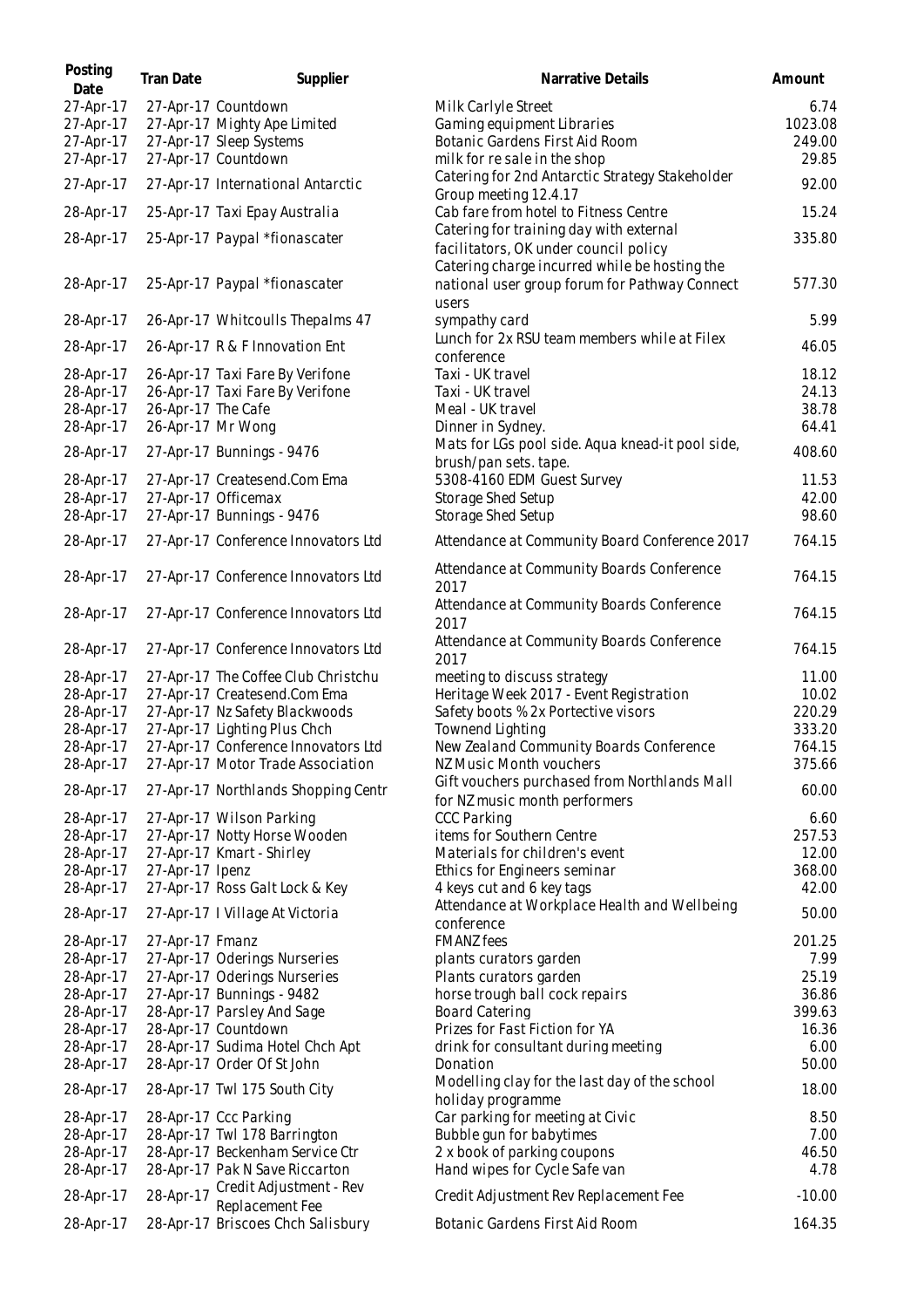| Posting Date | Tran Date | Supplier | Narrative Details | Amount |
|---|---|---|---|---|
| 27-Apr-17 | 27-Apr-17 | Countdown | Milk Carlyle Street | 6.74 |
| 27-Apr-17 | 27-Apr-17 | Mighty Ape Limited | Gaming equipment Libraries | 1023.08 |
| 27-Apr-17 | 27-Apr-17 | Sleep Systems | Botanic Gardens First Aid Room | 249.00 |
| 27-Apr-17 | 27-Apr-17 | Countdown | milk for re sale in the shop | 29.85 |
| 27-Apr-17 | 27-Apr-17 | International Antarctic | Catering for 2nd Antarctic Strategy Stakeholder Group meeting 12.4.17 | 92.00 |
| 28-Apr-17 | 25-Apr-17 | Taxi Epay Australia | Cab fare from hotel to Fitness Centre | 15.24 |
| 28-Apr-17 | 25-Apr-17 | Paypal *fionascater | Catering for training day with external facilitators, OK under council policy | 335.80 |
| 28-Apr-17 | 25-Apr-17 | Paypal *fionascater | Catering charge incurred while be hosting the national user group forum for Pathway Connect users | 577.30 |
| 28-Apr-17 | 26-Apr-17 | Whitcoulls Thepalms 47 | sympathy card | 5.99 |
| 28-Apr-17 | 26-Apr-17 | R & F Innovation Ent | Lunch for 2x RSU team members while at Filex conference | 46.05 |
| 28-Apr-17 | 26-Apr-17 | Taxi Fare By Verifone | Taxi - UK travel | 18.12 |
| 28-Apr-17 | 26-Apr-17 | Taxi Fare By Verifone | Taxi - UK travel | 24.13 |
| 28-Apr-17 | 26-Apr-17 | The Cafe | Meal - UK travel | 38.78 |
| 28-Apr-17 | 26-Apr-17 | Mr Wong | Dinner in Sydney. | 64.41 |
| 28-Apr-17 | 27-Apr-17 | Bunnings - 9476 | Mats for LGs pool side. Aqua knead-it pool side, brush/pan sets. tape. | 408.60 |
| 28-Apr-17 | 27-Apr-17 | Createsend.Com Ema | 5308-4160 EDM Guest Survey | 11.53 |
| 28-Apr-17 | 27-Apr-17 | Officemax | Storage Shed Setup | 42.00 |
| 28-Apr-17 | 27-Apr-17 | Bunnings - 9476 | Storage Shed Setup | 98.60 |
| 28-Apr-17 | 27-Apr-17 | Conference Innovators Ltd | Attendance at Community Board Conference 2017 | 764.15 |
| 28-Apr-17 | 27-Apr-17 | Conference Innovators Ltd | Attendance at Community Boards Conference 2017 | 764.15 |
| 28-Apr-17 | 27-Apr-17 | Conference Innovators Ltd | Attendance at Community Boards Conference 2017 | 764.15 |
| 28-Apr-17 | 27-Apr-17 | Conference Innovators Ltd | Attendance at Community Boards Conference 2017 | 764.15 |
| 28-Apr-17 | 27-Apr-17 | The Coffee Club Christchu | meeting to discuss strategy | 11.00 |
| 28-Apr-17 | 27-Apr-17 | Createsend.Com Ema | Heritage Week 2017 - Event Registration | 10.02 |
| 28-Apr-17 | 27-Apr-17 | Nz Safety Blackwoods | Safety boots % 2x Portective visors | 220.29 |
| 28-Apr-17 | 27-Apr-17 | Lighting Plus Chch | Townend Lighting | 333.20 |
| 28-Apr-17 | 27-Apr-17 | Conference Innovators Ltd | New Zealand Community Boards Conference | 764.15 |
| 28-Apr-17 | 27-Apr-17 | Motor Trade Association | NZ Music Month vouchers | 375.66 |
| 28-Apr-17 | 27-Apr-17 | Northlands Shopping Centr | Gift vouchers purchased from Northlands Mall for NZ music month performers | 60.00 |
| 28-Apr-17 | 27-Apr-17 | Wilson Parking | CCC Parking | 6.60 |
| 28-Apr-17 | 27-Apr-17 | Notty Horse Wooden | items for Southern Centre | 257.53 |
| 28-Apr-17 | 27-Apr-17 | Kmart - Shirley | Materials for children's event | 12.00 |
| 28-Apr-17 | 27-Apr-17 | Ipenz | Ethics for Engineers seminar | 368.00 |
| 28-Apr-17 | 27-Apr-17 | Ross Galt Lock & Key | 4 keys cut and 6 key tags | 42.00 |
| 28-Apr-17 | 27-Apr-17 | I Village At Victoria | Attendance at Workplace Health and Wellbeing conference | 50.00 |
| 28-Apr-17 | 27-Apr-17 | Fmanz | FMANZ fees | 201.25 |
| 28-Apr-17 | 27-Apr-17 | Oderings Nurseries | plants curators garden | 7.99 |
| 28-Apr-17 | 27-Apr-17 | Oderings Nurseries | Plants curators garden | 25.19 |
| 28-Apr-17 | 27-Apr-17 | Bunnings - 9482 | horse trough ball cock repairs | 36.86 |
| 28-Apr-17 | 28-Apr-17 | Parsley And Sage | Board Catering | 399.63 |
| 28-Apr-17 | 28-Apr-17 | Countdown | Prizes for Fast Fiction for YA | 16.36 |
| 28-Apr-17 | 28-Apr-17 | Sudima Hotel Chch Apt | drink for consultant during meeting | 6.00 |
| 28-Apr-17 | 28-Apr-17 | Order Of St John | Donation | 50.00 |
| 28-Apr-17 | 28-Apr-17 | Twl 175 South City | Modelling clay for the last day of the school holiday programme | 18.00 |
| 28-Apr-17 | 28-Apr-17 | Ccc Parking | Car parking for meeting at Civic | 8.50 |
| 28-Apr-17 | 28-Apr-17 | Twl 178 Barrington | Bubble gun for babytimes | 7.00 |
| 28-Apr-17 | 28-Apr-17 | Beckenham Service Ctr | 2 x book of parking coupons | 46.50 |
| 28-Apr-17 | 28-Apr-17 | Pak N Save Riccarton | Hand wipes for Cycle Safe van | 4.78 |
| 28-Apr-17 | 28-Apr-17 | Credit Adjustment - Rev Replacement Fee | Credit Adjustment Rev Replacement Fee | -10.00 |
| 28-Apr-17 | 28-Apr-17 | Briscoes Chch Salisbury | Botanic Gardens First Aid Room | 164.35 |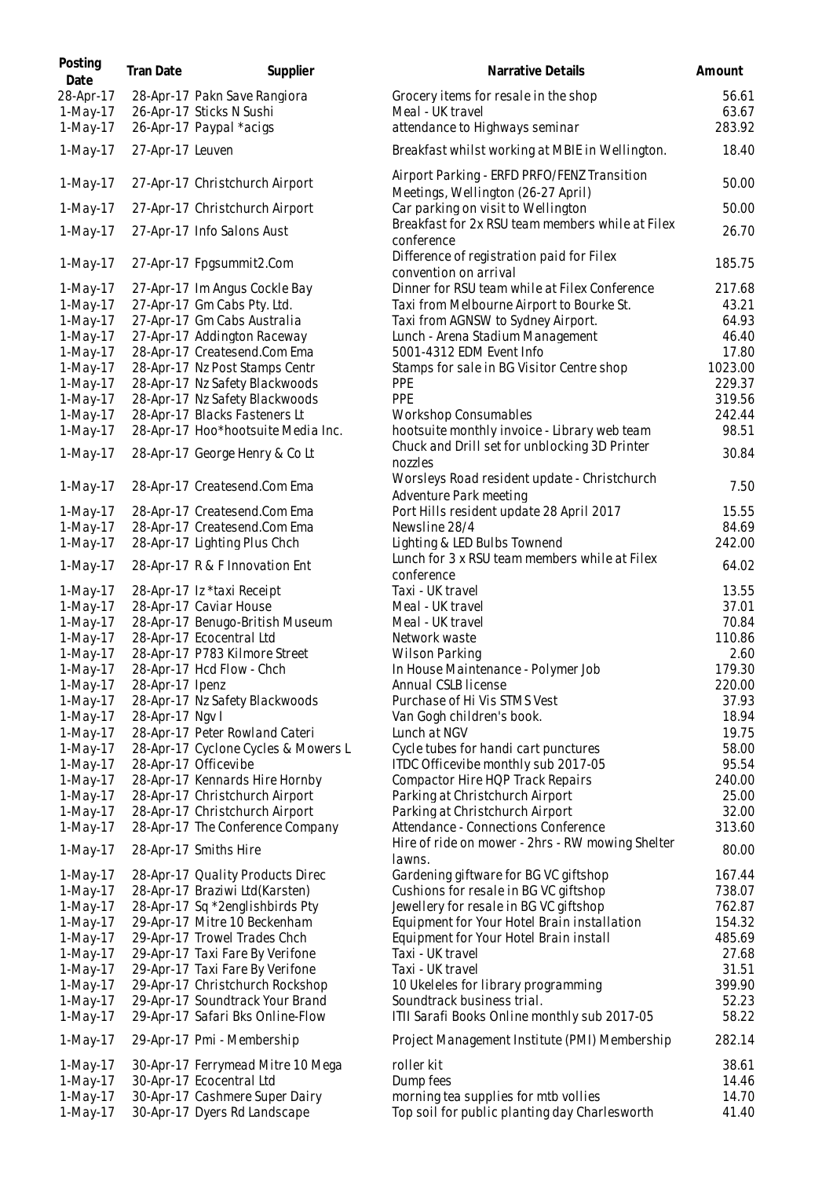| Posting Date | Tran Date | Supplier | Narrative Details | Amount |
|---|---|---|---|---|
| 28-Apr-17 | 28-Apr-17 | Pakn Save Rangiora | Grocery items for resale in the shop | 56.61 |
| 1-May-17 | 26-Apr-17 | Sticks N Sushi | Meal - UK travel | 63.67 |
| 1-May-17 | 26-Apr-17 | Paypal *acigs | attendance to Highways seminar | 283.92 |
| 1-May-17 | 27-Apr-17 | Leuven | Breakfast whilst working at MBIE in Wellington. | 18.40 |
| 1-May-17 | 27-Apr-17 | Christchurch Airport | Airport Parking - ERFD PRFO/FENZ Transition Meetings, Wellington (26-27 April) | 50.00 |
| 1-May-17 | 27-Apr-17 | Christchurch Airport | Car parking on visit to Wellington | 50.00 |
| 1-May-17 | 27-Apr-17 | Info Salons Aust | Breakfast for 2x RSU team members while at Filex conference | 26.70 |
| 1-May-17 | 27-Apr-17 | Fpgsummit2.Com | Difference of registration paid for Filex convention on arrival | 185.75 |
| 1-May-17 | 27-Apr-17 | Im Angus Cockle Bay | Dinner for RSU team while at Filex Conference | 217.68 |
| 1-May-17 | 27-Apr-17 | Gm Cabs Pty. Ltd. | Taxi from Melbourne Airport to Bourke St. | 43.21 |
| 1-May-17 | 27-Apr-17 | Gm Cabs Australia | Taxi from AGNSW to Sydney Airport. | 64.93 |
| 1-May-17 | 27-Apr-17 | Addington Raceway | Lunch - Arena Stadium Management | 46.40 |
| 1-May-17 | 28-Apr-17 | Createsend.Com Ema | 5001-4312 EDM Event Info | 17.80 |
| 1-May-17 | 28-Apr-17 | Nz Post Stamps Centr | Stamps for sale in BG Visitor Centre shop | 1023.00 |
| 1-May-17 | 28-Apr-17 | Nz Safety Blackwoods | PPE | 229.37 |
| 1-May-17 | 28-Apr-17 | Nz Safety Blackwoods | PPE | 319.56 |
| 1-May-17 | 28-Apr-17 | Blacks Fasteners Lt | Workshop Consumables | 242.44 |
| 1-May-17 | 28-Apr-17 | Hoo*hootsuite Media Inc. | hootsuite monthly invoice - Library web team | 98.51 |
| 1-May-17 | 28-Apr-17 | George Henry & Co Lt | Chuck and Drill set for unblocking 3D Printer nozzles | 30.84 |
| 1-May-17 | 28-Apr-17 | Createsend.Com Ema | Worsleys Road resident update - Christchurch Adventure Park meeting | 7.50 |
| 1-May-17 | 28-Apr-17 | Createsend.Com Ema | Port Hills resident update 28 April 2017 | 15.55 |
| 1-May-17 | 28-Apr-17 | Createsend.Com Ema | Newsline 28/4 | 84.69 |
| 1-May-17 | 28-Apr-17 | Lighting Plus Chch | Lighting & LED Bulbs Townend | 242.00 |
| 1-May-17 | 28-Apr-17 | R & F Innovation Ent | Lunch for 3 x RSU team members while at Filex conference | 64.02 |
| 1-May-17 | 28-Apr-17 | Iz *taxi Receipt | Taxi - UK travel | 13.55 |
| 1-May-17 | 28-Apr-17 | Caviar House | Meal - UK travel | 37.01 |
| 1-May-17 | 28-Apr-17 | Benugo-British Museum | Meal - UK travel | 70.84 |
| 1-May-17 | 28-Apr-17 | Ecocentral Ltd | Network waste | 110.86 |
| 1-May-17 | 28-Apr-17 | P783 Kilmore Street | Wilson Parking | 2.60 |
| 1-May-17 | 28-Apr-17 | Hcd Flow - Chch | In House Maintenance - Polymer Job | 179.30 |
| 1-May-17 | 28-Apr-17 | Ipenz | Annual CSLB license | 220.00 |
| 1-May-17 | 28-Apr-17 | Nz Safety Blackwoods | Purchase of Hi Vis STMS Vest | 37.93 |
| 1-May-17 | 28-Apr-17 | Ngv I | Van Gogh children's book. | 18.94 |
| 1-May-17 | 28-Apr-17 | Peter Rowland Cateri | Lunch at NGV | 19.75 |
| 1-May-17 | 28-Apr-17 | Cyclone Cycles & Mowers L | Cycle tubes for handi cart punctures | 58.00 |
| 1-May-17 | 28-Apr-17 | Officevibe | ITDC Officevibe monthly sub 2017-05 | 95.54 |
| 1-May-17 | 28-Apr-17 | Kennards Hire Hornby | Compactor Hire HQP Track Repairs | 240.00 |
| 1-May-17 | 28-Apr-17 | Christchurch Airport | Parking at Christchurch Airport | 25.00 |
| 1-May-17 | 28-Apr-17 | Christchurch Airport | Parking at Christchurch Airport | 32.00 |
| 1-May-17 | 28-Apr-17 | The Conference Company | Attendance - Connections Conference | 313.60 |
| 1-May-17 | 28-Apr-17 | Smiths Hire | Hire of ride on mower - 2hrs - RW mowing Shelter lawns. | 80.00 |
| 1-May-17 | 28-Apr-17 | Quality Products Direc | Gardening giftware for BG VC giftshop | 167.44 |
| 1-May-17 | 28-Apr-17 | Braziwi Ltd(Karsten) | Cushions for resale in BG VC giftshop | 738.07 |
| 1-May-17 | 28-Apr-17 | Sq *2englishbirds Pty | Jewellery for resale in BG VC giftshop | 762.87 |
| 1-May-17 | 29-Apr-17 | Mitre 10 Beckenham | Equipment for Your Hotel Brain installation | 154.32 |
| 1-May-17 | 29-Apr-17 | Trowel Trades Chch | Equipment for Your Hotel Brain install | 485.69 |
| 1-May-17 | 29-Apr-17 | Taxi Fare By Verifone | Taxi - UK travel | 27.68 |
| 1-May-17 | 29-Apr-17 | Taxi Fare By Verifone | Taxi - UK travel | 31.51 |
| 1-May-17 | 29-Apr-17 | Christchurch Rockshop | 10 Ukeleles for library programming | 399.90 |
| 1-May-17 | 29-Apr-17 | Soundtrack Your Brand | Soundtrack business trial. | 52.23 |
| 1-May-17 | 29-Apr-17 | Safari Bks Online-Flow | ITII Sarafi Books Online monthly sub 2017-05 | 58.22 |
| 1-May-17 | 29-Apr-17 | Pmi - Membership | Project Management Institute (PMI) Membership | 282.14 |
| 1-May-17 | 30-Apr-17 | Ferrymead Mitre 10 Mega | roller kit | 38.61 |
| 1-May-17 | 30-Apr-17 | Ecocentral Ltd | Dump fees | 14.46 |
| 1-May-17 | 30-Apr-17 | Cashmere Super Dairy | morning tea supplies for mtb vollies | 14.70 |
| 1-May-17 | 30-Apr-17 | Dyers Rd Landscape | Top soil for public planting day Charlesworth | 41.40 |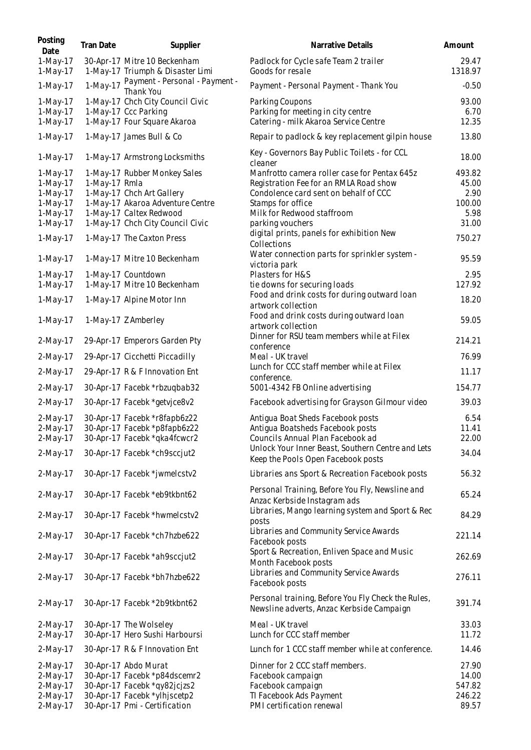| Posting Date | Tran Date | Supplier | Narrative Details | Amount |
|---|---|---|---|---|
| 1-May-17 | 30-Apr-17 | Mitre 10 Beckenham | Padlock for Cycle safe Team 2 trailer | 29.47 |
| 1-May-17 | 1-May-17 | Triumph & Disaster Limi | Goods for resale | 1318.97 |
| 1-May-17 | 1-May-17 | Payment - Personal - Payment - Thank You | Payment - Personal Payment - Thank You | -0.50 |
| 1-May-17 | 1-May-17 | Chch City Council Civic | Parking Coupons | 93.00 |
| 1-May-17 | 1-May-17 | Ccc Parking | Parking for meeting in city centre | 6.70 |
| 1-May-17 | 1-May-17 | Four Square Akaroa | Catering - milk Akaroa Service Centre | 12.35 |
| 1-May-17 | 1-May-17 | James Bull & Co | Repair to padlock & key replacement gilpin house | 13.80 |
| 1-May-17 | 1-May-17 | Armstrong Locksmiths | Key - Governors Bay Public Toilets - for CCL cleaner | 18.00 |
| 1-May-17 | 1-May-17 | Rubber Monkey Sales | Manfrotto camera roller case for Pentax 645z | 493.82 |
| 1-May-17 | 1-May-17 | Rmla | Registration Fee for an RMLA Road show | 45.00 |
| 1-May-17 | 1-May-17 | Chch Art Gallery | Condolence card sent on behalf of CCC | 2.90 |
| 1-May-17 | 1-May-17 | Akaroa Adventure Centre | Stamps for office | 100.00 |
| 1-May-17 | 1-May-17 | Caltex Redwood | Milk for Redwood staffroom | 5.98 |
| 1-May-17 | 1-May-17 | Chch City Council Civic | parking vouchers | 31.00 |
| 1-May-17 | 1-May-17 | The Caxton Press | digital prints, panels for exhibition New Collections | 750.27 |
| 1-May-17 | 1-May-17 | Mitre 10 Beckenham | Water connection parts for sprinkler system - victoria park | 95.59 |
| 1-May-17 | 1-May-17 | Countdown | Plasters for H&S | 2.95 |
| 1-May-17 | 1-May-17 | Mitre 10 Beckenham | tie downs for securing loads | 127.92 |
| 1-May-17 | 1-May-17 | Alpine Motor Inn | Food and drink costs for during outward loan artwork collection | 18.20 |
| 1-May-17 | 1-May-17 | Z Amberley | Food and drink costs during outward loan artwork collection | 59.05 |
| 2-May-17 | 29-Apr-17 | Emperors Garden Pty | Dinner for RSU team members while at Filex conference | 214.21 |
| 2-May-17 | 29-Apr-17 | Cicchetti Piccadilly | Meal - UK travel | 76.99 |
| 2-May-17 | 29-Apr-17 | R & F Innovation Ent | Lunch for CCC staff member while at Filex conference. | 11.17 |
| 2-May-17 | 30-Apr-17 | Facebk *rbzuqbab32 | 5001-4342 FB Online advertising | 154.77 |
| 2-May-17 | 30-Apr-17 | Facebk *getvjce8v2 | Facebook advertising for Grayson Gilmour video | 39.03 |
| 2-May-17 | 30-Apr-17 | Facebk *r8fapb6z22 | Antigua Boat Sheds Facebook posts | 6.54 |
| 2-May-17 | 30-Apr-17 | Facebk *p8fapb6z22 | Antigua Boatsheds Facebook posts | 11.41 |
| 2-May-17 | 30-Apr-17 | Facebk *qka4fcwcr2 | Councils Annual Plan Facebook ad | 22.00 |
| 2-May-17 | 30-Apr-17 | Facebk *ch9sccjut2 | Unlock Your Inner Beast, Southern Centre and Lets Keep the Pools Open Facebook posts | 34.04 |
| 2-May-17 | 30-Apr-17 | Facebk *jwmelcstv2 | Libraries ans Sport & Recreation Facebook posts | 56.32 |
| 2-May-17 | 30-Apr-17 | Facebk *eb9tkbnt62 | Personal Training, Before You Fly, Newsline and Anzac Kerbside Instagram ads | 65.24 |
| 2-May-17 | 30-Apr-17 | Facebk *hwmelcstv2 | Libraries, Mango learning system and Sport & Rec posts | 84.29 |
| 2-May-17 | 30-Apr-17 | Facebk *ch7hzbe622 | Libraries and Community Service Awards Facebook posts | 221.14 |
| 2-May-17 | 30-Apr-17 | Facebk *ah9sccjut2 | Sport & Recreation, Enliven Space and Music Month Facebook posts | 262.69 |
| 2-May-17 | 30-Apr-17 | Facebk *bh7hzbe622 | Libraries and Community Service Awards Facebook posts | 276.11 |
| 2-May-17 | 30-Apr-17 | Facebk *2b9tkbnt62 | Personal training, Before You Fly Check the Rules, Newsline adverts, Anzac Kerbside Campaign | 391.74 |
| 2-May-17 | 30-Apr-17 | The Wolseley | Meal - UK travel | 33.03 |
| 2-May-17 | 30-Apr-17 | Hero Sushi Harboursi | Lunch for CCC staff member | 11.72 |
| 2-May-17 | 30-Apr-17 | R & F Innovation Ent | Lunch for 1 CCC staff member while at conference. | 14.46 |
| 2-May-17 | 30-Apr-17 | Abdo Murat | Dinner for 2 CCC staff members. | 27.90 |
| 2-May-17 | 30-Apr-17 | Facebk *p84dscemr2 | Facebook campaign | 14.00 |
| 2-May-17 | 30-Apr-17 | Facebk *qy82jcjzs2 | Facebook campaign | 547.82 |
| 2-May-17 | 30-Apr-17 | Facebk *ylhjscetp2 | TI Facebook Ads Payment | 246.22 |
| 2-May-17 | 30-Apr-17 | Pmi - Certification | PMI certification renewal | 89.57 |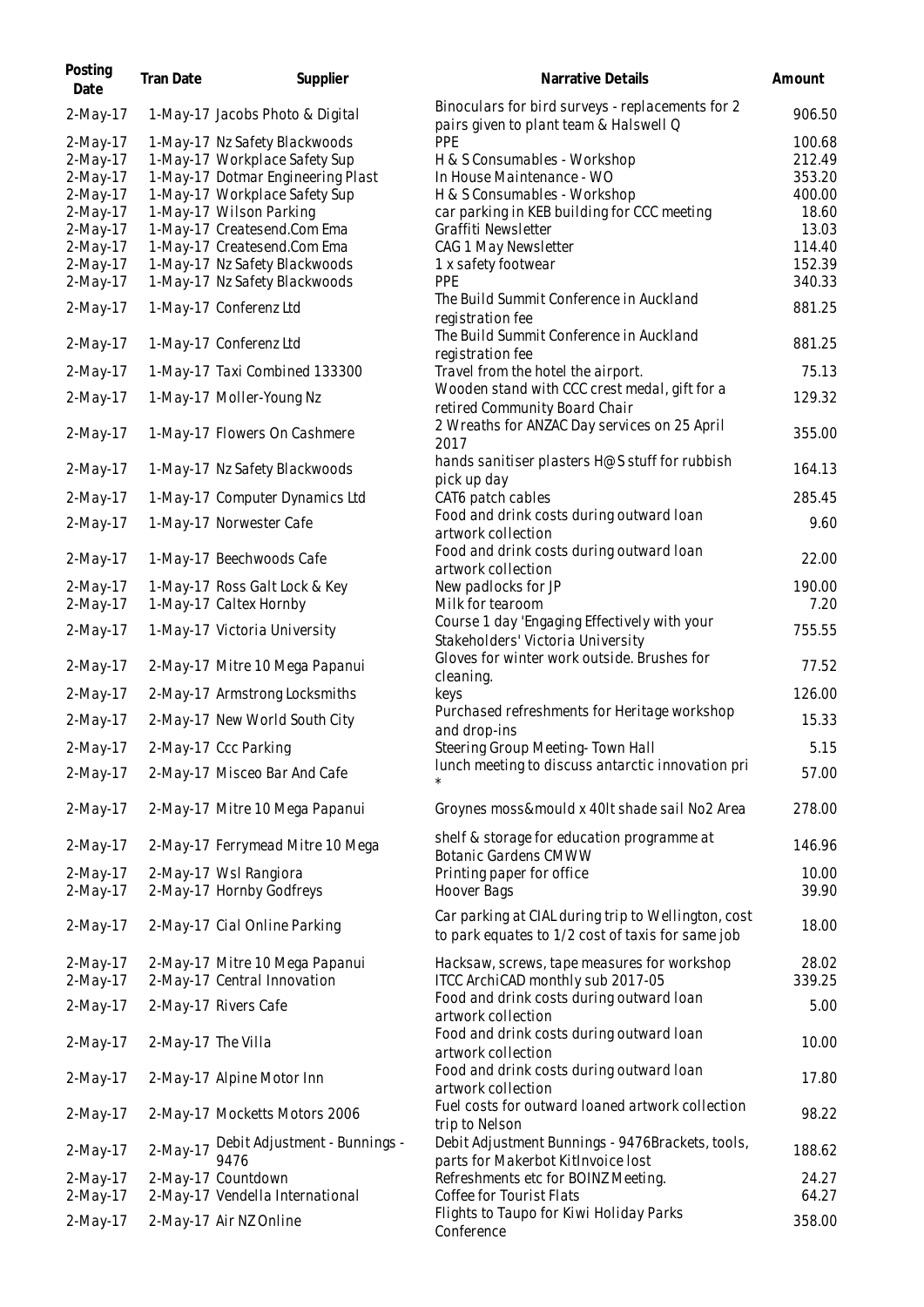| Posting Date | Tran Date | Supplier | Narrative Details | Amount |
|---|---|---|---|---|
| 2-May-17 | 1-May-17 | Jacobs Photo & Digital | Binoculars for bird surveys - replacements for 2 pairs given to plant team & Halswell Q | 906.50 |
| 2-May-17 | 1-May-17 | Nz Safety Blackwoods | PPE | 100.68 |
| 2-May-17 | 1-May-17 | Workplace Safety Sup | H & S Consumables - Workshop | 212.49 |
| 2-May-17 | 1-May-17 | Dotmar Engineering Plast | In House Maintenance - WO | 353.20 |
| 2-May-17 | 1-May-17 | Workplace Safety Sup | H & S Consumables - Workshop | 400.00 |
| 2-May-17 | 1-May-17 | Wilson Parking | car parking in KEB building for CCC meeting | 18.60 |
| 2-May-17 | 1-May-17 | Createsend.Com Ema | Graffiti Newsletter | 13.03 |
| 2-May-17 | 1-May-17 | Createsend.Com Ema | CAG 1 May Newsletter | 114.40 |
| 2-May-17 | 1-May-17 | Nz Safety Blackwoods | 1 x safety footwear | 152.39 |
| 2-May-17 | 1-May-17 | Nz Safety Blackwoods | PPE | 340.33 |
| 2-May-17 | 1-May-17 | Conferenz Ltd | The Build Summit Conference in Auckland registration fee | 881.25 |
| 2-May-17 | 1-May-17 | Conferenz Ltd | The Build Summit Conference in Auckland registration fee | 881.25 |
| 2-May-17 | 1-May-17 | Taxi Combined 133300 | Travel from the hotel the airport. | 75.13 |
| 2-May-17 | 1-May-17 | Moller-Young Nz | Wooden stand with CCC crest medal, gift for a retired Community Board Chair | 129.32 |
| 2-May-17 | 1-May-17 | Flowers On Cashmere | 2 Wreaths for ANZAC Day services on 25 April 2017 | 355.00 |
| 2-May-17 | 1-May-17 | Nz Safety Blackwoods | hands sanitiser plasters H@S stuff for rubbish pick up day | 164.13 |
| 2-May-17 | 1-May-17 | Computer Dynamics Ltd | CAT6 patch cables | 285.45 |
| 2-May-17 | 1-May-17 | Norwester Cafe | Food and drink costs during outward loan artwork collection | 9.60 |
| 2-May-17 | 1-May-17 | Beechwoods Cafe | Food and drink costs during outward loan artwork collection | 22.00 |
| 2-May-17 | 1-May-17 | Ross Galt Lock & Key | New padlocks for JP | 190.00 |
| 2-May-17 | 1-May-17 | Caltex Hornby | Milk for tearoom | 7.20 |
| 2-May-17 | 1-May-17 | Victoria University | Course 1 day 'Engaging Effectively with your Stakeholders' Victoria University | 755.55 |
| 2-May-17 | 2-May-17 | Mitre 10 Mega Papanui | Gloves for winter work outside. Brushes for cleaning. | 77.52 |
| 2-May-17 | 2-May-17 | Armstrong Locksmiths | keys | 126.00 |
| 2-May-17 | 2-May-17 | New World South City | Purchased refreshments for Heritage workshop and drop-ins | 15.33 |
| 2-May-17 | 2-May-17 | Ccc Parking | Steering Group Meeting- Town Hall | 5.15 |
| 2-May-17 | 2-May-17 | Misceo Bar And Cafe | lunch meeting to discuss antarctic innovation pri * | 57.00 |
| 2-May-17 | 2-May-17 | Mitre 10 Mega Papanui | Groynes moss&mould x 40lt shade sail No2 Area | 278.00 |
| 2-May-17 | 2-May-17 | Ferrymead Mitre 10 Mega | shelf & storage for education programme at Botanic Gardens CMWW | 146.96 |
| 2-May-17 | 2-May-17 | Wsl Rangiora | Printing paper for office | 10.00 |
| 2-May-17 | 2-May-17 | Hornby Godfreys | Hoover Bags | 39.90 |
| 2-May-17 | 2-May-17 | Cial Online Parking | Car parking at CIAL during trip to Wellington, cost to park equates to 1/2 cost of taxis for same job | 18.00 |
| 2-May-17 | 2-May-17 | Mitre 10 Mega Papanui | Hacksaw, screws, tape measures for workshop | 28.02 |
| 2-May-17 | 2-May-17 | Central Innovation | ITCC ArchiCAD monthly sub 2017-05 | 339.25 |
| 2-May-17 | 2-May-17 | Rivers Cafe | Food and drink costs during outward loan artwork collection | 5.00 |
| 2-May-17 | 2-May-17 | The Villa | Food and drink costs during outward loan artwork collection | 10.00 |
| 2-May-17 | 2-May-17 | Alpine Motor Inn | Food and drink costs during outward loan artwork collection | 17.80 |
| 2-May-17 | 2-May-17 | Mocketts Motors 2006 | Fuel costs for outward loaned artwork collection trip to Nelson | 98.22 |
| 2-May-17 | 2-May-17 | Debit Adjustment - Bunnings - 9476 | Debit Adjustment Bunnings - 9476Brackets, tools, parts for Makerbot KitInvoice lost | 188.62 |
| 2-May-17 | 2-May-17 | Countdown | Refreshments etc for BOINZ Meeting. | 24.27 |
| 2-May-17 | 2-May-17 | Vendella International | Coffee for Tourist Flats | 64.27 |
| 2-May-17 | 2-May-17 | Air NZ Online | Flights to Taupo for Kiwi Holiday Parks Conference | 358.00 |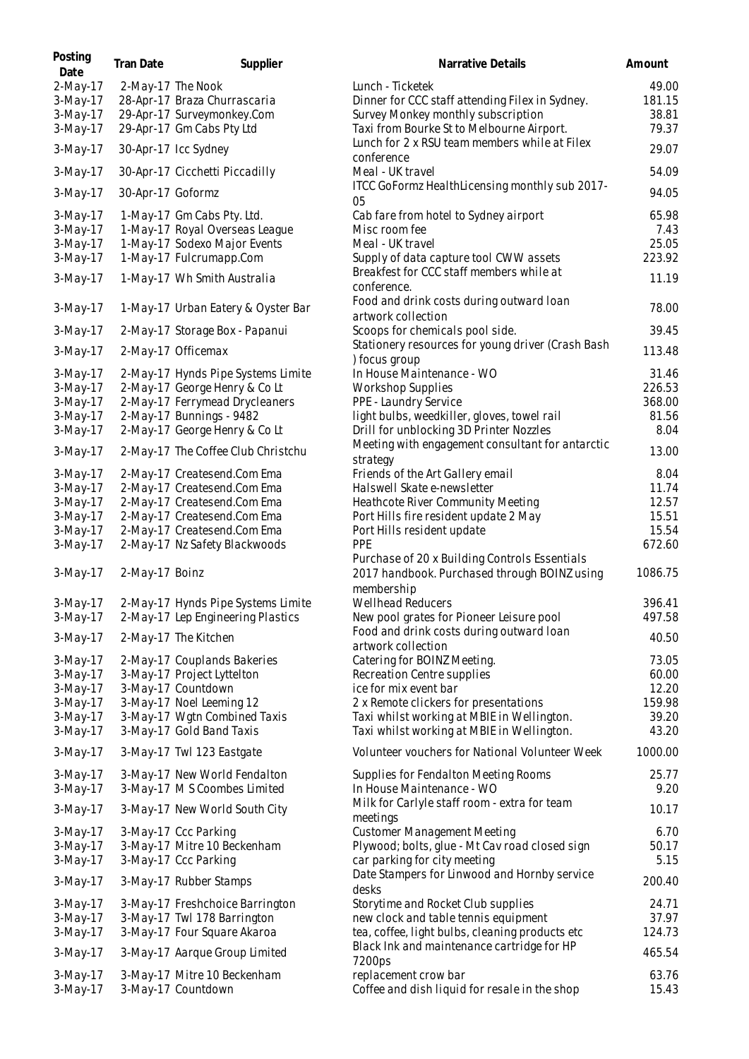| Posting Date | Tran Date | Supplier | Narrative Details | Amount |
| --- | --- | --- | --- | --- |
| 2-May-17 | 2-May-17 | The Nook | Lunch - Ticketek | 49.00 |
| 3-May-17 | 28-Apr-17 | Braza Churrascaria | Dinner for CCC staff attending Filex in Sydney. | 181.15 |
| 3-May-17 | 29-Apr-17 | Surveymonkey.Com | Survey Monkey monthly subscription | 38.81 |
| 3-May-17 | 29-Apr-17 | Gm Cabs Pty Ltd | Taxi from Bourke St to Melbourne Airport. | 79.37 |
| 3-May-17 | 30-Apr-17 | Icc Sydney | Lunch for 2 x RSU team members while at Filex conference | 29.07 |
| 3-May-17 | 30-Apr-17 | Cicchetti Piccadilly | Meal - UK travel | 54.09 |
| 3-May-17 | 30-Apr-17 | Goformz | ITCC GoFormz HealthLicensing monthly sub 2017-05 | 94.05 |
| 3-May-17 | 1-May-17 | Gm Cabs Pty. Ltd. | Cab fare from hotel to Sydney airport | 65.98 |
| 3-May-17 | 1-May-17 | Royal Overseas League | Misc room fee | 7.43 |
| 3-May-17 | 1-May-17 | Sodexo Major Events | Meal - UK travel | 25.05 |
| 3-May-17 | 1-May-17 | Fulcrumapp.Com | Supply of data capture tool CWW assets | 223.92 |
| 3-May-17 | 1-May-17 | Wh Smith Australia | Breakfest for CCC staff members while at conference. | 11.19 |
| 3-May-17 | 1-May-17 | Urban Eatery & Oyster Bar | Food and drink costs during outward loan artwork collection | 78.00 |
| 3-May-17 | 2-May-17 | Storage Box - Papanui | Scoops for chemicals pool side. | 39.45 |
| 3-May-17 | 2-May-17 | Officemax | Stationery resources for young driver (Crash Bash ) focus group | 113.48 |
| 3-May-17 | 2-May-17 | Hynds Pipe Systems Limite | In House Maintenance - WO | 31.46 |
| 3-May-17 | 2-May-17 | George Henry & Co Lt | Workshop Supplies | 226.53 |
| 3-May-17 | 2-May-17 | Ferrymead Drycleaners | PPE - Laundry Service | 368.00 |
| 3-May-17 | 2-May-17 | Bunnings - 9482 | light bulbs, weedkiller, gloves, towel rail | 81.56 |
| 3-May-17 | 2-May-17 | George Henry & Co Lt | Drill for unblocking 3D Printer Nozzles | 8.04 |
| 3-May-17 | 2-May-17 | The Coffee Club Christchu | Meeting with engagement consultant for antarctic strategy | 13.00 |
| 3-May-17 | 2-May-17 | Createsend.Com Ema | Friends of the Art Gallery email | 8.04 |
| 3-May-17 | 2-May-17 | Createsend.Com Ema | Halswell Skate e-newsletter | 11.74 |
| 3-May-17 | 2-May-17 | Createsend.Com Ema | Heathcote River Community Meeting | 12.57 |
| 3-May-17 | 2-May-17 | Createsend.Com Ema | Port Hills fire resident update 2 May | 15.51 |
| 3-May-17 | 2-May-17 | Createsend.Com Ema | Port Hills resident update | 15.54 |
| 3-May-17 | 2-May-17 | Nz Safety Blackwoods | PPE | 672.60 |
| 3-May-17 | 2-May-17 | Boinz | Purchase of 20 x Building Controls Essentials 2017 handbook. Purchased through BOINZ using membership | 1086.75 |
| 3-May-17 | 2-May-17 | Hynds Pipe Systems Limite | Wellhead Reducers | 396.41 |
| 3-May-17 | 2-May-17 | Lep Engineering Plastics | New pool grates for Pioneer Leisure pool | 497.58 |
| 3-May-17 | 2-May-17 | The Kitchen | Food and drink costs during outward loan artwork collection | 40.50 |
| 3-May-17 | 2-May-17 | Couplands Bakeries | Catering for BOINZ Meeting. | 73.05 |
| 3-May-17 | 3-May-17 | Project Lyttelton | Recreation Centre supplies | 60.00 |
| 3-May-17 | 3-May-17 | Countdown | ice for mix event bar | 12.20 |
| 3-May-17 | 3-May-17 | Noel Leeming 12 | 2 x Remote clickers for presentations | 159.98 |
| 3-May-17 | 3-May-17 | Wgtn Combined Taxis | Taxi whilst working at MBIE in Wellington. | 39.20 |
| 3-May-17 | 3-May-17 | Gold Band Taxis | Taxi whilst working at MBIE in Wellington. | 43.20 |
| 3-May-17 | 3-May-17 | Twl 123 Eastgate | Volunteer vouchers for National Volunteer Week | 1000.00 |
| 3-May-17 | 3-May-17 | New World Fendalton | Supplies for Fendalton Meeting Rooms | 25.77 |
| 3-May-17 | 3-May-17 | M S Coombes Limited | In House Maintenance - WO | 9.20 |
| 3-May-17 | 3-May-17 | New World South City | Milk for Carlyle staff room - extra for team meetings | 10.17 |
| 3-May-17 | 3-May-17 | Ccc Parking | Customer Management Meeting | 6.70 |
| 3-May-17 | 3-May-17 | Mitre 10 Beckenham | Plywood; bolts, glue - Mt Cav road closed sign | 50.17 |
| 3-May-17 | 3-May-17 | Ccc Parking | car parking for city meeting | 5.15 |
| 3-May-17 | 3-May-17 | Rubber Stamps | Date Stampers for Linwood and Hornby service desks | 200.40 |
| 3-May-17 | 3-May-17 | Freshchoice Barrington | Storytime and Rocket Club supplies | 24.71 |
| 3-May-17 | 3-May-17 | Twl 178 Barrington | new clock and table tennis equipment | 37.97 |
| 3-May-17 | 3-May-17 | Four Square Akaroa | tea, coffee, light bulbs, cleaning products etc | 124.73 |
| 3-May-17 | 3-May-17 | Aarque Group Limited | Black Ink and maintenance cartridge for HP 7200ps | 465.54 |
| 3-May-17 | 3-May-17 | Mitre 10 Beckenham | replacement crow bar | 63.76 |
| 3-May-17 | 3-May-17 | Countdown | Coffee and dish liquid for resale in the shop | 15.43 |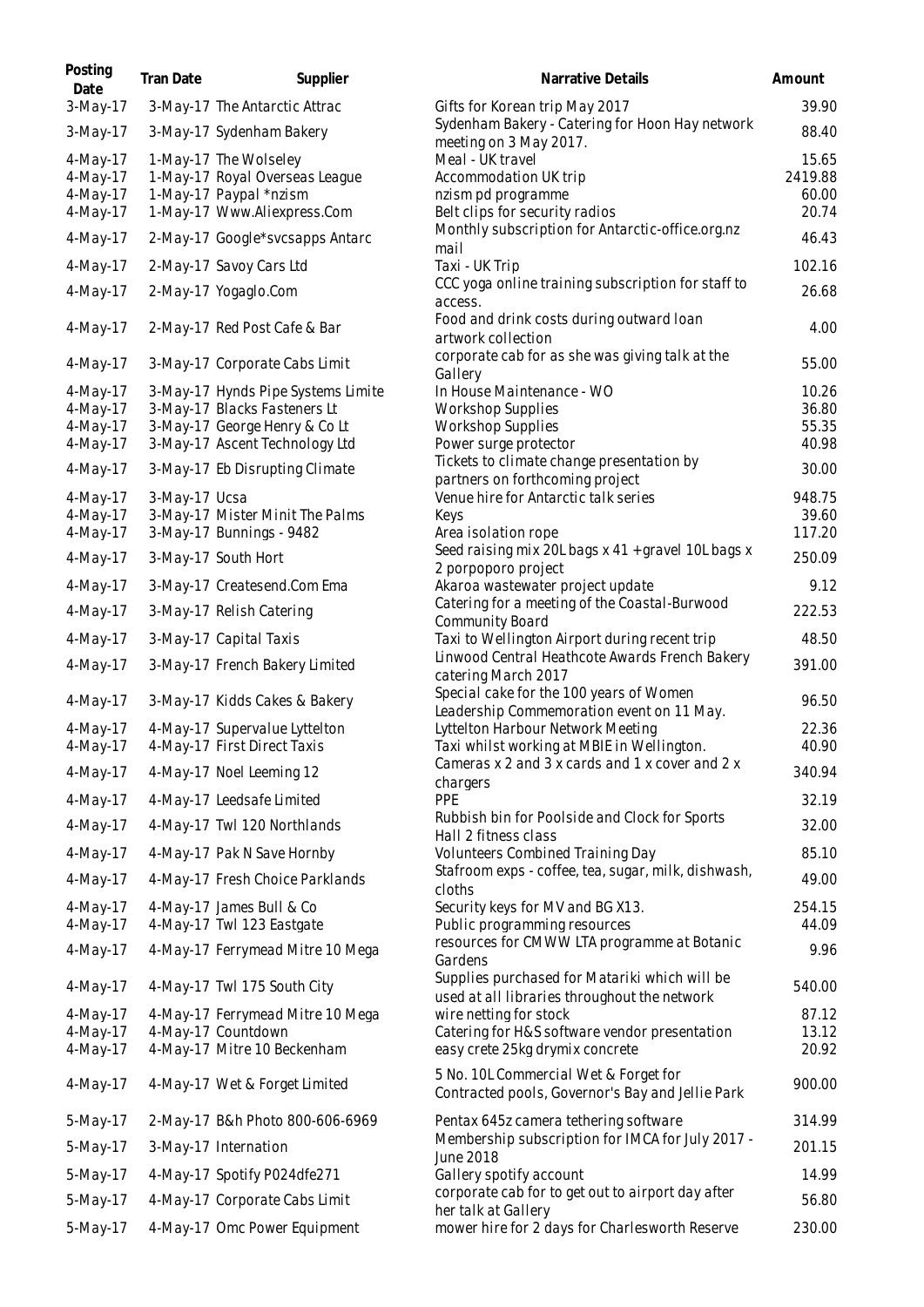| Posting Date | Tran Date | Supplier | Narrative Details | Amount |
|---|---|---|---|---|
| 3-May-17 | 3-May-17 | The Antarctic Attrac | Gifts for Korean trip May 2017 | 39.90 |
| 3-May-17 | 3-May-17 | Sydenham Bakery | Sydenham Bakery - Catering for Hoon Hay network meeting on 3 May 2017. | 88.40 |
| 4-May-17 | 1-May-17 | The Wolseley | Meal - UK travel | 15.65 |
| 4-May-17 | 1-May-17 | Royal Overseas League | Accommodation UK trip | 2419.88 |
| 4-May-17 | 1-May-17 | Paypal *nzism | nzism pd programme | 60.00 |
| 4-May-17 | 1-May-17 | Www.Aliexpress.Com | Belt clips for security radios | 20.74 |
| 4-May-17 | 2-May-17 | Google*svcsapps Antarc | Monthly subscription for Antarctic-office.org.nz mail | 46.43 |
| 4-May-17 | 2-May-17 | Savoy Cars Ltd | Taxi - UK Trip | 102.16 |
| 4-May-17 | 2-May-17 | Yogaglo.Com | CCC yoga online training subscription for staff to access. | 26.68 |
| 4-May-17 | 2-May-17 | Red Post Cafe & Bar | Food and drink costs during outward loan artwork collection | 4.00 |
| 4-May-17 | 3-May-17 | Corporate Cabs Limit | corporate cab for as she was giving talk at the Gallery | 55.00 |
| 4-May-17 | 3-May-17 | Hynds Pipe Systems Limite | In House Maintenance - WO | 10.26 |
| 4-May-17 | 3-May-17 | Blacks Fasteners Lt | Workshop Supplies | 36.80 |
| 4-May-17 | 3-May-17 | George Henry & Co Lt | Workshop Supplies | 55.35 |
| 4-May-17 | 3-May-17 | Ascent Technology Ltd | Power surge protector | 40.98 |
| 4-May-17 | 3-May-17 | Eb Disrupting Climate | Tickets to climate change presentation by partners on forthcoming project | 30.00 |
| 4-May-17 | 3-May-17 | Ucsa | Venue hire for Antarctic talk series | 948.75 |
| 4-May-17 | 3-May-17 | Mister Minit The Palms | Keys | 39.60 |
| 4-May-17 | 3-May-17 | Bunnings - 9482 | Area isolation rope | 117.20 |
| 4-May-17 | 3-May-17 | South Hort | Seed raising mix 20L bags x 41 + gravel 10L bags x 2 porpoporo project | 250.09 |
| 4-May-17 | 3-May-17 | Createsend.Com Ema | Akaroa wastewater project update | 9.12 |
| 4-May-17 | 3-May-17 | Relish Catering | Catering for a meeting of the Coastal-Burwood Community Board | 222.53 |
| 4-May-17 | 3-May-17 | Capital Taxis | Taxi to Wellington Airport during recent trip | 48.50 |
| 4-May-17 | 3-May-17 | French Bakery Limited | Linwood Central Heathcote Awards French Bakery catering March 2017 | 391.00 |
| 4-May-17 | 3-May-17 | Kidds Cakes & Bakery | Special cake for the 100 years of Women Leadership Commemoration event on 11 May. | 96.50 |
| 4-May-17 | 4-May-17 | Supervalue Lyttelton | Lyttelton Harbour Network Meeting | 22.36 |
| 4-May-17 | 4-May-17 | First Direct Taxis | Taxi whilst working at MBIE in Wellington. | 40.90 |
| 4-May-17 | 4-May-17 | Noel Leeming 12 | Cameras x 2 and 3 x cards and 1 x cover and 2 x chargers | 340.94 |
| 4-May-17 | 4-May-17 | Leedsafe Limited | PPE | 32.19 |
| 4-May-17 | 4-May-17 | Twl 120 Northlands | Rubbish bin for Poolside and Clock for Sports Hall 2 fitness class | 32.00 |
| 4-May-17 | 4-May-17 | Pak N Save Hornby | Volunteers Combined Training Day | 85.10 |
| 4-May-17 | 4-May-17 | Fresh Choice Parklands | Stafroom exps - coffee, tea, sugar, milk, dishwash, cloths | 49.00 |
| 4-May-17 | 4-May-17 | James Bull & Co | Security keys for MV and BG X13. | 254.15 |
| 4-May-17 | 4-May-17 | Twl 123 Eastgate | Public programming resources | 44.09 |
| 4-May-17 | 4-May-17 | Ferrymead Mitre 10 Mega | resources for CMWW LTA programme at Botanic Gardens | 9.96 |
| 4-May-17 | 4-May-17 | Twl 175 South City | Supplies purchased for Matariki which will be used at all libraries throughout the network | 540.00 |
| 4-May-17 | 4-May-17 | Ferrymead Mitre 10 Mega | wire netting for stock | 87.12 |
| 4-May-17 | 4-May-17 | Countdown | Catering for H&S software vendor presentation | 13.12 |
| 4-May-17 | 4-May-17 | Mitre 10 Beckenham | easy crete 25kg drymix concrete | 20.92 |
| 4-May-17 | 4-May-17 | Wet & Forget Limited | 5 No. 10L Commercial Wet & Forget for Contracted pools, Governor's Bay and Jellie Park | 900.00 |
| 5-May-17 | 2-May-17 | B&h Photo 800-606-6969 | Pentax 645z camera tethering software | 314.99 |
| 5-May-17 | 3-May-17 | Internation | Membership subscription for IMCA for July 2017 - June 2018 | 201.15 |
| 5-May-17 | 4-May-17 | Spotify P024dfe271 | Gallery spotify account | 14.99 |
| 5-May-17 | 4-May-17 | Corporate Cabs Limit | corporate cab for to get out to airport day after her talk at Gallery | 56.80 |
| 5-May-17 | 4-May-17 | Omc Power Equipment | mower hire for 2 days for Charlesworth Reserve | 230.00 |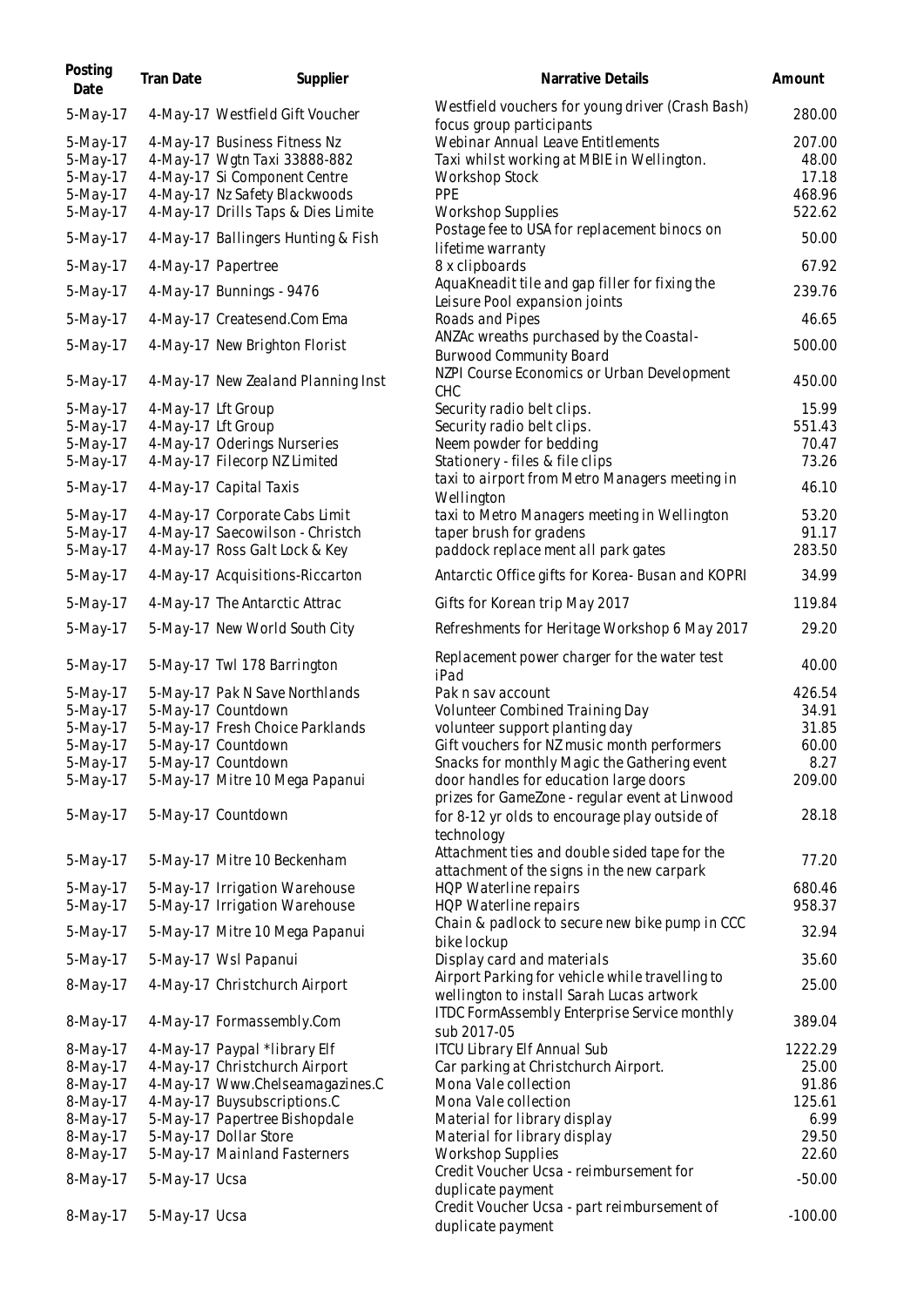| Posting Date | Tran Date | Supplier | Narrative Details | Amount |
|---|---|---|---|---|
| 5-May-17 | 4-May-17 | Westfield Gift Voucher | Westfield vouchers for young driver (Crash Bash) focus group participants | 280.00 |
| 5-May-17 | 4-May-17 | Business Fitness Nz | Webinar Annual Leave Entitlements | 207.00 |
| 5-May-17 | 4-May-17 | Wgtn Taxi 33888-882 | Taxi whilst working at MBIE in Wellington. | 48.00 |
| 5-May-17 | 4-May-17 | Si Component Centre | Workshop Stock | 17.18 |
| 5-May-17 | 4-May-17 | Nz Safety Blackwoods | PPE | 468.96 |
| 5-May-17 | 4-May-17 | Drills Taps & Dies Limite | Workshop Supplies | 522.62 |
| 5-May-17 | 4-May-17 | Ballingers Hunting & Fish | Postage fee to USA for replacement binocs on lifetime warranty | 50.00 |
| 5-May-17 | 4-May-17 | Papertree | 8 x clipboards | 67.92 |
| 5-May-17 | 4-May-17 | Bunnings - 9476 | AquaKneadit tile and gap filler for fixing the Leisure Pool expansion joints | 239.76 |
| 5-May-17 | 4-May-17 | Createsend.Com Ema | Roads and Pipes | 46.65 |
| 5-May-17 | 4-May-17 | New Brighton Florist | ANZAc wreaths purchased by the Coastal-Burwood Community Board | 500.00 |
| 5-May-17 | 4-May-17 | New Zealand Planning Inst | NZPI Course Economics or Urban Development CHC | 450.00 |
| 5-May-17 | 4-May-17 | Lft Group | Security radio belt clips. | 15.99 |
| 5-May-17 | 4-May-17 | Lft Group | Security radio belt clips. | 551.43 |
| 5-May-17 | 4-May-17 | Oderings Nurseries | Neem powder for bedding | 70.47 |
| 5-May-17 | 4-May-17 | Filecorp NZ Limited | Stationery - files & file clips | 73.26 |
| 5-May-17 | 4-May-17 | Capital Taxis | taxi to airport from Metro Managers meeting in Wellington | 46.10 |
| 5-May-17 | 4-May-17 | Corporate Cabs Limit | taxi to Metro Managers meeting in Wellington | 53.20 |
| 5-May-17 | 4-May-17 | Saecowilson - Christch | taper brush for gradens | 91.17 |
| 5-May-17 | 4-May-17 | Ross Galt Lock & Key | paddock replace ment all park gates | 283.50 |
| 5-May-17 | 4-May-17 | Acquisitions-Riccarton | Antarctic Office gifts for Korea- Busan and KOPRI | 34.99 |
| 5-May-17 | 4-May-17 | The Antarctic Attrac | Gifts for Korean trip May 2017 | 119.84 |
| 5-May-17 | 5-May-17 | New World South City | Refreshments for Heritage Workshop 6 May 2017 | 29.20 |
| 5-May-17 | 5-May-17 | Twl 178 Barrington | Replacement power charger for the water test iPad | 40.00 |
| 5-May-17 | 5-May-17 | Pak N Save Northlands | Pak n sav account | 426.54 |
| 5-May-17 | 5-May-17 | Countdown | Volunteer Combined Training Day | 34.91 |
| 5-May-17 | 5-May-17 | Fresh Choice Parklands | volunteer support planting day | 31.85 |
| 5-May-17 | 5-May-17 | Countdown | Gift vouchers for NZ music month performers | 60.00 |
| 5-May-17 | 5-May-17 | Countdown | Snacks for monthly Magic the Gathering event | 8.27 |
| 5-May-17 | 5-May-17 | Mitre 10 Mega Papanui | door handles for education large doors | 209.00 |
| 5-May-17 | 5-May-17 | Countdown | prizes for GameZone - regular event at Linwood for 8-12 yr olds to encourage play outside of technology | 28.18 |
| 5-May-17 | 5-May-17 | Mitre 10 Beckenham | Attachment ties and double sided tape for the attachment of the signs in the new carpark | 77.20 |
| 5-May-17 | 5-May-17 | Irrigation Warehouse | HQP Waterline repairs | 680.46 |
| 5-May-17 | 5-May-17 | Irrigation Warehouse | HQP Waterline repairs | 958.37 |
| 5-May-17 | 5-May-17 | Mitre 10 Mega Papanui | Chain & padlock to secure new bike pump in CCC bike lockup | 32.94 |
| 5-May-17 | 5-May-17 | Wsl Papanui | Display card and materials | 35.60 |
| 8-May-17 | 4-May-17 | Christchurch Airport | Airport Parking for vehicle while travelling to wellington to install Sarah Lucas artwork | 25.00 |
| 8-May-17 | 4-May-17 | Formassembly.Com | ITDC FormAssembly Enterprise Service monthly sub 2017-05 | 389.04 |
| 8-May-17 | 4-May-17 | Paypal *library Elf | ITCU Library Elf Annual Sub | 1222.29 |
| 8-May-17 | 4-May-17 | Christchurch Airport | Car parking at Christchurch Airport. | 25.00 |
| 8-May-17 | 4-May-17 | Www.Chelseamagazines.C | Mona Vale collection | 91.86 |
| 8-May-17 | 4-May-17 | Buysubscriptions.C | Mona Vale collection | 125.61 |
| 8-May-17 | 5-May-17 | Papertree Bishopdale | Material for library display | 6.99 |
| 8-May-17 | 5-May-17 | Dollar Store | Material for library display | 29.50 |
| 8-May-17 | 5-May-17 | Mainland Fasterners | Workshop Supplies | 22.60 |
| 8-May-17 | 5-May-17 | Ucsa | Credit Voucher Ucsa - reimbursement for duplicate payment | -50.00 |
| 8-May-17 | 5-May-17 | Ucsa | Credit Voucher Ucsa - part reimbursement of duplicate payment | -100.00 |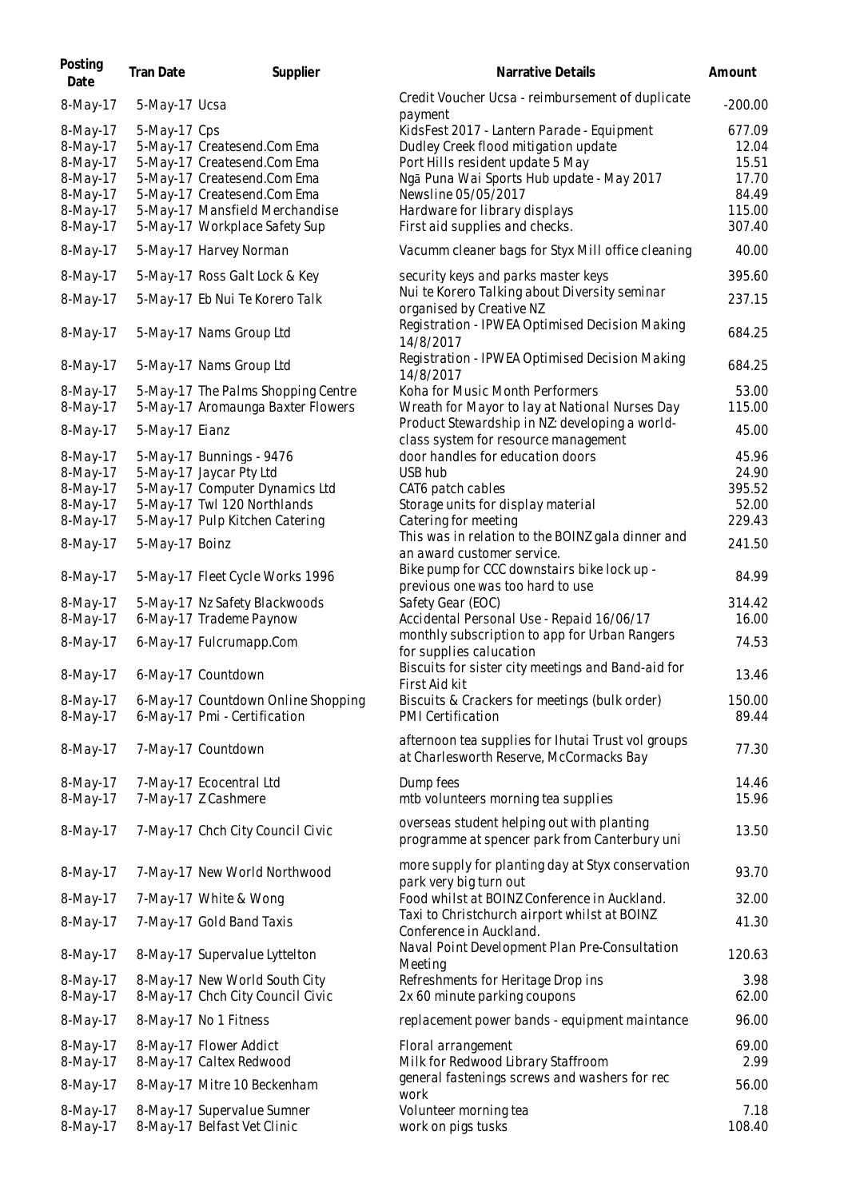| Posting Date | Tran Date | Supplier | Narrative Details | Amount |
|---|---|---|---|---|
| 8-May-17 | 5-May-17 | Ucsa | Credit Voucher Ucsa - reimbursement of duplicate payment | -200.00 |
| 8-May-17 | 5-May-17 | Cps | KidsFest 2017 - Lantern Parade - Equipment | 677.09 |
| 8-May-17 | 5-May-17 | Createsend.Com Ema | Dudley Creek flood mitigation update | 12.04 |
| 8-May-17 | 5-May-17 | Createsend.Com Ema | Port Hills resident update 5 May | 15.51 |
| 8-May-17 | 5-May-17 | Createsend.Com Ema | Ngā Puna Wai Sports Hub update - May 2017 | 17.70 |
| 8-May-17 | 5-May-17 | Createsend.Com Ema | Newsline 05/05/2017 | 84.49 |
| 8-May-17 | 5-May-17 | Mansfield Merchandise | Hardware for library displays | 115.00 |
| 8-May-17 | 5-May-17 | Workplace Safety Sup | First aid supplies and checks. | 307.40 |
| 8-May-17 | 5-May-17 | Harvey Norman | Vacumm cleaner bags for Styx Mill office cleaning | 40.00 |
| 8-May-17 | 5-May-17 | Ross Galt Lock & Key | security keys and parks master keys | 395.60 |
| 8-May-17 | 5-May-17 | Eb Nui Te Korero Talk | Nui te Korero Talking about Diversity seminar organised by Creative NZ | 237.15 |
| 8-May-17 | 5-May-17 | Nams Group Ltd | Registration - IPWEA Optimised Decision Making 14/8/2017 | 684.25 |
| 8-May-17 | 5-May-17 | Nams Group Ltd | Registration - IPWEA Optimised Decision Making 14/8/2017 | 684.25 |
| 8-May-17 | 5-May-17 | The Palms Shopping Centre | Koha for Music Month Performers | 53.00 |
| 8-May-17 | 5-May-17 | Aromaunga Baxter Flowers | Wreath for Mayor to lay at National Nurses Day | 115.00 |
| 8-May-17 | 5-May-17 | Eianz | Product Stewardship in NZ: developing a world-class system for resource management | 45.00 |
| 8-May-17 | 5-May-17 | Bunnings - 9476 | door handles for education doors | 45.96 |
| 8-May-17 | 5-May-17 | Jaycar Pty Ltd | USB hub | 24.90 |
| 8-May-17 | 5-May-17 | Computer Dynamics Ltd | CAT6 patch cables | 395.52 |
| 8-May-17 | 5-May-17 | Twl 120 Northlands | Storage units for display material | 52.00 |
| 8-May-17 | 5-May-17 | Pulp Kitchen Catering | Catering for meeting | 229.43 |
| 8-May-17 | 5-May-17 | Boinz | This was in relation to the BOINZ gala dinner and an award customer service. | 241.50 |
| 8-May-17 | 5-May-17 | Fleet Cycle Works 1996 | Bike pump for CCC downstairs bike lock up - previous one was too hard to use | 84.99 |
| 8-May-17 | 5-May-17 | Nz Safety Blackwoods | Safety Gear (EOC) | 314.42 |
| 8-May-17 | 6-May-17 | Trademe Paynow | Accidental Personal Use - Repaid 16/06/17 | 16.00 |
| 8-May-17 | 6-May-17 | Fulcrumapp.Com | monthly subscription to app for Urban Rangers for supplies calucation | 74.53 |
| 8-May-17 | 6-May-17 | Countdown | Biscuits for sister city meetings and Band-aid for First Aid kit | 13.46 |
| 8-May-17 | 6-May-17 | Countdown Online Shopping | Biscuits & Crackers for meetings (bulk order) | 150.00 |
| 8-May-17 | 6-May-17 | Pmi - Certification | PMI Certification | 89.44 |
| 8-May-17 | 7-May-17 | Countdown | afternoon tea supplies for Ihutai Trust vol groups at Charlesworth Reserve, McCormacks Bay | 77.30 |
| 8-May-17 | 7-May-17 | Ecocentral Ltd | Dump fees | 14.46 |
| 8-May-17 | 7-May-17 | Z Cashmere | mtb volunteers morning tea supplies | 15.96 |
| 8-May-17 | 7-May-17 | Chch City Council Civic | overseas student helping out with planting programme at spencer park from Canterbury uni | 13.50 |
| 8-May-17 | 7-May-17 | New World Northwood | more supply for planting day at Styx conservation park very big turn out | 93.70 |
| 8-May-17 | 7-May-17 | White & Wong | Food whilst at BOINZ Conference in Auckland. | 32.00 |
| 8-May-17 | 7-May-17 | Gold Band Taxis | Taxi to Christchurch airport whilst at BOINZ Conference in Auckland. | 41.30 |
| 8-May-17 | 8-May-17 | Supervalue Lyttelton | Naval Point Development Plan Pre-Consultation Meeting | 120.63 |
| 8-May-17 | 8-May-17 | New World South City | Refreshments for Heritage Drop ins | 3.98 |
| 8-May-17 | 8-May-17 | Chch City Council Civic | 2x 60 minute parking coupons | 62.00 |
| 8-May-17 | 8-May-17 | No 1 Fitness | replacement power bands - equipment maintance | 96.00 |
| 8-May-17 | 8-May-17 | Flower Addict | Floral arrangement | 69.00 |
| 8-May-17 | 8-May-17 | Caltex Redwood | Milk for Redwood Library Staffroom | 2.99 |
| 8-May-17 | 8-May-17 | Mitre 10 Beckenham | general fastenings screws and washers for rec work | 56.00 |
| 8-May-17 | 8-May-17 | Supervalue Sumner | Volunteer morning tea | 7.18 |
| 8-May-17 | 8-May-17 | Belfast Vet Clinic | work on pigs tusks | 108.40 |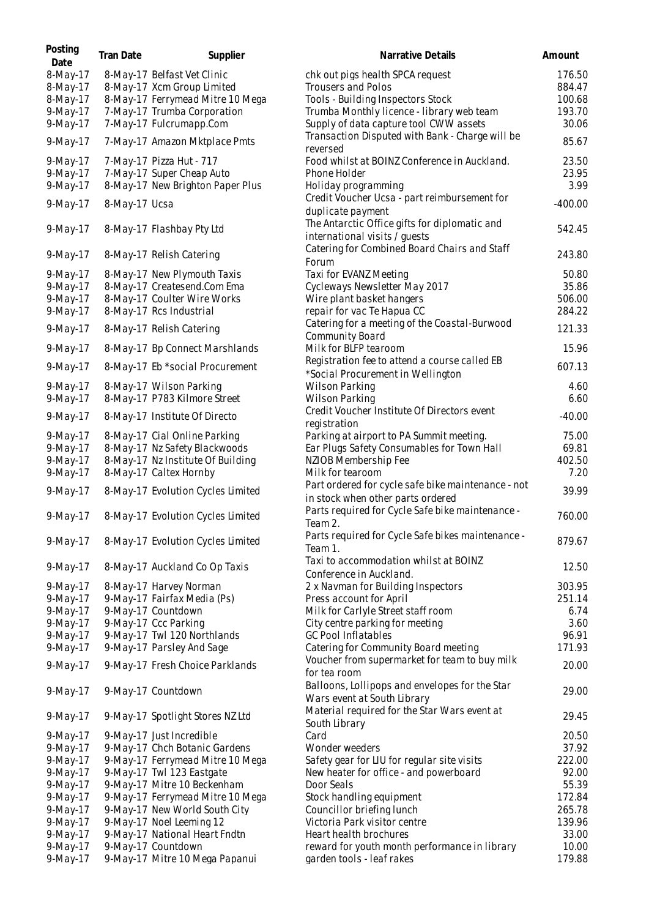| Posting Date | Tran Date | Supplier | Narrative Details | Amount |
|---|---|---|---|---|
| 8-May-17 | 8-May-17 | Belfast Vet Clinic | chk out pigs health SPCA request | 176.50 |
| 8-May-17 | 8-May-17 | Xcm Group Limited | Trousers and Polos | 884.47 |
| 8-May-17 | 8-May-17 | Ferrymead Mitre 10 Mega | Tools - Building Inspectors Stock | 100.68 |
| 9-May-17 | 7-May-17 | Trumba Corporation | Trumba Monthly licence - library web team | 193.70 |
| 9-May-17 | 7-May-17 | Fulcrumapp.Com | Supply of data capture tool CWW assets | 30.06 |
| 9-May-17 | 7-May-17 | Amazon Mktplace Pmts | Transaction Disputed with Bank - Charge will be reversed | 85.67 |
| 9-May-17 | 7-May-17 | Pizza Hut - 717 | Food whilst at BOINZ Conference in Auckland. | 23.50 |
| 9-May-17 | 7-May-17 | Super Cheap Auto | Phone Holder | 23.95 |
| 9-May-17 | 8-May-17 | New Brighton Paper Plus | Holiday programming | 3.99 |
| 9-May-17 | 8-May-17 | Ucsa | Credit Voucher Ucsa - part reimbursement for duplicate payment | -400.00 |
| 9-May-17 | 8-May-17 | Flashbay Pty Ltd | The Antarctic Office gifts for diplomatic and international visits / guests | 542.45 |
| 9-May-17 | 8-May-17 | Relish Catering | Catering for Combined Board Chairs and Staff Forum | 243.80 |
| 9-May-17 | 8-May-17 | New Plymouth Taxis | Taxi for EVANZ Meeting | 50.80 |
| 9-May-17 | 8-May-17 | Createsend.Com Ema | Cycleways Newsletter May 2017 | 35.86 |
| 9-May-17 | 8-May-17 | Coulter Wire Works | Wire plant basket hangers | 506.00 |
| 9-May-17 | 8-May-17 | Rcs Industrial | repair for vac Te Hapua CC | 284.22 |
| 9-May-17 | 8-May-17 | Relish Catering | Catering for a meeting of the Coastal-Burwood Community Board | 121.33 |
| 9-May-17 | 8-May-17 | Bp Connect Marshlands | Milk for BLFP tearoom | 15.96 |
| 9-May-17 | 8-May-17 | Eb *social Procurement | Registration fee to attend a course called EB *Social Procurement in Wellington | 607.13 |
| 9-May-17 | 8-May-17 | Wilson Parking | Wilson Parking | 4.60 |
| 9-May-17 | 8-May-17 | P783 Kilmore Street | Wilson Parking | 6.60 |
| 9-May-17 | 8-May-17 | Institute Of Directo | Credit Voucher Institute Of Directors event registration | -40.00 |
| 9-May-17 | 8-May-17 | Cial Online Parking | Parking at airport to PA Summit meeting. | 75.00 |
| 9-May-17 | 8-May-17 | Nz Safety Blackwoods | Ear Plugs Safety Consumables for Town Hall | 69.81 |
| 9-May-17 | 8-May-17 | Nz Institute Of Building | NZIOB Membership Fee | 402.50 |
| 9-May-17 | 8-May-17 | Caltex Hornby | Milk for tearoom | 7.20 |
| 9-May-17 | 8-May-17 | Evolution Cycles Limited | Part ordered for cycle safe bike maintenance - not in stock when other parts ordered | 39.99 |
| 9-May-17 | 8-May-17 | Evolution Cycles Limited | Parts required for Cycle Safe bike maintenance - Team 2. | 760.00 |
| 9-May-17 | 8-May-17 | Evolution Cycles Limited | Parts required for Cycle Safe bikes maintenance - Team 1. | 879.67 |
| 9-May-17 | 8-May-17 | Auckland Co Op Taxis | Taxi to accommodation whilst at BOINZ Conference in Auckland. | 12.50 |
| 9-May-17 | 8-May-17 | Harvey Norman | 2 x Navman for Building Inspectors | 303.95 |
| 9-May-17 | 9-May-17 | Fairfax Media (Ps) | Press account for April | 251.14 |
| 9-May-17 | 9-May-17 | Countdown | Milk for Carlyle Street staff room | 6.74 |
| 9-May-17 | 9-May-17 | Ccc Parking | City centre parking for meeting | 3.60 |
| 9-May-17 | 9-May-17 | Twl 120 Northlands | GC Pool Inflatables | 96.91 |
| 9-May-17 | 9-May-17 | Parsley And Sage | Catering for Community Board meeting | 171.93 |
| 9-May-17 | 9-May-17 | Fresh Choice Parklands | Voucher from supermarket for team to buy milk for tea room | 20.00 |
| 9-May-17 | 9-May-17 | Countdown | Balloons, Lollipops and envelopes for the Star Wars event at South Library | 29.00 |
| 9-May-17 | 9-May-17 | Spotlight Stores NZ Ltd | Material required for the Star Wars event at South Library | 29.45 |
| 9-May-17 | 9-May-17 | Just Incredible | Card | 20.50 |
| 9-May-17 | 9-May-17 | Chch Botanic Gardens | Wonder weeders | 37.92 |
| 9-May-17 | 9-May-17 | Ferrymead Mitre 10 Mega | Safety gear for LIU for regular site visits | 222.00 |
| 9-May-17 | 9-May-17 | Twl 123 Eastgate | New heater for office - and powerboard | 92.00 |
| 9-May-17 | 9-May-17 | Mitre 10 Beckenham | Door Seals | 55.39 |
| 9-May-17 | 9-May-17 | Ferrymead Mitre 10 Mega | Stock handling equipment | 172.84 |
| 9-May-17 | 9-May-17 | New World South City | Councillor briefing lunch | 265.78 |
| 9-May-17 | 9-May-17 | Noel Leeming 12 | Victoria Park visitor centre | 139.96 |
| 9-May-17 | 9-May-17 | National Heart Fndtn | Heart health brochures | 33.00 |
| 9-May-17 | 9-May-17 | Countdown | reward for youth month performance in library | 10.00 |
| 9-May-17 | 9-May-17 | Mitre 10 Mega Papanui | garden tools - leaf rakes | 179.88 |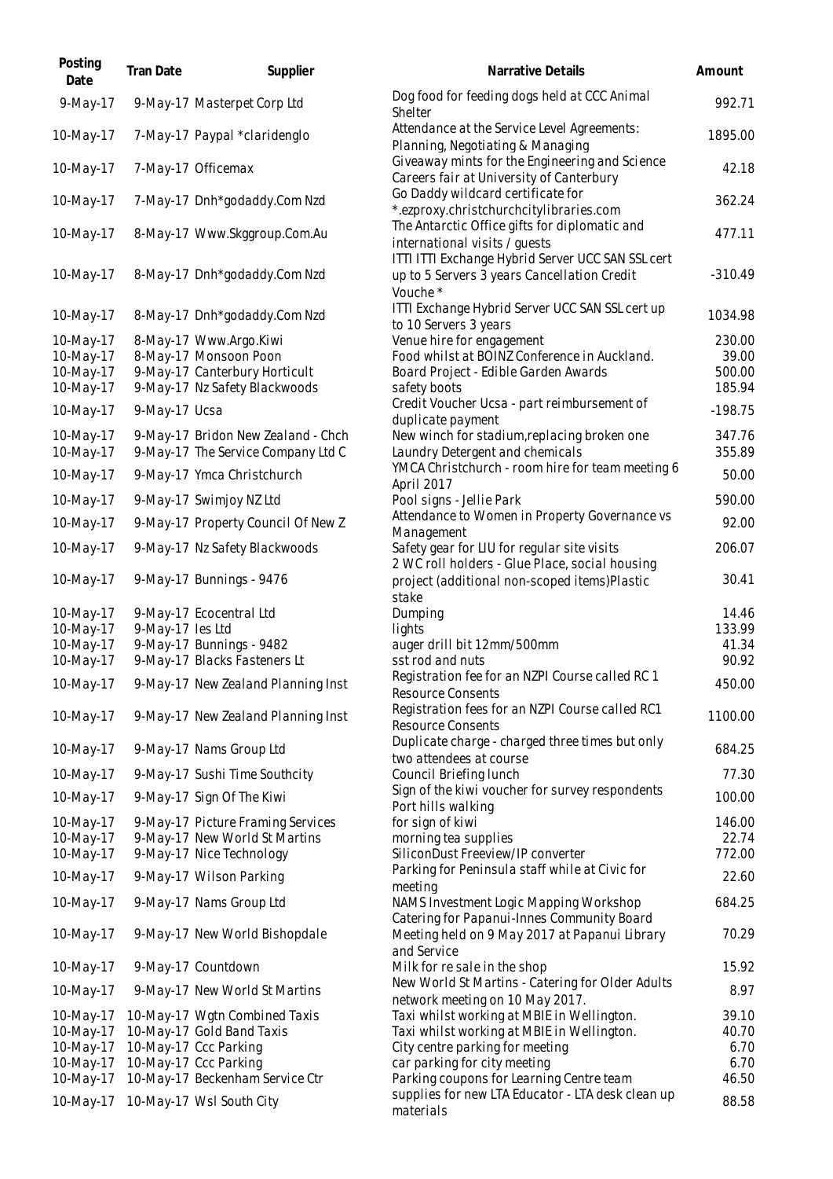| Posting Date | Tran Date | Supplier | Narrative Details | Amount |
|---|---|---|---|---|
| 9-May-17 | 9-May-17 | Masterpet Corp Ltd | Dog food for feeding dogs held at CCC Animal Shelter | 992.71 |
| 10-May-17 | 7-May-17 | Paypal *claridenglo | Attendance at the Service Level Agreements: Planning, Negotiating & Managing | 1895.00 |
| 10-May-17 | 7-May-17 | Officemax | Giveaway mints for the Engineering and Science Careers fair at University of Canterbury | 42.18 |
| 10-May-17 | 7-May-17 | Dnh*godaddy.Com Nzd | Go Daddy wildcard certificate for *.ezproxy.christchurchcitylibraries.com | 362.24 |
| 10-May-17 | 8-May-17 | Www.Skggroup.Com.Au | The Antarctic Office gifts for diplomatic and international visits / guests | 477.11 |
| 10-May-17 | 8-May-17 | Dnh*godaddy.Com Nzd | ITTI ITTI Exchange Hybrid Server UCC SAN SSL cert up to 5 Servers 3 years Cancellation Credit Vouche * | -310.49 |
| 10-May-17 | 8-May-17 | Dnh*godaddy.Com Nzd | ITTI Exchange Hybrid Server UCC SAN SSL cert up to 10 Servers 3 years | 1034.98 |
| 10-May-17 | 8-May-17 | Www.Argo.Kiwi | Venue hire for engagement | 230.00 |
| 10-May-17 | 8-May-17 | Monsoon Poon | Food whilst at BOINZ Conference in Auckland. | 39.00 |
| 10-May-17 | 9-May-17 | Canterbury Horticult | Board Project - Edible Garden Awards | 500.00 |
| 10-May-17 | 9-May-17 | Nz Safety Blackwoods | safety boots | 185.94 |
| 10-May-17 | 9-May-17 | Ucsa | Credit Voucher Ucsa - part reimbursement of duplicate payment | -198.75 |
| 10-May-17 | 9-May-17 | Bridon New Zealand - Chch | New winch for stadium,replacing broken one | 347.76 |
| 10-May-17 | 9-May-17 | The Service Company Ltd C | Laundry Detergent and chemicals | 355.89 |
| 10-May-17 | 9-May-17 | Ymca Christchurch | YMCA Christchurch - room hire for team meeting 6 April 2017 | 50.00 |
| 10-May-17 | 9-May-17 | Swimjoy NZ Ltd | Pool signs - Jellie Park | 590.00 |
| 10-May-17 | 9-May-17 | Property Council Of New Z | Attendance to Women in Property Governance vs Management | 92.00 |
| 10-May-17 | 9-May-17 | Nz Safety Blackwoods | Safety gear for LIU for regular site visits | 206.07 |
| 10-May-17 | 9-May-17 | Bunnings - 9476 | 2 WC roll holders - Glue Place, social housing project (additional non-scoped items)Plastic stake | 30.41 |
| 10-May-17 | 9-May-17 | Ecocentral Ltd | Dumping | 14.46 |
| 10-May-17 | 9-May-17 | Ies Ltd | lights | 133.99 |
| 10-May-17 | 9-May-17 | Bunnings - 9482 | auger drill bit 12mm/500mm | 41.34 |
| 10-May-17 | 9-May-17 | Blacks Fasteners Lt | sst rod and nuts | 90.92 |
| 10-May-17 | 9-May-17 | New Zealand Planning Inst | Registration fee for an NZPI Course called RC 1 Resource Consents | 450.00 |
| 10-May-17 | 9-May-17 | New Zealand Planning Inst | Registration fees for an NZPI Course called RC1 Resource Consents | 1100.00 |
| 10-May-17 | 9-May-17 | Nams Group Ltd | Duplicate charge - charged three times but only two attendees at course | 684.25 |
| 10-May-17 | 9-May-17 | Sushi Time Southcity | Council Briefing lunch | 77.30 |
| 10-May-17 | 9-May-17 | Sign Of The Kiwi | Sign of the kiwi voucher for survey respondents Port hills walking | 100.00 |
| 10-May-17 | 9-May-17 | Picture Framing Services | for sign of kiwi | 146.00 |
| 10-May-17 | 9-May-17 | New World St Martins | morning tea supplies | 22.74 |
| 10-May-17 | 9-May-17 | Nice Technology | SiliconDust Freeview/IP converter | 772.00 |
| 10-May-17 | 9-May-17 | Wilson Parking | Parking for Peninsula staff while at Civic for meeting | 22.60 |
| 10-May-17 | 9-May-17 | Nams Group Ltd | NAMS Investment Logic Mapping Workshop | 684.25 |
| 10-May-17 | 9-May-17 | New World Bishopdale | Catering for Papanui-Innes Community Board Meeting held on 9 May 2017 at Papanui Library and Service | 70.29 |
| 10-May-17 | 9-May-17 | Countdown | Milk for re sale in the shop | 15.92 |
| 10-May-17 | 9-May-17 | New World St Martins | New World St Martins - Catering for Older Adults network meeting on 10 May 2017. | 8.97 |
| 10-May-17 | 10-May-17 | Wgtn Combined Taxis | Taxi whilst working at MBIE in Wellington. | 39.10 |
| 10-May-17 | 10-May-17 | Gold Band Taxis | Taxi whilst working at MBIE in Wellington. | 40.70 |
| 10-May-17 | 10-May-17 | Ccc Parking | City centre parking for meeting | 6.70 |
| 10-May-17 | 10-May-17 | Ccc Parking | car parking for city meeting | 6.70 |
| 10-May-17 | 10-May-17 | Beckenham Service Ctr | Parking coupons for Learning Centre team | 46.50 |
| 10-May-17 | 10-May-17 | Wsl South City | supplies for new LTA Educator - LTA desk clean up materials | 88.58 |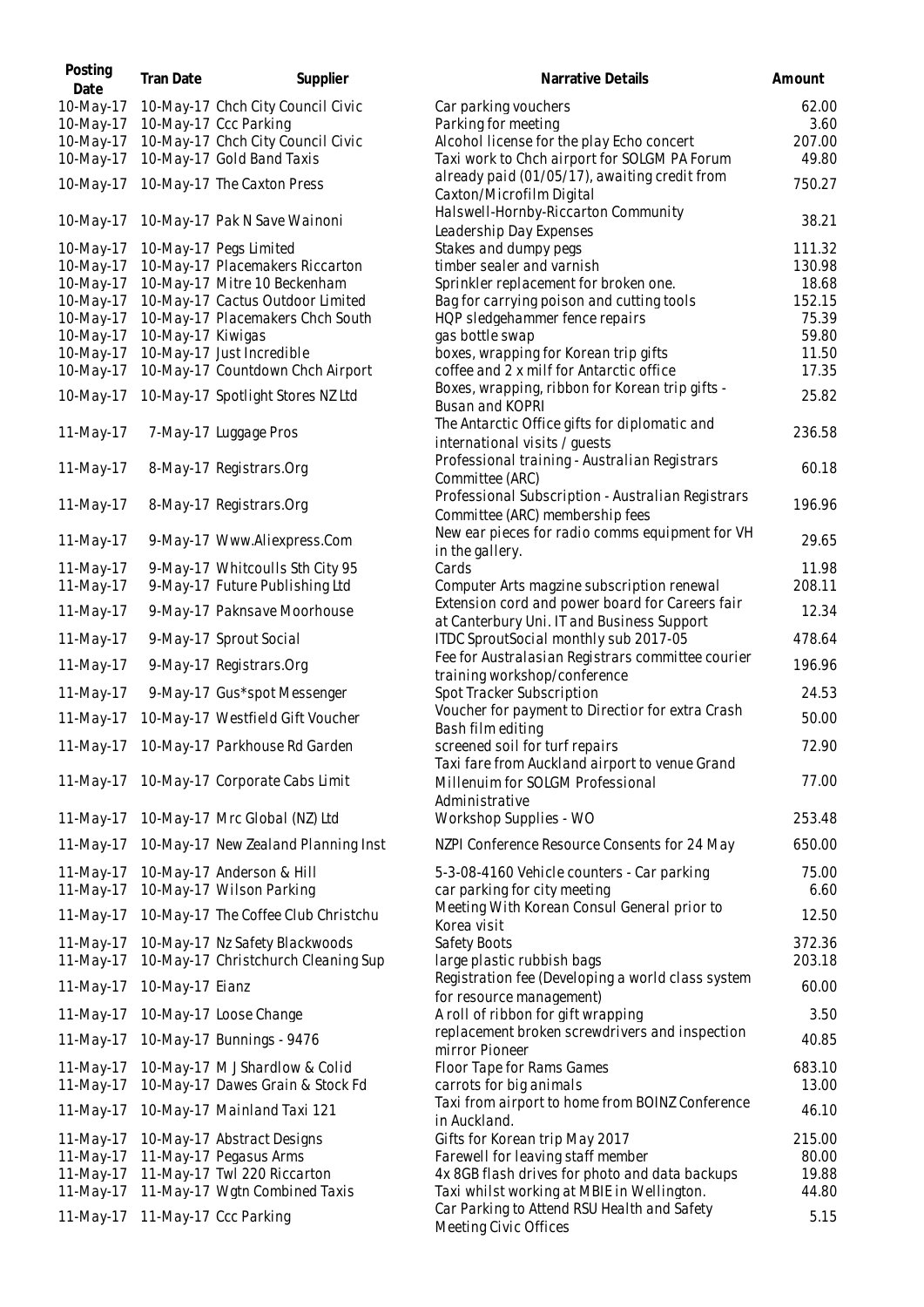| Posting Date | Tran Date | Supplier | Narrative Details | Amount |
|---|---|---|---|---|
| 10-May-17 | 10-May-17 | Chch City Council Civic | Car parking vouchers | 62.00 |
| 10-May-17 | 10-May-17 | Ccc Parking | Parking for meeting | 3.60 |
| 10-May-17 | 10-May-17 | Chch City Council Civic | Alcohol license for the play Echo concert | 207.00 |
| 10-May-17 | 10-May-17 | Gold Band Taxis | Taxi work to Chch airport for SOLGM PA Forum | 49.80 |
| 10-May-17 | 10-May-17 | The Caxton Press | already paid (01/05/17), awaiting credit from Caxton/Microfilm Digital | 750.27 |
| 10-May-17 | 10-May-17 | Pak N Save Wainoni | Halswell-Hornby-Riccarton Community Leadership Day Expenses | 38.21 |
| 10-May-17 | 10-May-17 | Pegs Limited | Stakes and dumpy pegs | 111.32 |
| 10-May-17 | 10-May-17 | Placemakers Riccarton | timber sealer and varnish | 130.98 |
| 10-May-17 | 10-May-17 | Mitre 10 Beckenham | Sprinkler replacement for broken one. | 18.68 |
| 10-May-17 | 10-May-17 | Cactus Outdoor Limited | Bag for carrying poison and cutting tools | 152.15 |
| 10-May-17 | 10-May-17 | Placemakers Chch South | HQP sledgehammer fence repairs | 75.39 |
| 10-May-17 | 10-May-17 | Kiwigas | gas bottle swap | 59.80 |
| 10-May-17 | 10-May-17 | Just Incredible | boxes, wrapping for Korean trip gifts | 11.50 |
| 10-May-17 | 10-May-17 | Countdown Chch Airport | coffee and 2 x milf for Antarctic office | 17.35 |
| 10-May-17 | 10-May-17 | Spotlight Stores NZ Ltd | Boxes, wrapping, ribbon for Korean trip gifts - Busan and KOPRI | 25.82 |
| 11-May-17 | 7-May-17 | Luggage Pros | The Antarctic Office gifts for diplomatic and international visits / guests | 236.58 |
| 11-May-17 | 8-May-17 | Registrars.Org | Professional training - Australian Registrars Committee (ARC) | 60.18 |
| 11-May-17 | 8-May-17 | Registrars.Org | Professional Subscription - Australian Registrars Committee (ARC) membership fees | 196.96 |
| 11-May-17 | 9-May-17 | Www.Aliexpress.Com | New ear pieces for radio comms equipment for VH in the gallery. | 29.65 |
| 11-May-17 | 9-May-17 | Whitcoulls Sth City 95 | Cards | 11.98 |
| 11-May-17 | 9-May-17 | Future Publishing Ltd | Computer Arts magzine subscription renewal | 208.11 |
| 11-May-17 | 9-May-17 | Paknsave Moorhouse | Extension cord and power board for Careers fair at Canterbury Uni. IT and Business Support | 12.34 |
| 11-May-17 | 9-May-17 | Sprout Social | ITDC SproutSocial monthly sub 2017-05 | 478.64 |
| 11-May-17 | 9-May-17 | Registrars.Org | Fee for Australasian Registrars committee courier training workshop/conference | 196.96 |
| 11-May-17 | 9-May-17 | Gus*spot Messenger | Spot Tracker Subscription | 24.53 |
| 11-May-17 | 10-May-17 | Westfield Gift Voucher | Voucher for payment to Directior for extra Crash Bash film editing | 50.00 |
| 11-May-17 | 10-May-17 | Parkhouse Rd Garden | screened soil for turf repairs | 72.90 |
| 11-May-17 | 10-May-17 | Corporate Cabs Limit | Taxi fare from Auckland airport to venue Grand Millenuim for SOLGM Professional Administrative | 77.00 |
| 11-May-17 | 10-May-17 | Mrc Global (NZ) Ltd | Workshop Supplies - WO | 253.48 |
| 11-May-17 | 10-May-17 | New Zealand Planning Inst | NZPI Conference Resource Consents for 24 May | 650.00 |
| 11-May-17 | 10-May-17 | Anderson & Hill | 5-3-08-4160 Vehicle counters - Car parking | 75.00 |
| 11-May-17 | 10-May-17 | Wilson Parking | car parking for city meeting | 6.60 |
| 11-May-17 | 10-May-17 | The Coffee Club Christchu | Meeting With Korean Consul General prior to Korea visit | 12.50 |
| 11-May-17 | 10-May-17 | Nz Safety Blackwoods | Safety Boots | 372.36 |
| 11-May-17 | 10-May-17 | Christchurch Cleaning Sup | large plastic rubbish bags | 203.18 |
| 11-May-17 | 10-May-17 | Eianz | Registration fee (Developing a world class system for resource management) | 60.00 |
| 11-May-17 | 10-May-17 | Loose Change | A roll of ribbon for gift wrapping | 3.50 |
| 11-May-17 | 10-May-17 | Bunnings - 9476 | replacement broken screwdrivers and inspection mirror Pioneer | 40.85 |
| 11-May-17 | 10-May-17 | M J Shardlow & Colid | Floor Tape for Rams Games | 683.10 |
| 11-May-17 | 10-May-17 | Dawes Grain & Stock Fd | carrots for big animals | 13.00 |
| 11-May-17 | 10-May-17 | Mainland Taxi 121 | Taxi from airport to home from BOINZ Conference in Auckland. | 46.10 |
| 11-May-17 | 10-May-17 | Abstract Designs | Gifts for Korean trip May 2017 | 215.00 |
| 11-May-17 | 11-May-17 | Pegasus Arms | Farewell for leaving staff member | 80.00 |
| 11-May-17 | 11-May-17 | Twl 220 Riccarton | 4x 8GB flash drives for photo and data backups | 19.88 |
| 11-May-17 | 11-May-17 | Wgtn Combined Taxis | Taxi whilst working at MBIE in Wellington. | 44.80 |
| 11-May-17 | 11-May-17 | Ccc Parking | Car Parking to Attend RSU Health and Safety Meeting Civic Offices | 5.15 |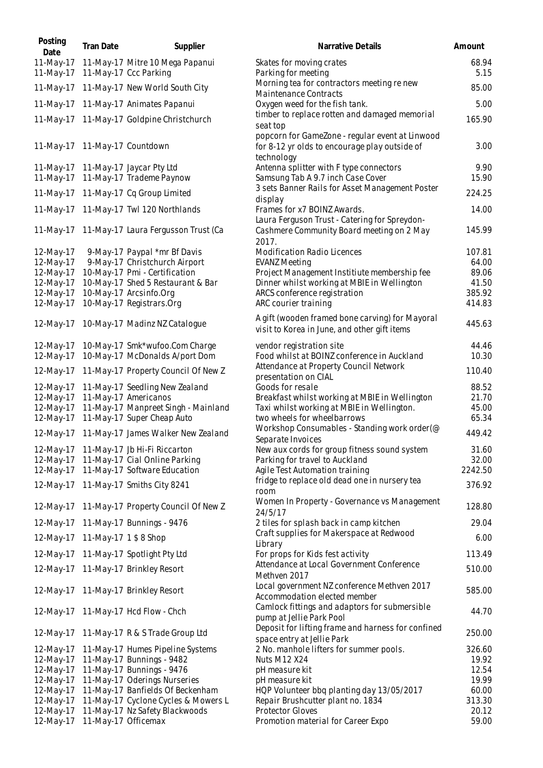| Posting Date | Tran Date | Supplier | Narrative Details | Amount |
|---|---|---|---|---|
| 11-May-17 | 11-May-17 | Mitre 10 Mega Papanui | Skates for moving crates | 68.94 |
| 11-May-17 | 11-May-17 | Ccc Parking | Parking for meeting | 5.15 |
| 11-May-17 | 11-May-17 | New World South City | Morning tea for contractors meeting re new Maintenance Contracts | 85.00 |
| 11-May-17 | 11-May-17 | Animates Papanui | Oxygen weed for the fish tank. | 5.00 |
| 11-May-17 | 11-May-17 | Goldpine Christchurch | timber to replace rotten and damaged memorial seat top | 165.90 |
| 11-May-17 | 11-May-17 | Countdown | popcorn for GameZone - regular event at Linwood for 8-12 yr olds to encourage play outside of technology | 3.00 |
| 11-May-17 | 11-May-17 | Jaycar Pty Ltd | Antenna splitter with F type connectors | 9.90 |
| 11-May-17 | 11-May-17 | Trademe Paynow | Samsung Tab A 9.7 inch Case Cover | 15.90 |
| 11-May-17 | 11-May-17 | Cq Group Limited | 3 sets Banner Rails for Asset Management Poster display | 224.25 |
| 11-May-17 | 11-May-17 | Twl 120 Northlands | Frames for x7 BOINZ Awards. | 14.00 |
| 11-May-17 | 11-May-17 | Laura Fergusson Trust (Ca | Laura Ferguson Trust - Catering for Spreydon-Cashmere Community Board meeting on 2 May 2017. | 145.99 |
| 12-May-17 | 9-May-17 | Paypal *mr Bf Davis | Modification Radio Licences | 107.81 |
| 12-May-17 | 9-May-17 | Christchurch Airport | EVANZ Meeting | 64.00 |
| 12-May-17 | 10-May-17 | Pmi - Certification | Project Management Instituite membership fee | 89.06 |
| 12-May-17 | 10-May-17 | Shed 5 Restaurant & Bar | Dinner whilst working at MBIE in Wellington | 41.50 |
| 12-May-17 | 10-May-17 | Arcsinfo.Org | ARCS conference registration | 385.92 |
| 12-May-17 | 10-May-17 | Registrars.Org | ARC courier training | 414.83 |
| 12-May-17 | 10-May-17 | Madinz NZ Catalogue | A gift (wooden framed bone carving) for Mayoral visit to Korea in June, and other gift items | 445.63 |
| 12-May-17 | 10-May-17 | Smk*wufoo.Com Charge | vendor registration site | 44.46 |
| 12-May-17 | 10-May-17 | McDonalds A/port Dom | Food whilst at BOINZ conference in Auckland | 10.30 |
| 12-May-17 | 11-May-17 | Property Council Of New Z | Attendance at Property Council Network presentation on CIAL | 110.40 |
| 12-May-17 | 11-May-17 | Seedling New Zealand | Goods for resale | 88.52 |
| 12-May-17 | 11-May-17 | Americanos | Breakfast whilst working at MBIE in Wellington | 21.70 |
| 12-May-17 | 11-May-17 | Manpreet Singh - Mainland | Taxi whilst working at MBIE in Wellington. | 45.00 |
| 12-May-17 | 11-May-17 | Super Cheap Auto | two wheels for wheelbarrows | 65.34 |
| 12-May-17 | 11-May-17 | James Walker New Zealand | Workshop Consumables - Standing work order(@ Separate Invoices | 449.42 |
| 12-May-17 | 11-May-17 | Jb Hi-Fi Riccarton | New aux cords for group fitness sound system | 31.60 |
| 12-May-17 | 11-May-17 | Cial Online Parking | Parking for travel to Auckland | 32.00 |
| 12-May-17 | 11-May-17 | Software Education | Agile Test Automation training | 2242.50 |
| 12-May-17 | 11-May-17 | Smiths City 8241 | fridge to replace old dead one in nursery tea room | 376.92 |
| 12-May-17 | 11-May-17 | Property Council Of New Z | Women In Property - Governance vs Management 24/5/17 | 128.80 |
| 12-May-17 | 11-May-17 | Bunnings - 9476 | 2 tiles for splash back in camp kitchen | 29.04 |
| 12-May-17 | 11-May-17 | 1 $ 8 Shop | Craft supplies for Makerspace at Redwood Library | 6.00 |
| 12-May-17 | 11-May-17 | Spotlight Pty Ltd | For props for Kids fest activity | 113.49 |
| 12-May-17 | 11-May-17 | Brinkley Resort | Attendance at Local Government Conference Methven 2017 | 510.00 |
| 12-May-17 | 11-May-17 | Brinkley Resort | Local government NZ conference Methven 2017 Accommodation elected member | 585.00 |
| 12-May-17 | 11-May-17 | Hcd Flow - Chch | Camlock fittings and adaptors for submersible pump at Jellie Park Pool | 44.70 |
| 12-May-17 | 11-May-17 | R & S Trade Group Ltd | Deposit for lifting frame and harness for confined space entry at Jellie Park | 250.00 |
| 12-May-17 | 11-May-17 | Humes Pipeline Systems | 2 No. manhole lifters for summer pools. | 326.60 |
| 12-May-17 | 11-May-17 | Bunnings - 9482 | Nuts M12 X24 | 19.92 |
| 12-May-17 | 11-May-17 | Bunnings - 9476 | pH measure kit | 12.54 |
| 12-May-17 | 11-May-17 | Oderings Nurseries | pH measure kit | 19.99 |
| 12-May-17 | 11-May-17 | Banfields Of Beckenham | HQP Volunteer bbq planting day 13/05/2017 | 60.00 |
| 12-May-17 | 11-May-17 | Cyclone Cycles & Mowers L | Repair Brushcutter plant no. 1834 | 313.30 |
| 12-May-17 | 11-May-17 | Nz Safety Blackwoods | Protector Gloves | 20.12 |
| 12-May-17 | 11-May-17 | Officemax | Promotion material for Career Expo | 59.00 |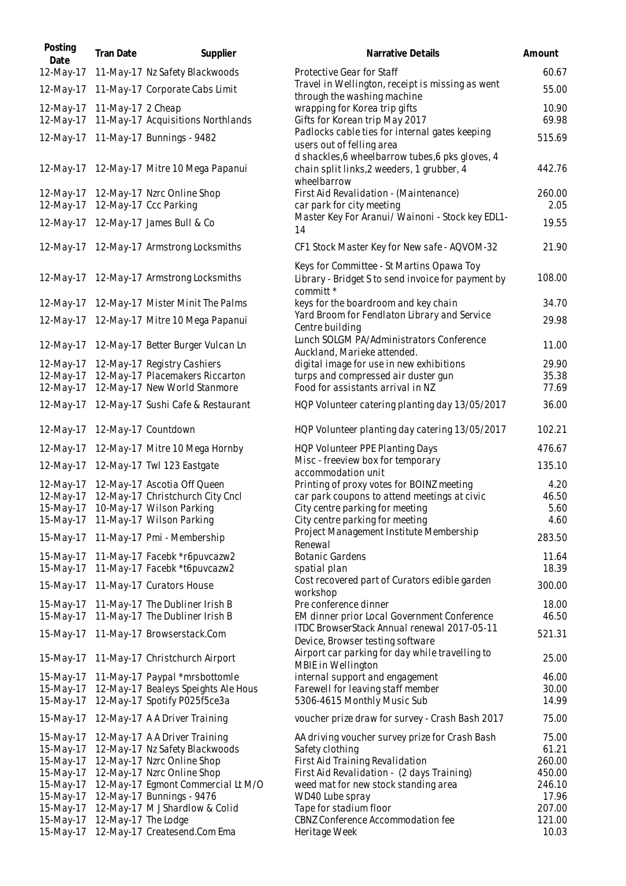| Posting Date | Tran Date | Supplier | Narrative Details | Amount |
|---|---|---|---|---|
| 12-May-17 | 11-May-17 | Nz Safety Blackwoods | Protective Gear for Staff | 60.67 |
| 12-May-17 | 11-May-17 | Corporate Cabs Limit | Travel in Wellington, receipt is missing as went through the washing machine | 55.00 |
| 12-May-17 | 11-May-17 | 2 Cheap | wrapping for Korea trip gifts | 10.90 |
| 12-May-17 | 11-May-17 | Acquisitions Northlands | Gifts for Korean trip May 2017 | 69.98 |
| 12-May-17 | 11-May-17 | Bunnings - 9482 | Padlocks cable ties for internal gates keeping users out of felling area | 515.69 |
| 12-May-17 | 12-May-17 | Mitre 10 Mega Papanui | d shackles,6 wheelbarrow tubes,6 pks gloves, 4 chain split links,2 weeders, 1 grubber, 4 wheelbarrow | 442.76 |
| 12-May-17 | 12-May-17 | Nzrc Online Shop | First Aid Revalidation - (Maintenance) | 260.00 |
| 12-May-17 | 12-May-17 | Ccc Parking | car park for city meeting | 2.05 |
| 12-May-17 | 12-May-17 | James Bull & Co | Master Key For Aranui/ Wainoni - Stock key EDL1-14 | 19.55 |
| 12-May-17 | 12-May-17 | Armstrong Locksmiths | CF1 Stock Master Key for New safe - AQVOM-32 | 21.90 |
| 12-May-17 | 12-May-17 | Armstrong Locksmiths | Keys for Committee - St Martins Opawa Toy Library - Bridget S to send invoice for payment by committ * | 108.00 |
| 12-May-17 | 12-May-17 | Mister Minit The Palms | keys for the boardroom and key chain | 34.70 |
| 12-May-17 | 12-May-17 | Mitre 10 Mega Papanui | Yard Broom for Fendlaton Library and Service Centre building | 29.98 |
| 12-May-17 | 12-May-17 | Better Burger Vulcan Ln | Lunch SOLGM PA/Administrators Conference Auckland, Marieke attended. | 11.00 |
| 12-May-17 | 12-May-17 | Registry Cashiers | digital image for use in new exhibitions | 29.90 |
| 12-May-17 | 12-May-17 | Placemakers Riccarton | turps and compressed air duster gun | 35.38 |
| 12-May-17 | 12-May-17 | New World Stanmore | Food for assistants arrival in NZ | 77.69 |
| 12-May-17 | 12-May-17 | Sushi Cafe & Restaurant | HQP Volunteer catering planting day 13/05/2017 | 36.00 |
| 12-May-17 | 12-May-17 | Countdown | HQP Volunteer planting day catering 13/05/2017 | 102.21 |
| 12-May-17 | 12-May-17 | Mitre 10 Mega Hornby | HQP Volunteer PPE Planting Days | 476.67 |
| 12-May-17 | 12-May-17 | Twl 123 Eastgate | Misc - freeview box for temporary accommodation unit | 135.10 |
| 12-May-17 | 12-May-17 | Ascotia Off Queen | Printing of proxy votes for BOINZ meeting | 4.20 |
| 12-May-17 | 12-May-17 | Christchurch City Cncl | car park coupons to attend meetings at civic | 46.50 |
| 15-May-17 | 10-May-17 | Wilson Parking | City centre parking for meeting | 5.60 |
| 15-May-17 | 11-May-17 | Wilson Parking | City centre parking for meeting | 4.60 |
| 15-May-17 | 11-May-17 | Pmi - Membership | Project Management Institute Membership Renewal | 283.50 |
| 15-May-17 | 11-May-17 | Facebk *r6puvcazw2 | Botanic Gardens | 11.64 |
| 15-May-17 | 11-May-17 | Facebk *t6puvcazw2 | spatial plan | 18.39 |
| 15-May-17 | 11-May-17 | Curators House | Cost recovered part of Curators edible garden workshop | 300.00 |
| 15-May-17 | 11-May-17 | The Dubliner Irish B | Pre conference dinner | 18.00 |
| 15-May-17 | 11-May-17 | The Dubliner Irish B | EM dinner prior Local Government Conference | 46.50 |
| 15-May-17 | 11-May-17 | Browserstack.Com | ITDC BrowserStack Annual renewal 2017-05-11 Device, Browser testing software | 521.31 |
| 15-May-17 | 11-May-17 | Christchurch Airport | Airport car parking for day while travelling to MBIE in Wellington | 25.00 |
| 15-May-17 | 11-May-17 | Paypal *mrsbottomle | internal support and engagement | 46.00 |
| 15-May-17 | 12-May-17 | Bealeys Speights Ale Hous | Farewell for leaving staff member | 30.00 |
| 15-May-17 | 12-May-17 | Spotify P025f5ce3a | 5306-4615 Monthly Music Sub | 14.99 |
| 15-May-17 | 12-May-17 | A A Driver Training | voucher prize draw for survey - Crash Bash 2017 | 75.00 |
| 15-May-17 | 12-May-17 | A A Driver Training | AA driving voucher survey prize for Crash Bash | 75.00 |
| 15-May-17 | 12-May-17 | Nz Safety Blackwoods | Safety clothing | 61.21 |
| 15-May-17 | 12-May-17 | Nzrc Online Shop | First Aid Training Revalidation | 260.00 |
| 15-May-17 | 12-May-17 | Nzrc Online Shop | First Aid Revalidation - (2 days Training) | 450.00 |
| 15-May-17 | 12-May-17 | Egmont Commercial Lt M/O | weed mat for new stock standing area | 246.10 |
| 15-May-17 | 12-May-17 | Bunnings - 9476 | WD40 Lube spray | 17.96 |
| 15-May-17 | 12-May-17 | M J Shardlow & Colid | Tape for stadium floor | 207.00 |
| 15-May-17 | 12-May-17 | The Lodge | CBNZ Conference Accommodation fee | 121.00 |
| 15-May-17 | 12-May-17 | Createsend.Com Ema | Heritage Week | 10.03 |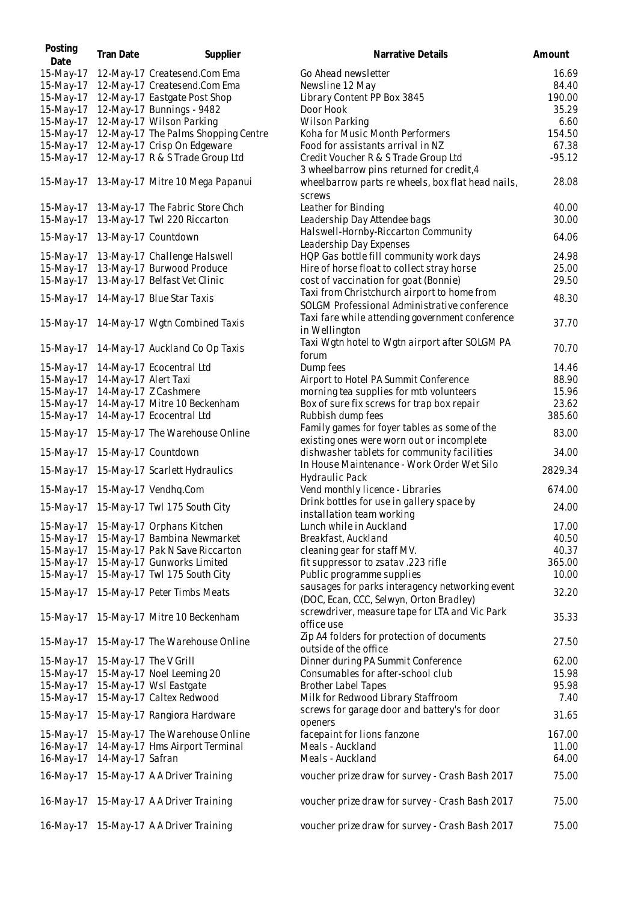| Posting Date | Tran Date | Supplier | Narrative Details | Amount |
|---|---|---|---|---|
| 15-May-17 | 12-May-17 | Createsend.Com Ema | Go Ahead newsletter | 16.69 |
| 15-May-17 | 12-May-17 | Createsend.Com Ema | Newsline 12 May | 84.40 |
| 15-May-17 | 12-May-17 | Eastgate Post Shop | Library Content PP Box 3845 | 190.00 |
| 15-May-17 | 12-May-17 | Bunnings - 9482 | Door Hook | 35.29 |
| 15-May-17 | 12-May-17 | Wilson Parking | Wilson Parking | 6.60 |
| 15-May-17 | 12-May-17 | The Palms Shopping Centre | Koha for Music Month Performers | 154.50 |
| 15-May-17 | 12-May-17 | Crisp On Edgeware | Food for assistants arrival in NZ | 67.38 |
| 15-May-17 | 12-May-17 | R & S Trade Group Ltd | Credit Voucher R & S Trade Group Ltd | -95.12 |
| 15-May-17 | 13-May-17 | Mitre 10 Mega Papanui | 3 wheelbarrow pins returned for credit,4 wheelbarrow parts re wheels, box flat head nails, screws | 28.08 |
| 15-May-17 | 13-May-17 | The Fabric Store Chch | Leather for Binding | 40.00 |
| 15-May-17 | 13-May-17 | Twl 220 Riccarton | Leadership Day Attendee bags | 30.00 |
| 15-May-17 | 13-May-17 | Countdown | Halswell-Hornby-Riccarton Community Leadership Day Expenses | 64.06 |
| 15-May-17 | 13-May-17 | Challenge Halswell | HQP Gas bottle fill community work days | 24.98 |
| 15-May-17 | 13-May-17 | Burwood Produce | Hire of horse float to collect stray horse | 25.00 |
| 15-May-17 | 13-May-17 | Belfast Vet Clinic | cost of vaccination for goat (Bonnie) | 29.50 |
| 15-May-17 | 14-May-17 | Blue Star Taxis | Taxi from Christchurch airport to home from SOLGM Professional Administrative conference | 48.30 |
| 15-May-17 | 14-May-17 | Wgtn Combined Taxis | Taxi fare while attending government conference in Wellington | 37.70 |
| 15-May-17 | 14-May-17 | Auckland Co Op Taxis | Taxi Wgtn hotel to Wgtn airport after SOLGM PA forum | 70.70 |
| 15-May-17 | 14-May-17 | Ecocentral Ltd | Dump fees | 14.46 |
| 15-May-17 | 14-May-17 | Alert Taxi | Airport to Hotel PA Summit Conference | 88.90 |
| 15-May-17 | 14-May-17 | Z Cashmere | morning tea supplies for mtb volunteers | 15.96 |
| 15-May-17 | 14-May-17 | Mitre 10 Beckenham | Box of sure fix screws for trap box repair | 23.62 |
| 15-May-17 | 14-May-17 | Ecocentral Ltd | Rubbish dump fees | 385.60 |
| 15-May-17 | 15-May-17 | The Warehouse Online | Family games for foyer tables as some of the existing ones were worn out or incomplete | 83.00 |
| 15-May-17 | 15-May-17 | Countdown | dishwasher tablets for community facilities | 34.00 |
| 15-May-17 | 15-May-17 | Scarlett Hydraulics | In House Maintenance - Work Order Wet Silo Hydraulic Pack | 2829.34 |
| 15-May-17 | 15-May-17 | Vendhq.Com | Vend monthly licence - Libraries | 674.00 |
| 15-May-17 | 15-May-17 | Twl 175 South City | Drink bottles for use in gallery space by installation team working | 24.00 |
| 15-May-17 | 15-May-17 | Orphans Kitchen | Lunch while in Auckland | 17.00 |
| 15-May-17 | 15-May-17 | Bambina Newmarket | Breakfast, Auckland | 40.50 |
| 15-May-17 | 15-May-17 | Pak N Save Riccarton | cleaning gear for staff MV. | 40.37 |
| 15-May-17 | 15-May-17 | Gunworks Limited | fit suppressor to zsatav .223 rifle | 365.00 |
| 15-May-17 | 15-May-17 | Twl 175 South City | Public programme supplies | 10.00 |
| 15-May-17 | 15-May-17 | Peter Timbs Meats | sausages for parks interagency networking event (DOC, Ecan, CCC, Selwyn, Orton Bradley) | 32.20 |
| 15-May-17 | 15-May-17 | Mitre 10 Beckenham | screwdriver, measure tape for LTA and Vic Park office use | 35.33 |
| 15-May-17 | 15-May-17 | The Warehouse Online | Zip A4 folders for protection of documents outside of the office | 27.50 |
| 15-May-17 | 15-May-17 | The V Grill | Dinner during PA Summit Conference | 62.00 |
| 15-May-17 | 15-May-17 | Noel Leeming 20 | Consumables for after-school club | 15.98 |
| 15-May-17 | 15-May-17 | Wsl Eastgate | Brother Label Tapes | 95.98 |
| 15-May-17 | 15-May-17 | Caltex Redwood | Milk for Redwood Library Staffroom | 7.40 |
| 15-May-17 | 15-May-17 | Rangiora Hardware | screws for garage door and battery's for door openers | 31.65 |
| 15-May-17 | 15-May-17 | The Warehouse Online | facepaint for lions fanzone | 167.00 |
| 16-May-17 | 14-May-17 | Hms Airport Terminal | Meals - Auckland | 11.00 |
| 16-May-17 | 14-May-17 | Safran | Meals - Auckland | 64.00 |
| 16-May-17 | 15-May-17 | A A Driver Training | voucher prize draw for survey - Crash Bash 2017 | 75.00 |
| 16-May-17 | 15-May-17 | A A Driver Training | voucher prize draw for survey - Crash Bash 2017 | 75.00 |
| 16-May-17 | 15-May-17 | A A Driver Training | voucher prize draw for survey - Crash Bash 2017 | 75.00 |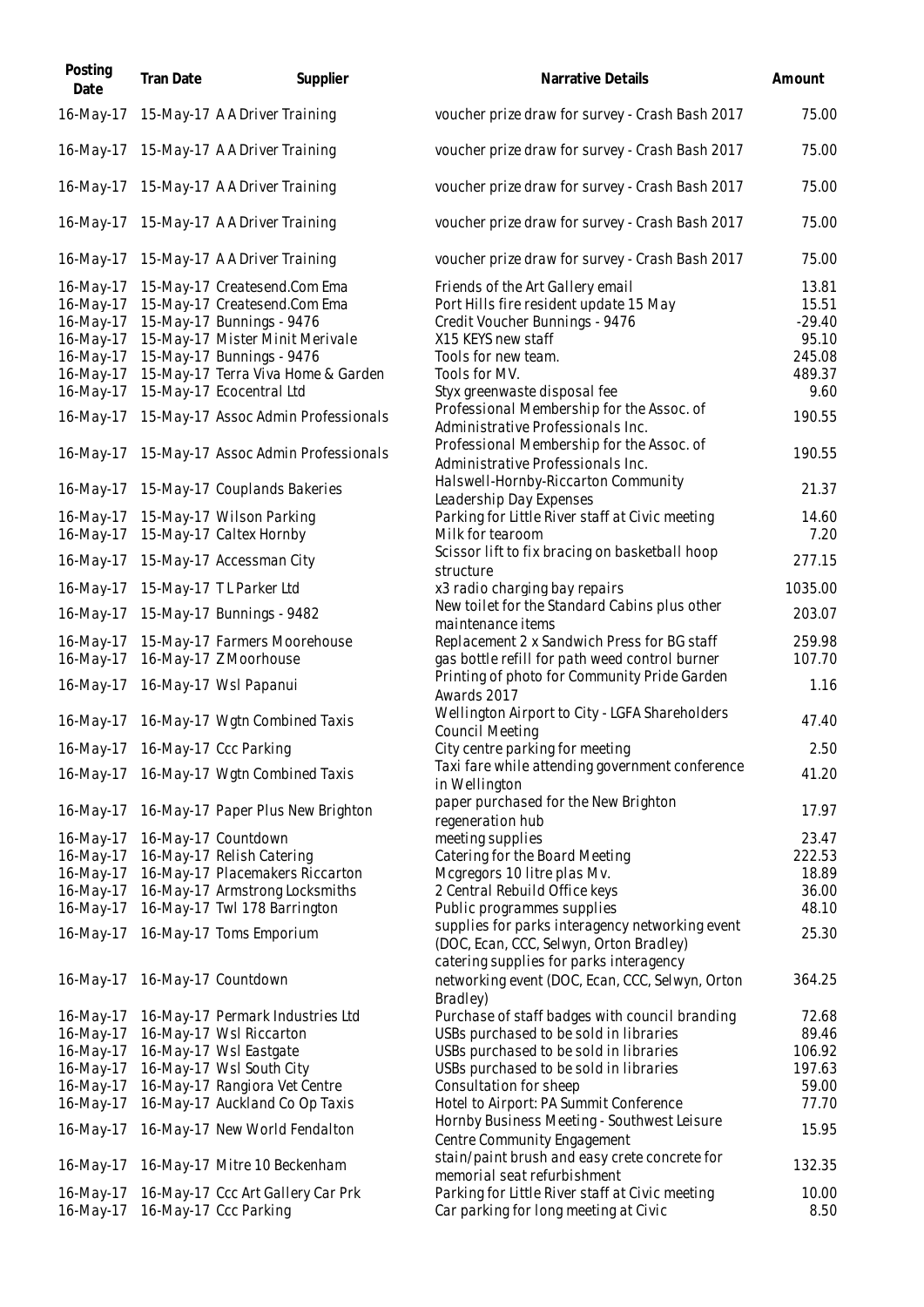| Posting Date | Tran Date | Supplier | Narrative Details | Amount |
|---|---|---|---|---|
| 16-May-17 | 15-May-17 | A A Driver Training | voucher prize draw for survey - Crash Bash 2017 | 75.00 |
| 16-May-17 | 15-May-17 | A A Driver Training | voucher prize draw for survey - Crash Bash 2017 | 75.00 |
| 16-May-17 | 15-May-17 | A A Driver Training | voucher prize draw for survey - Crash Bash 2017 | 75.00 |
| 16-May-17 | 15-May-17 | A A Driver Training | voucher prize draw for survey - Crash Bash 2017 | 75.00 |
| 16-May-17 | 15-May-17 | A A Driver Training | voucher prize draw for survey - Crash Bash 2017 | 75.00 |
| 16-May-17 | 15-May-17 | Createsend.Com Ema | Friends of the Art Gallery email | 13.81 |
| 16-May-17 | 15-May-17 | Createsend.Com Ema | Port Hills fire resident update 15 May | 15.51 |
| 16-May-17 | 15-May-17 | Bunnings - 9476 | Credit Voucher Bunnings - 9476 | -29.40 |
| 16-May-17 | 15-May-17 | Mister Minit Merivale | X15 KEYS new staff | 95.10 |
| 16-May-17 | 15-May-17 | Bunnings - 9476 | Tools for new team. | 245.08 |
| 16-May-17 | 15-May-17 | Terra Viva Home & Garden | Tools for MV. | 489.37 |
| 16-May-17 | 15-May-17 | Ecocentral Ltd | Styx greenwaste disposal fee | 9.60 |
| 16-May-17 | 15-May-17 | Assoc Admin Professionals | Professional Membership for the Assoc. of Administrative Professionals Inc. | 190.55 |
| 16-May-17 | 15-May-17 | Assoc Admin Professionals | Professional Membership for the Assoc. of Administrative Professionals Inc. | 190.55 |
| 16-May-17 | 15-May-17 | Couplands Bakeries | Halswell-Hornby-Riccarton Community Leadership Day Expenses | 21.37 |
| 16-May-17 | 15-May-17 | Wilson Parking | Parking for Little River staff at Civic meeting | 14.60 |
| 16-May-17 | 15-May-17 | Caltex Hornby | Milk for tearoom | 7.20 |
| 16-May-17 | 15-May-17 | Accessman City | Scissor lift to fix bracing on basketball hoop structure | 277.15 |
| 16-May-17 | 15-May-17 | T L Parker Ltd | x3 radio charging bay repairs | 1035.00 |
| 16-May-17 | 15-May-17 | Bunnings - 9482 | New toilet for the Standard Cabins plus other maintenance items | 203.07 |
| 16-May-17 | 15-May-17 | Farmers Moorehouse | Replacement 2 x Sandwich Press for BG staff | 259.98 |
| 16-May-17 | 16-May-17 | Z Moorhouse | gas bottle refill for path weed control burner | 107.70 |
| 16-May-17 | 16-May-17 | Wsl Papanui | Printing of photo for Community Pride Garden Awards 2017 | 1.16 |
| 16-May-17 | 16-May-17 | Wgtn Combined Taxis | Wellington Airport to City - LGFA Shareholders Council Meeting | 47.40 |
| 16-May-17 | 16-May-17 | Ccc Parking | City centre parking for meeting | 2.50 |
| 16-May-17 | 16-May-17 | Wgtn Combined Taxis | Taxi fare while attending government conference in Wellington | 41.20 |
| 16-May-17 | 16-May-17 | Paper Plus New Brighton | paper purchased for the New Brighton regeneration hub | 17.97 |
| 16-May-17 | 16-May-17 | Countdown | meeting supplies | 23.47 |
| 16-May-17 | 16-May-17 | Relish Catering | Catering for the Board Meeting | 222.53 |
| 16-May-17 | 16-May-17 | Placemakers Riccarton | Mcgregors 10 litre plas Mv. | 18.89 |
| 16-May-17 | 16-May-17 | Armstrong Locksmiths | 2 Central Rebuild Office keys | 36.00 |
| 16-May-17 | 16-May-17 | Twl 178 Barrington | Public programmes supplies | 48.10 |
| 16-May-17 | 16-May-17 | Toms Emporium | supplies for parks interagency networking event (DOC, Ecan, CCC, Selwyn, Orton Bradley) | 25.30 |
| 16-May-17 | 16-May-17 | Countdown | catering supplies for parks interagency networking event (DOC, Ecan, CCC, Selwyn, Orton Bradley) | 364.25 |
| 16-May-17 | 16-May-17 | Permark Industries Ltd | Purchase of staff badges with council branding | 72.68 |
| 16-May-17 | 16-May-17 | Wsl Riccarton | USBs purchased to be sold in libraries | 89.46 |
| 16-May-17 | 16-May-17 | Wsl Eastgate | USBs purchased to be sold in libraries | 106.92 |
| 16-May-17 | 16-May-17 | Wsl South City | USBs purchased to be sold in libraries | 197.63 |
| 16-May-17 | 16-May-17 | Rangiora Vet Centre | Consultation for sheep | 59.00 |
| 16-May-17 | 16-May-17 | Auckland Co Op Taxis | Hotel to Airport: PA Summit Conference | 77.70 |
| 16-May-17 | 16-May-17 | New World Fendalton | Hornby Business Meeting - Southwest Leisure Centre Community Engagement | 15.95 |
| 16-May-17 | 16-May-17 | Mitre 10 Beckenham | stain/paint brush and easy crete concrete for memorial seat refurbishment | 132.35 |
| 16-May-17 | 16-May-17 | Ccc Art Gallery Car Prk | Parking for Little River staff at Civic meeting | 10.00 |
| 16-May-17 | 16-May-17 | Ccc Parking | Car parking for long meeting at Civic | 8.50 |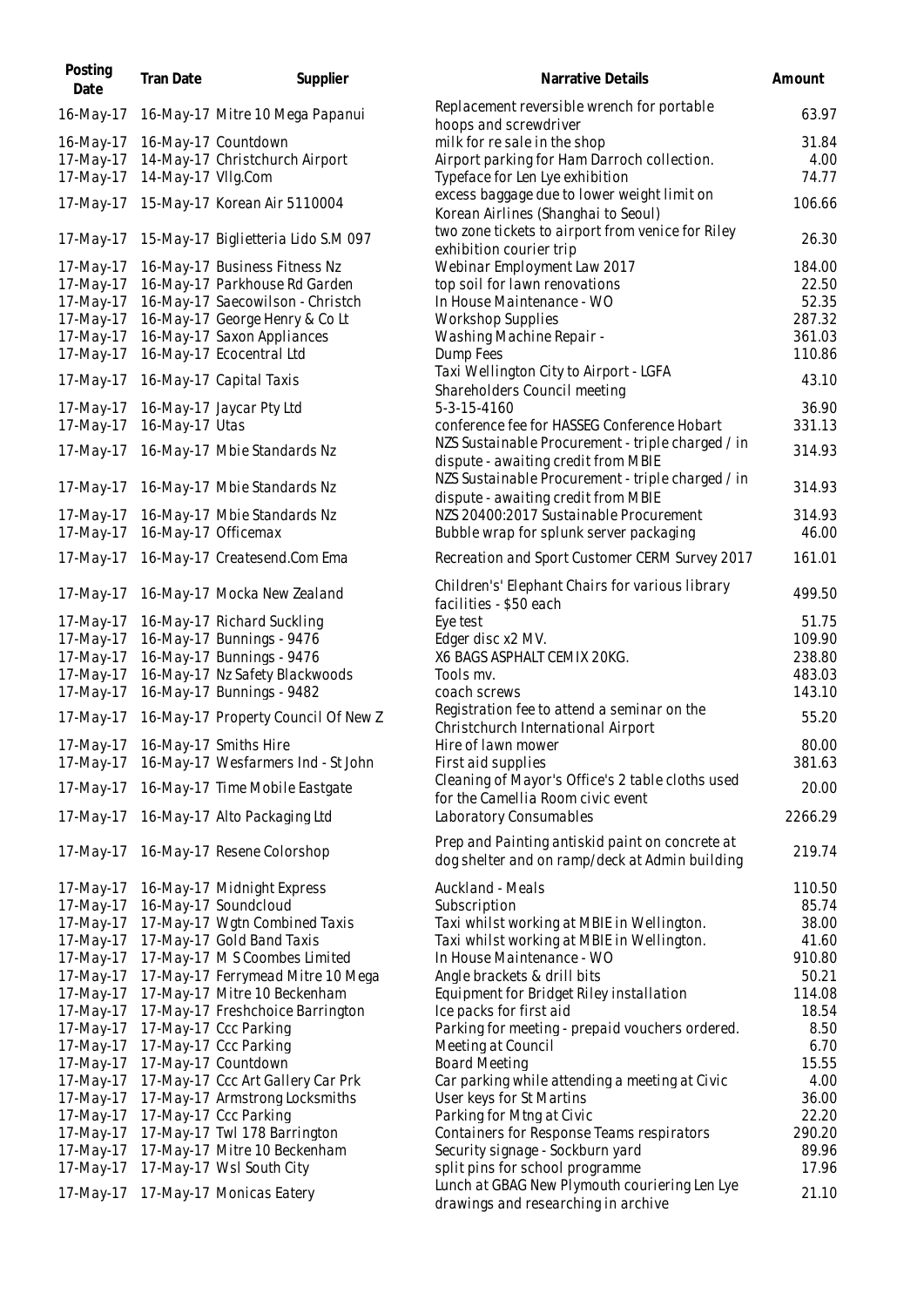| Posting Date | Tran Date | Supplier | Narrative Details | Amount |
|---|---|---|---|---|
| 16-May-17 | 16-May-17 | Mitre 10 Mega Papanui | Replacement reversible wrench for portable hoops and screwdriver | 63.97 |
| 16-May-17 | 16-May-17 | Countdown | milk for re sale in the shop | 31.84 |
| 17-May-17 | 14-May-17 | Christchurch Airport | Airport parking for Ham Darroch collection. | 4.00 |
| 17-May-17 | 14-May-17 | Vllg.Com | Typeface for Len Lye exhibition | 74.77 |
| 17-May-17 | 15-May-17 | Korean Air 5110004 | excess baggage due to lower weight limit on Korean Airlines (Shanghai to Seoul) | 106.66 |
| 17-May-17 | 15-May-17 | Biglietteria Lido S.M 097 | two zone tickets to airport from venice for Riley exhibition courier trip | 26.30 |
| 17-May-17 | 16-May-17 | Business Fitness Nz | Webinar Employment Law 2017 | 184.00 |
| 17-May-17 | 16-May-17 | Parkhouse Rd Garden | top soil for lawn renovations | 22.50 |
| 17-May-17 | 16-May-17 | Saecowilson - Christch | In House Maintenance - WO | 52.35 |
| 17-May-17 | 16-May-17 | George Henry & Co Lt | Workshop Supplies | 287.32 |
| 17-May-17 | 16-May-17 | Saxon Appliances | Washing Machine Repair - | 361.03 |
| 17-May-17 | 16-May-17 | Ecocentral Ltd | Dump Fees | 110.86 |
| 17-May-17 | 16-May-17 | Capital Taxis | Taxi Wellington City to Airport - LGFA Shareholders Council meeting | 43.10 |
| 17-May-17 | 16-May-17 | Jaycar Pty Ltd | 5-3-15-4160 | 36.90 |
| 17-May-17 | 16-May-17 | Utas | conference fee for HASSEG Conference Hobart | 331.13 |
| 17-May-17 | 16-May-17 | Mbie Standards Nz | NZS Sustainable Procurement - triple charged / in dispute - awaiting credit from MBIE | 314.93 |
| 17-May-17 | 16-May-17 | Mbie Standards Nz | NZS Sustainable Procurement - triple charged / in dispute - awaiting credit from MBIE | 314.93 |
| 17-May-17 | 16-May-17 | Mbie Standards Nz | NZS 20400:2017 Sustainable Procurement | 314.93 |
| 17-May-17 | 16-May-17 | Officemax | Bubble wrap for splunk server packaging | 46.00 |
| 17-May-17 | 16-May-17 | Createsend.Com Ema | Recreation and Sport Customer CERM Survey 2017 | 161.01 |
| 17-May-17 | 16-May-17 | Mocka New Zealand | Children's' Elephant Chairs for various library facilities - $50 each | 499.50 |
| 17-May-17 | 16-May-17 | Richard Suckling | Eye test | 51.75 |
| 17-May-17 | 16-May-17 | Bunnings - 9476 | Edger disc x2 MV. | 109.90 |
| 17-May-17 | 16-May-17 | Bunnings - 9476 | X6 BAGS ASPHALT CEMIX 20KG. | 238.80 |
| 17-May-17 | 16-May-17 | Nz Safety Blackwoods | Tools mv. | 483.03 |
| 17-May-17 | 16-May-17 | Bunnings - 9482 | coach screws | 143.10 |
| 17-May-17 | 16-May-17 | Property Council Of New Z | Registration fee to attend a seminar on the Christchurch International Airport | 55.20 |
| 17-May-17 | 16-May-17 | Smiths Hire | Hire of lawn mower | 80.00 |
| 17-May-17 | 16-May-17 | Wesfarmers Ind - St John | First aid supplies | 381.63 |
| 17-May-17 | 16-May-17 | Time Mobile Eastgate | Cleaning of Mayor's Office's 2 table cloths used for the Camellia Room civic event | 20.00 |
| 17-May-17 | 16-May-17 | Alto Packaging Ltd | Laboratory Consumables | 2266.29 |
| 17-May-17 | 16-May-17 | Resene Colorshop | Prep and Painting antiskid paint on concrete at dog shelter and on ramp/deck at Admin building | 219.74 |
| 17-May-17 | 16-May-17 | Midnight Express | Auckland - Meals | 110.50 |
| 17-May-17 | 16-May-17 | Soundcloud | Subscription | 85.74 |
| 17-May-17 | 17-May-17 | Wgtn Combined Taxis | Taxi whilst working at MBIE in Wellington. | 38.00 |
| 17-May-17 | 17-May-17 | Gold Band Taxis | Taxi whilst working at MBIE in Wellington. | 41.60 |
| 17-May-17 | 17-May-17 | M S Coombes Limited | In House Maintenance - WO | 910.80 |
| 17-May-17 | 17-May-17 | Ferrymead Mitre 10 Mega | Angle brackets & drill bits | 50.21 |
| 17-May-17 | 17-May-17 | Mitre 10 Beckenham | Equipment for Bridget Riley installation | 114.08 |
| 17-May-17 | 17-May-17 | Freshchoice Barrington | Ice packs for first aid | 18.54 |
| 17-May-17 | 17-May-17 | Ccc Parking | Parking for meeting - prepaid vouchers ordered. | 8.50 |
| 17-May-17 | 17-May-17 | Ccc Parking | Meeting at Council | 6.70 |
| 17-May-17 | 17-May-17 | Countdown | Board Meeting | 15.55 |
| 17-May-17 | 17-May-17 | Ccc Art Gallery Car Prk | Car parking while attending a meeting at Civic | 4.00 |
| 17-May-17 | 17-May-17 | Armstrong Locksmiths | User keys for St Martins | 36.00 |
| 17-May-17 | 17-May-17 | Ccc Parking | Parking for Mtng at Civic | 22.20 |
| 17-May-17 | 17-May-17 | Twl 178 Barrington | Containers for Response Teams respirators | 290.20 |
| 17-May-17 | 17-May-17 | Mitre 10 Beckenham | Security signage - Sockburn yard | 89.96 |
| 17-May-17 | 17-May-17 | Wsl South City | split pins for school programme | 17.96 |
| 17-May-17 | 17-May-17 | Monicas Eatery | Lunch at GBAG New Plymouth couriering Len Lye drawings and researching in archive | 21.10 |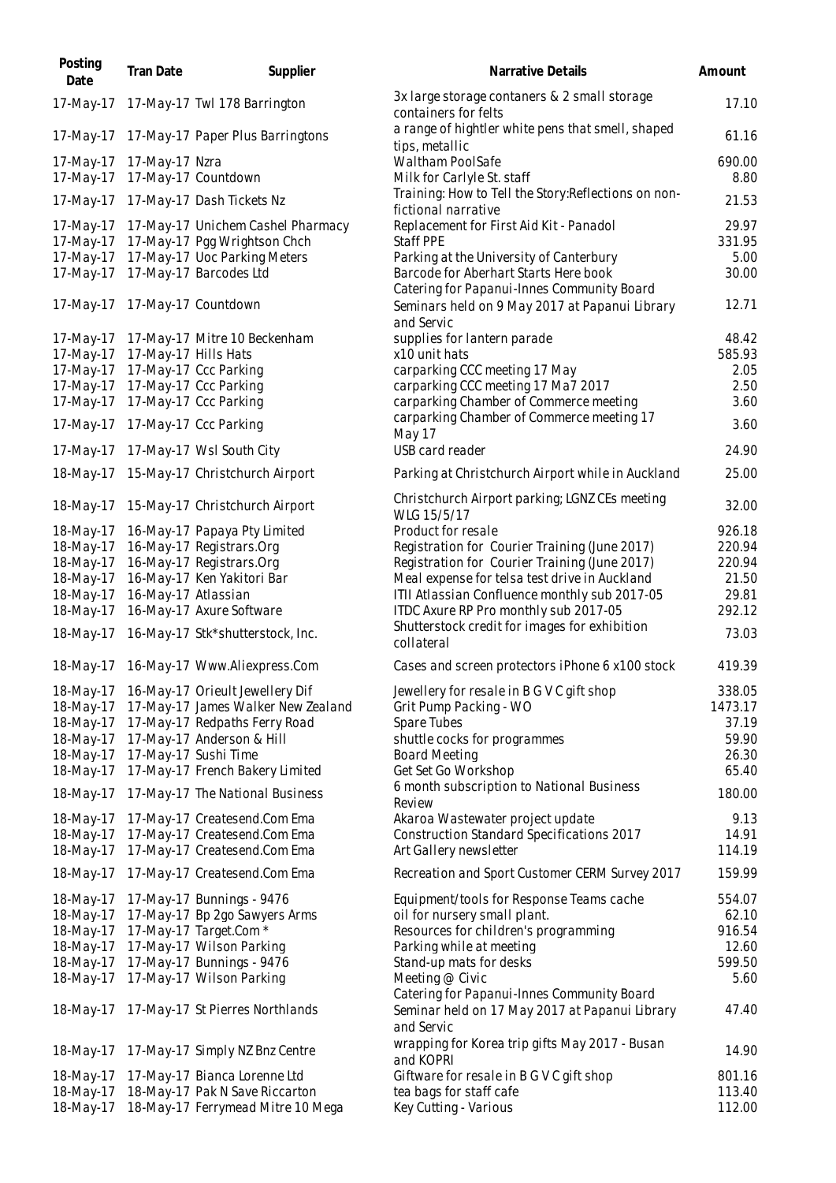| Posting Date | Tran Date | Supplier | Narrative Details | Amount |
|---|---|---|---|---|
| 17-May-17 | 17-May-17 | Twl 178 Barrington | 3x large storage contaners & 2 small storage containers for felts | 17.10 |
| 17-May-17 | 17-May-17 | Paper Plus Barringtons | a range of hightler white pens that smell, shaped tips, metallic | 61.16 |
| 17-May-17 | 17-May-17 | Nzra | Waltham PoolSafe | 690.00 |
| 17-May-17 | 17-May-17 | Countdown | Milk for Carlyle St. staff | 8.80 |
| 17-May-17 | 17-May-17 | Dash Tickets Nz | Training: How to Tell the Story:Reflections on non-fictional narrative | 21.53 |
| 17-May-17 | 17-May-17 | Unichem Cashel Pharmacy | Replacement for First Aid Kit - Panadol | 29.97 |
| 17-May-17 | 17-May-17 | Pgg Wrightson Chch | Staff PPE | 331.95 |
| 17-May-17 | 17-May-17 | Uoc Parking Meters | Parking at the University of Canterbury | 5.00 |
| 17-May-17 | 17-May-17 | Barcodes Ltd | Barcode for Aberhart Starts Here book | 30.00 |
| 17-May-17 | 17-May-17 | Countdown | Catering for Papanui-Innes Community Board Seminars held on 9 May 2017 at Papanui Library and Servic | 12.71 |
| 17-May-17 | 17-May-17 | Mitre 10 Beckenham | supplies for lantern parade | 48.42 |
| 17-May-17 | 17-May-17 | Hills Hats | x10 unit hats | 585.93 |
| 17-May-17 | 17-May-17 | Ccc Parking | carparking CCC meeting 17 May | 2.05 |
| 17-May-17 | 17-May-17 | Ccc Parking | carparking CCC meeting 17 Ma7 2017 | 2.50 |
| 17-May-17 | 17-May-17 | Ccc Parking | carparking Chamber of Commerce meeting | 3.60 |
| 17-May-17 | 17-May-17 | Ccc Parking | carparking Chamber of Commerce meeting 17 May 17 | 3.60 |
| 17-May-17 | 17-May-17 | Wsl South City | USB card reader | 24.90 |
| 18-May-17 | 15-May-17 | Christchurch Airport | Parking at Christchurch Airport while in Auckland | 25.00 |
| 18-May-17 | 15-May-17 | Christchurch Airport | Christchurch Airport parking; LGNZ CEs meeting WLG 15/5/17 | 32.00 |
| 18-May-17 | 16-May-17 | Papaya Pty Limited | Product for resale | 926.18 |
| 18-May-17 | 16-May-17 | Registrars.Org | Registration for Courier Training (June 2017) | 220.94 |
| 18-May-17 | 16-May-17 | Registrars.Org | Registration for Courier Training (June 2017) | 220.94 |
| 18-May-17 | 16-May-17 | Ken Yakitori Bar | Meal expense for telsa test drive in Auckland | 21.50 |
| 18-May-17 | 16-May-17 | Atlassian | ITII Atlassian Confluence monthly sub 2017-05 | 29.81 |
| 18-May-17 | 16-May-17 | Axure Software | ITDC Axure RP Pro monthly sub 2017-05 | 292.12 |
| 18-May-17 | 16-May-17 | Stk*shutterstock, Inc. | Shutterstock credit for images for exhibition collateral | 73.03 |
| 18-May-17 | 16-May-17 | Www.Aliexpress.Com | Cases and screen protectors iPhone 6 x100 stock | 419.39 |
| 18-May-17 | 16-May-17 | Orieult Jewellery Dif | Jewellery for resale in B G V C gift shop | 338.05 |
| 18-May-17 | 17-May-17 | James Walker New Zealand | Grit Pump Packing - WO | 1473.17 |
| 18-May-17 | 17-May-17 | Redpaths Ferry Road | Spare Tubes | 37.19 |
| 18-May-17 | 17-May-17 | Anderson & Hill | shuttle cocks for programmes | 59.90 |
| 18-May-17 | 17-May-17 | Sushi Time | Board Meeting | 26.30 |
| 18-May-17 | 17-May-17 | French Bakery Limited | Get Set Go Workshop | 65.40 |
| 18-May-17 | 17-May-17 | The National Business | 6 month subscription to National Business Review | 180.00 |
| 18-May-17 | 17-May-17 | Createsend.Com Ema | Akaroa Wastewater project update | 9.13 |
| 18-May-17 | 17-May-17 | Createsend.Com Ema | Construction Standard Specifications 2017 | 14.91 |
| 18-May-17 | 17-May-17 | Createsend.Com Ema | Art Gallery newsletter | 114.19 |
| 18-May-17 | 17-May-17 | Createsend.Com Ema | Recreation and Sport Customer CERM Survey 2017 | 159.99 |
| 18-May-17 | 17-May-17 | Bunnings - 9476 | Equipment/tools for Response Teams cache | 554.07 |
| 18-May-17 | 17-May-17 | Bp 2go Sawyers Arms | oil for nursery small plant. | 62.10 |
| 18-May-17 | 17-May-17 | Target.Com * | Resources for children's programming | 916.54 |
| 18-May-17 | 17-May-17 | Wilson Parking | Parking while at meeting | 12.60 |
| 18-May-17 | 17-May-17 | Bunnings - 9476 | Stand-up mats for desks | 599.50 |
| 18-May-17 | 17-May-17 | Wilson Parking | Meeting @ Civic | 5.60 |
| 18-May-17 | 17-May-17 | St Pierres Northlands | Catering for Papanui-Innes Community Board Seminar held on 17 May 2017 at Papanui Library and Servic | 47.40 |
| 18-May-17 | 17-May-17 | Simply NZ Bnz Centre | wrapping for Korea trip gifts May 2017 - Busan and KOPRI | 14.90 |
| 18-May-17 | 17-May-17 | Bianca Lorenne Ltd | Giftware for resale in B G V C gift shop | 801.16 |
| 18-May-17 | 18-May-17 | Pak N Save Riccarton | tea bags for staff cafe | 113.40 |
| 18-May-17 | 18-May-17 | Ferrymead Mitre 10 Mega | Key Cutting - Various | 112.00 |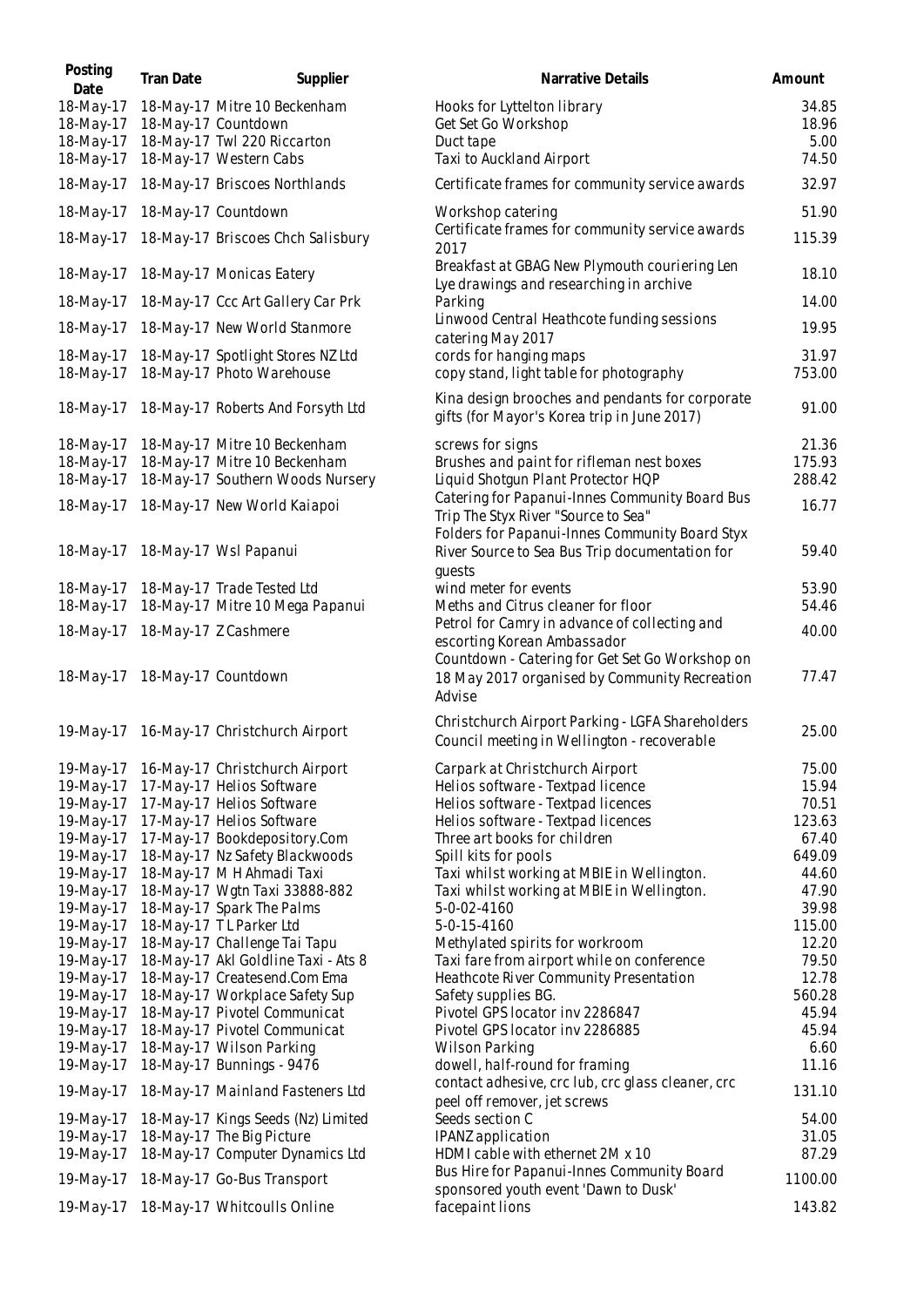| Posting Date | Tran Date | Supplier | Narrative Details | Amount |
|---|---|---|---|---|
| 18-May-17 | 18-May-17 | Mitre 10 Beckenham | Hooks for Lyttelton library | 34.85 |
| 18-May-17 | 18-May-17 | Countdown | Get Set Go Workshop | 18.96 |
| 18-May-17 | 18-May-17 | Twl 220 Riccarton | Duct tape | 5.00 |
| 18-May-17 | 18-May-17 | Western Cabs | Taxi to Auckland Airport | 74.50 |
| 18-May-17 | 18-May-17 | Briscoes Northlands | Certificate frames for community service awards | 32.97 |
| 18-May-17 | 18-May-17 | Countdown | Workshop catering | 51.90 |
| 18-May-17 | 18-May-17 | Briscoes Chch Salisbury | Certificate frames for community service awards 2017 | 115.39 |
| 18-May-17 | 18-May-17 | Monicas Eatery | Breakfast at GBAG New Plymouth couriering Len Lye drawings and researching in archive | 18.10 |
| 18-May-17 | 18-May-17 | Ccc Art Gallery Car Prk | Parking | 14.00 |
| 18-May-17 | 18-May-17 | New World Stanmore | Linwood Central Heathcote funding sessions catering May 2017 | 19.95 |
| 18-May-17 | 18-May-17 | Spotlight Stores NZ Ltd | cords for hanging maps | 31.97 |
| 18-May-17 | 18-May-17 | Photo Warehouse | copy stand, light table for photography | 753.00 |
| 18-May-17 | 18-May-17 | Roberts And Forsyth Ltd | Kina design brooches and pendants for corporate gifts (for Mayor's Korea trip in June 2017) | 91.00 |
| 18-May-17 | 18-May-17 | Mitre 10 Beckenham | screws for signs | 21.36 |
| 18-May-17 | 18-May-17 | Mitre 10 Beckenham | Brushes and paint for rifleman nest boxes | 175.93 |
| 18-May-17 | 18-May-17 | Southern Woods Nursery | Liquid Shotgun Plant Protector HQP | 288.42 |
| 18-May-17 | 18-May-17 | New World Kaiapoi | Catering for Papanui-Innes Community Board Bus Trip The Styx River "Source to Sea" | 16.77 |
| 18-May-17 | 18-May-17 | Wsl Papanui | Folders for Papanui-Innes Community Board Styx River Source to Sea Bus Trip documentation for guests | 59.40 |
| 18-May-17 | 18-May-17 | Trade Tested Ltd | wind meter for events | 53.90 |
| 18-May-17 | 18-May-17 | Mitre 10 Mega Papanui | Meths and Citrus cleaner for floor | 54.46 |
| 18-May-17 | 18-May-17 | Z Cashmere | Petrol for Camry in advance of collecting and escorting Korean Ambassador | 40.00 |
| 18-May-17 | 18-May-17 | Countdown | Countdown - Catering for Get Set Go Workshop on 18 May 2017 organised by Community Recreation Advise | 77.47 |
| 19-May-17 | 16-May-17 | Christchurch Airport | Christchurch Airport Parking - LGFA Shareholders Council meeting in Wellington - recoverable | 25.00 |
| 19-May-17 | 16-May-17 | Christchurch Airport | Carpark at Christchurch Airport | 75.00 |
| 19-May-17 | 17-May-17 | Helios Software | Helios software - Textpad licence | 15.94 |
| 19-May-17 | 17-May-17 | Helios Software | Helios software - Textpad licences | 70.51 |
| 19-May-17 | 17-May-17 | Helios Software | Helios software - Textpad licences | 123.63 |
| 19-May-17 | 17-May-17 | Bookdepository.Com | Three art books for children | 67.40 |
| 19-May-17 | 18-May-17 | Nz Safety Blackwoods | Spill kits for pools | 649.09 |
| 19-May-17 | 18-May-17 | M H Ahmadi Taxi | Taxi whilst working at MBIE in Wellington. | 44.60 |
| 19-May-17 | 18-May-17 | Wgtn Taxi 33888-882 | Taxi whilst working at MBIE in Wellington. | 47.90 |
| 19-May-17 | 18-May-17 | Spark The Palms | 5-0-02-4160 | 39.98 |
| 19-May-17 | 18-May-17 | T L Parker Ltd | 5-0-15-4160 | 115.00 |
| 19-May-17 | 18-May-17 | Challenge Tai Tapu | Methylated spirits for workroom | 12.20 |
| 19-May-17 | 18-May-17 | Akl Goldline Taxi - Ats 8 | Taxi fare from airport while on conference | 79.50 |
| 19-May-17 | 18-May-17 | Createsend.Com Ema | Heathcote River Community Presentation | 12.78 |
| 19-May-17 | 18-May-17 | Workplace Safety Sup | Safety supplies BG. | 560.28 |
| 19-May-17 | 18-May-17 | Pivotel Communicat | Pivotel GPS locator inv 2286847 | 45.94 |
| 19-May-17 | 18-May-17 | Pivotel Communicat | Pivotel GPS locator inv 2286885 | 45.94 |
| 19-May-17 | 18-May-17 | Wilson Parking | Wilson Parking | 6.60 |
| 19-May-17 | 18-May-17 | Bunnings - 9476 | dowell, half-round for framing | 11.16 |
| 19-May-17 | 18-May-17 | Mainland Fasteners Ltd | contact adhesive, crc lub, crc glass cleaner, crc peel off remover, jet screws | 131.10 |
| 19-May-17 | 18-May-17 | Kings Seeds (Nz) Limited | Seeds section C | 54.00 |
| 19-May-17 | 18-May-17 | The Big Picture | IPANZ application | 31.05 |
| 19-May-17 | 18-May-17 | Computer Dynamics Ltd | HDMI cable with ethernet 2M x 10 | 87.29 |
| 19-May-17 | 18-May-17 | Go-Bus Transport | Bus Hire for Papanui-Innes Community Board sponsored youth event 'Dawn to Dusk' | 1100.00 |
| 19-May-17 | 18-May-17 | Whitcoulls Online | facepaint lions | 143.82 |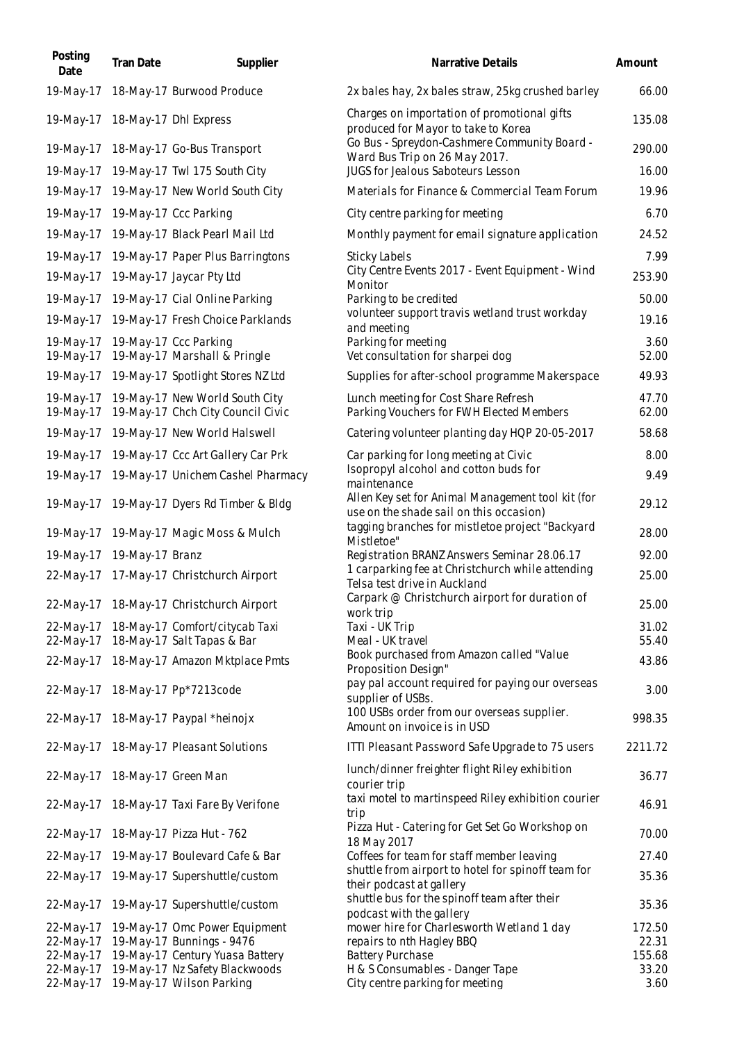| Posting Date | Tran Date | Supplier | Narrative Details | Amount |
|---|---|---|---|---|
| 19-May-17 | 18-May-17 | Burwood Produce | 2x bales hay, 2x bales straw, 25kg crushed barley | 66.00 |
| 19-May-17 | 18-May-17 | Dhl Express | Charges on importation of promotional gifts produced for Mayor to take to Korea | 135.08 |
| 19-May-17 | 18-May-17 | Go-Bus Transport | Go Bus - Spreydon-Cashmere Community Board - Ward Bus Trip on 26 May 2017. | 290.00 |
| 19-May-17 | 19-May-17 | Twl 175 South City | JUGS for Jealous Saboteurs Lesson | 16.00 |
| 19-May-17 | 19-May-17 | New World South City | Materials for Finance & Commercial Team Forum | 19.96 |
| 19-May-17 | 19-May-17 | Ccc Parking | City centre parking for meeting | 6.70 |
| 19-May-17 | 19-May-17 | Black Pearl Mail Ltd | Monthly payment for email signature application | 24.52 |
| 19-May-17 | 19-May-17 | Paper Plus Barringtons | Sticky Labels | 7.99 |
| 19-May-17 | 19-May-17 | Jaycar Pty Ltd | City Centre Events 2017 - Event Equipment - Wind Monitor | 253.90 |
| 19-May-17 | 19-May-17 | Cial Online Parking | Parking to be credited | 50.00 |
| 19-May-17 | 19-May-17 | Fresh Choice Parklands | volunteer support travis wetland trust workday and meeting | 19.16 |
| 19-May-17 | 19-May-17 | Ccc Parking | Parking for meeting | 3.60 |
| 19-May-17 | 19-May-17 | Marshall & Pringle | Vet consultation for sharpei dog | 52.00 |
| 19-May-17 | 19-May-17 | Spotlight Stores NZ Ltd | Supplies for after-school programme Makerspace | 49.93 |
| 19-May-17 | 19-May-17 | New World South City | Lunch meeting for Cost Share Refresh | 47.70 |
| 19-May-17 | 19-May-17 | Chch City Council Civic | Parking Vouchers for FWH Elected Members | 62.00 |
| 19-May-17 | 19-May-17 | New World Halswell | Catering volunteer planting day HQP 20-05-2017 | 58.68 |
| 19-May-17 | 19-May-17 | Ccc Art Gallery Car Prk | Car parking for long meeting at Civic | 8.00 |
| 19-May-17 | 19-May-17 | Unichem Cashel Pharmacy | Isopropyl alcohol and cotton buds for maintenance | 9.49 |
| 19-May-17 | 19-May-17 | Dyers Rd Timber & Bldg | Allen Key set for Animal Management tool kit (for use on the shade sail on this occasion) | 29.12 |
| 19-May-17 | 19-May-17 | Magic Moss & Mulch | tagging branches for mistletoe project "Backyard Mistletoe" | 28.00 |
| 19-May-17 | 19-May-17 | Branz | Registration BRANZ Answers Seminar 28.06.17 | 92.00 |
| 22-May-17 | 17-May-17 | Christchurch Airport | 1 carparking fee at Christchurch while attending Telsa test drive in Auckland | 25.00 |
| 22-May-17 | 18-May-17 | Christchurch Airport | Carpark @ Christchurch airport for duration of work trip | 25.00 |
| 22-May-17 | 18-May-17 | Comfort/citycab Taxi | Taxi - UK Trip | 31.02 |
| 22-May-17 | 18-May-17 | Salt Tapas & Bar | Meal - UK travel | 55.40 |
| 22-May-17 | 18-May-17 | Amazon Mktplace Pmts | Book purchased from Amazon called "Value Proposition Design" | 43.86 |
| 22-May-17 | 18-May-17 | Pp*7213code | pay pal account required for paying our overseas supplier of USBs. | 3.00 |
| 22-May-17 | 18-May-17 | Paypal *heinojx | 100 USBs order from our overseas supplier. Amount on invoice is in USD | 998.35 |
| 22-May-17 | 18-May-17 | Pleasant Solutions | ITTI Pleasant Password Safe Upgrade to 75 users | 2211.72 |
| 22-May-17 | 18-May-17 | Green Man | lunch/dinner freighter flight Riley exhibition courier trip | 36.77 |
| 22-May-17 | 18-May-17 | Taxi Fare By Verifone | taxi motel to martinspeed Riley exhibition courier trip | 46.91 |
| 22-May-17 | 18-May-17 | Pizza Hut - 762 | Pizza Hut - Catering for Get Set Go Workshop on 18 May 2017 | 70.00 |
| 22-May-17 | 19-May-17 | Boulevard Cafe & Bar | Coffees for team for staff member leaving | 27.40 |
| 22-May-17 | 19-May-17 | Supershuttle/custom | shuttle from airport to hotel for spinoff team for their podcast at gallery | 35.36 |
| 22-May-17 | 19-May-17 | Supershuttle/custom | shuttle bus for the spinoff team after their podcast with the gallery | 35.36 |
| 22-May-17 | 19-May-17 | Omc Power Equipment | mower hire for Charlesworth Wetland 1 day | 172.50 |
| 22-May-17 | 19-May-17 | Bunnings - 9476 | repairs to nth Hagley BBQ | 22.31 |
| 22-May-17 | 19-May-17 | Century Yuasa Battery | Battery Purchase | 155.68 |
| 22-May-17 | 19-May-17 | Nz Safety Blackwoods | H & S Consumables - Danger Tape | 33.20 |
| 22-May-17 | 19-May-17 | Wilson Parking | City centre parking for meeting | 3.60 |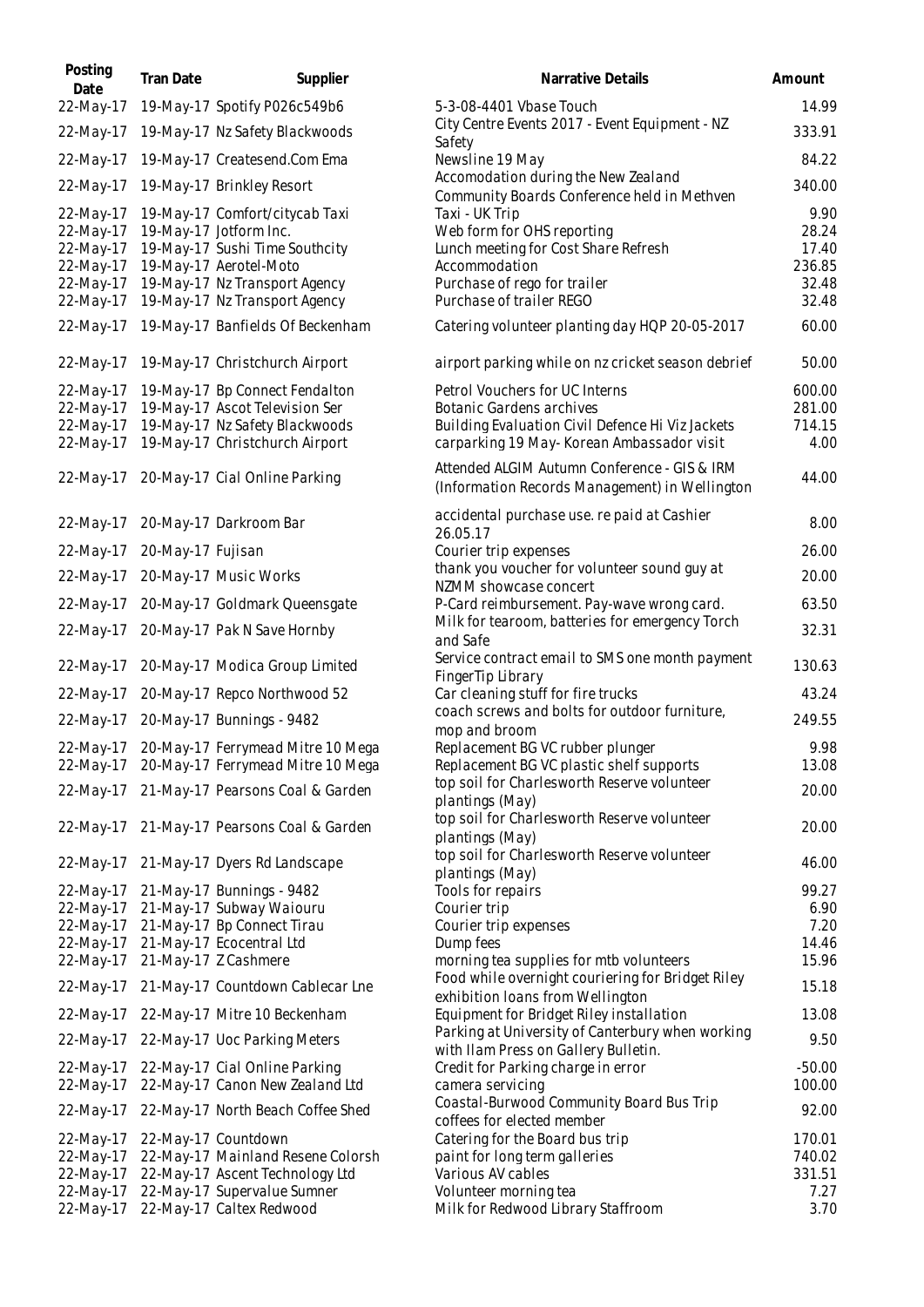| Posting Date | Tran Date | Supplier | Narrative Details | Amount |
|---|---|---|---|---|
| 22-May-17 | 19-May-17 | Spotify P026c549b6 | 5-3-08-4401 Vbase Touch | 14.99 |
| 22-May-17 | 19-May-17 | Nz Safety Blackwoods | City Centre Events 2017 - Event Equipment - NZ Safety | 333.91 |
| 22-May-17 | 19-May-17 | Createsend.Com Ema | Newsline 19 May | 84.22 |
| 22-May-17 | 19-May-17 | Brinkley Resort | Accomodation during the New Zealand Community Boards Conference held in Methven | 340.00 |
| 22-May-17 | 19-May-17 | Comfort/citycab Taxi | Taxi - UK Trip | 9.90 |
| 22-May-17 | 19-May-17 | Jotform Inc. | Web form for OHS reporting | 28.24 |
| 22-May-17 | 19-May-17 | Sushi Time Southcity | Lunch meeting for Cost Share Refresh | 17.40 |
| 22-May-17 | 19-May-17 | Aerotel-Moto | Accommodation | 236.85 |
| 22-May-17 | 19-May-17 | Nz Transport Agency | Purchase of rego for trailer | 32.48 |
| 22-May-17 | 19-May-17 | Nz Transport Agency | Purchase of trailer REGO | 32.48 |
| 22-May-17 | 19-May-17 | Banfields Of Beckenham | Catering volunteer planting day HQP 20-05-2017 | 60.00 |
| 22-May-17 | 19-May-17 | Christchurch Airport | airport parking while on nz cricket season debrief | 50.00 |
| 22-May-17 | 19-May-17 | Bp Connect Fendalton | Petrol Vouchers for UC Interns | 600.00 |
| 22-May-17 | 19-May-17 | Ascot Television Ser | Botanic Gardens archives | 281.00 |
| 22-May-17 | 19-May-17 | Nz Safety Blackwoods | Building Evaluation Civil Defence Hi Viz Jackets | 714.15 |
| 22-May-17 | 19-May-17 | Christchurch Airport | carparking 19 May- Korean Ambassador visit | 4.00 |
| 22-May-17 | 20-May-17 | Cial Online Parking | Attended ALGIM Autumn Conference - GIS & IRM (Information Records Management) in Wellington | 44.00 |
| 22-May-17 | 20-May-17 | Darkroom Bar | accidental purchase use. re paid at Cashier 26.05.17 | 8.00 |
| 22-May-17 | 20-May-17 | Fujisan | Courier trip expenses | 26.00 |
| 22-May-17 | 20-May-17 | Music Works | thank you voucher for volunteer sound guy at NZMM showcase concert | 20.00 |
| 22-May-17 | 20-May-17 | Goldmark Queensgate | P-Card reimbursement. Pay-wave wrong card. | 63.50 |
| 22-May-17 | 20-May-17 | Pak N Save Hornby | Milk for tearoom, batteries for emergency Torch and Safe | 32.31 |
| 22-May-17 | 20-May-17 | Modica Group Limited | Service contract email to SMS one month payment FingerTip Library | 130.63 |
| 22-May-17 | 20-May-17 | Repco Northwood 52 | Car cleaning stuff for fire trucks | 43.24 |
| 22-May-17 | 20-May-17 | Bunnings - 9482 | coach screws and bolts for outdoor furniture, mop and broom | 249.55 |
| 22-May-17 | 20-May-17 | Ferrymead Mitre 10 Mega | Replacement BG VC rubber plunger | 9.98 |
| 22-May-17 | 20-May-17 | Ferrymead Mitre 10 Mega | Replacement BG VC plastic shelf supports | 13.08 |
| 22-May-17 | 21-May-17 | Pearsons Coal & Garden | top soil for Charlesworth Reserve volunteer plantings (May) | 20.00 |
| 22-May-17 | 21-May-17 | Pearsons Coal & Garden | top soil for Charlesworth Reserve volunteer plantings (May) | 20.00 |
| 22-May-17 | 21-May-17 | Dyers Rd Landscape | top soil for Charlesworth Reserve volunteer plantings (May) | 46.00 |
| 22-May-17 | 21-May-17 | Bunnings - 9482 | Tools for repairs | 99.27 |
| 22-May-17 | 21-May-17 | Subway Waiouru | Courier trip | 6.90 |
| 22-May-17 | 21-May-17 | Bp Connect Tirau | Courier trip expenses | 7.20 |
| 22-May-17 | 21-May-17 | Ecocentral Ltd | Dump fees | 14.46 |
| 22-May-17 | 21-May-17 | Z Cashmere | morning tea supplies for mtb volunteers | 15.96 |
| 22-May-17 | 21-May-17 | Countdown Cablecar Lne | Food while overnight couriering for Bridget Riley exhibition loans from Wellington | 15.18 |
| 22-May-17 | 22-May-17 | Mitre 10 Beckenham | Equipment for Bridget Riley installation | 13.08 |
| 22-May-17 | 22-May-17 | Uoc Parking Meters | Parking at University of Canterbury when working with Ilam Press on Gallery Bulletin. | 9.50 |
| 22-May-17 | 22-May-17 | Cial Online Parking | Credit for Parking charge in error | -50.00 |
| 22-May-17 | 22-May-17 | Canon New Zealand Ltd | camera servicing | 100.00 |
| 22-May-17 | 22-May-17 | North Beach Coffee Shed | Coastal-Burwood Community Board Bus Trip coffees for elected member | 92.00 |
| 22-May-17 | 22-May-17 | Countdown | Catering for the Board bus trip | 170.01 |
| 22-May-17 | 22-May-17 | Mainland Resene Colorsh | paint for long term galleries | 740.02 |
| 22-May-17 | 22-May-17 | Ascent Technology Ltd | Various AV cables | 331.51 |
| 22-May-17 | 22-May-17 | Supervalue Sumner | Volunteer morning tea | 7.27 |
| 22-May-17 | 22-May-17 | Caltex Redwood | Milk for Redwood Library Staffroom | 3.70 |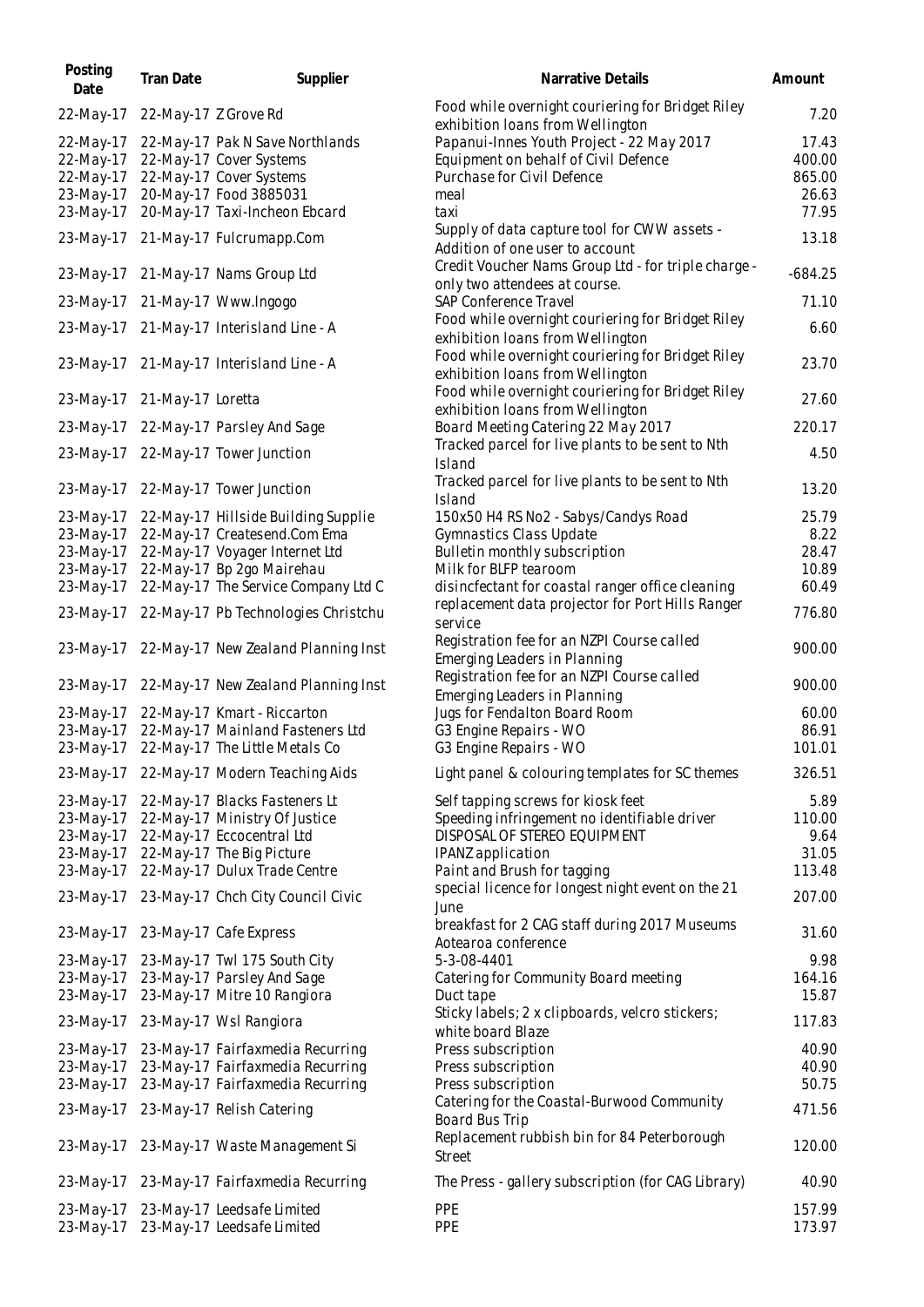| Posting Date | Tran Date | Supplier | Narrative Details | Amount |
|---|---|---|---|---|
| 22-May-17 | 22-May-17 | Z Grove Rd | Food while overnight couriering for Bridget Riley exhibition loans from Wellington | 7.20 |
| 22-May-17 | 22-May-17 | Pak N Save Northlands | Papanui-Innes Youth Project - 22 May 2017 | 17.43 |
| 22-May-17 | 22-May-17 | Cover Systems | Equipment on behalf of Civil Defence | 400.00 |
| 22-May-17 | 22-May-17 | Cover Systems | Purchase for Civil Defence | 865.00 |
| 23-May-17 | 20-May-17 | Food 3885031 | meal | 26.63 |
| 23-May-17 | 20-May-17 | Taxi-Incheon Ebcard | taxi | 77.95 |
| 23-May-17 | 21-May-17 | Fulcrumapp.Com | Supply of data capture tool for CWW assets - Addition of one user to account | 13.18 |
| 23-May-17 | 21-May-17 | Nams Group Ltd | Credit Voucher Nams Group Ltd - for triple charge - only two attendees at course. | -684.25 |
| 23-May-17 | 21-May-17 | Www.Ingogo | SAP Conference Travel | 71.10 |
| 23-May-17 | 21-May-17 | Interisland Line - A | Food while overnight couriering for Bridget Riley exhibition loans from Wellington | 6.60 |
| 23-May-17 | 21-May-17 | Interisland Line - A | Food while overnight couriering for Bridget Riley exhibition loans from Wellington | 23.70 |
| 23-May-17 | 21-May-17 | Loretta | Food while overnight couriering for Bridget Riley exhibition loans from Wellington | 27.60 |
| 23-May-17 | 22-May-17 | Parsley And Sage | Board Meeting Catering 22 May 2017 | 220.17 |
| 23-May-17 | 22-May-17 | Tower Junction | Tracked parcel for live plants to be sent to Nth Island | 4.50 |
| 23-May-17 | 22-May-17 | Tower Junction | Tracked parcel for live plants to be sent to Nth Island | 13.20 |
| 23-May-17 | 22-May-17 | Hillside Building Supplie | 150x50 H4 RS No2 - Sabys/Candys Road | 25.79 |
| 23-May-17 | 22-May-17 | Createsend.Com Ema | Gymnastics Class Update | 8.22 |
| 23-May-17 | 22-May-17 | Voyager Internet Ltd | Bulletin monthly subscription | 28.47 |
| 23-May-17 | 22-May-17 | Bp 2go Mairehau | Milk for BLFP tearoom | 10.89 |
| 23-May-17 | 22-May-17 | The Service Company Ltd C | disincfectant for coastal ranger office cleaning | 60.49 |
| 23-May-17 | 22-May-17 | Pb Technologies Christchu | replacement data projector for Port Hills Ranger service | 776.80 |
| 23-May-17 | 22-May-17 | New Zealand Planning Inst | Registration fee for an NZPI Course called Emerging Leaders in Planning | 900.00 |
| 23-May-17 | 22-May-17 | New Zealand Planning Inst | Registration fee for an NZPI Course called Emerging Leaders in Planning | 900.00 |
| 23-May-17 | 22-May-17 | Kmart - Riccarton | Jugs for Fendalton Board Room | 60.00 |
| 23-May-17 | 22-May-17 | Mainland Fasteners Ltd | G3 Engine Repairs - WO | 86.91 |
| 23-May-17 | 22-May-17 | The Little Metals Co | G3 Engine Repairs - WO | 101.01 |
| 23-May-17 | 22-May-17 | Modern Teaching Aids | Light panel & colouring templates for SC themes | 326.51 |
| 23-May-17 | 22-May-17 | Blacks Fasteners Lt | Self tapping screws for kiosk feet | 5.89 |
| 23-May-17 | 22-May-17 | Ministry Of Justice | Speeding infringement no identifiable driver | 110.00 |
| 23-May-17 | 22-May-17 | Eccocentral Ltd | DISPOSAL OF STEREO EQUIPMENT | 9.64 |
| 23-May-17 | 22-May-17 | The Big Picture | IPANZ application | 31.05 |
| 23-May-17 | 22-May-17 | Dulux Trade Centre | Paint and Brush for tagging | 113.48 |
| 23-May-17 | 23-May-17 | Chch City Council Civic | special licence for longest night event on the 21 June | 207.00 |
| 23-May-17 | 23-May-17 | Cafe Express | breakfast for 2 CAG staff during 2017 Museums Aotearoa conference | 31.60 |
| 23-May-17 | 23-May-17 | Twl 175 South City | 5-3-08-4401 | 9.98 |
| 23-May-17 | 23-May-17 | Parsley And Sage | Catering for Community Board meeting | 164.16 |
| 23-May-17 | 23-May-17 | Mitre 10 Rangiora | Duct tape | 15.87 |
| 23-May-17 | 23-May-17 | Wsl Rangiora | Sticky labels; 2 x clipboards, velcro stickers; white board Blaze | 117.83 |
| 23-May-17 | 23-May-17 | Fairfaxmedia Recurring | Press subscription | 40.90 |
| 23-May-17 | 23-May-17 | Fairfaxmedia Recurring | Press subscription | 40.90 |
| 23-May-17 | 23-May-17 | Fairfaxmedia Recurring | Press subscription | 50.75 |
| 23-May-17 | 23-May-17 | Relish Catering | Catering for the Coastal-Burwood Community Board Bus Trip | 471.56 |
| 23-May-17 | 23-May-17 | Waste Management Si | Replacement rubbish bin for 84 Peterborough Street | 120.00 |
| 23-May-17 | 23-May-17 | Fairfaxmedia Recurring | The Press - gallery subscription (for CAG Library) | 40.90 |
| 23-May-17 | 23-May-17 | Leedsafe Limited | PPE | 157.99 |
| 23-May-17 | 23-May-17 | Leedsafe Limited | PPE | 173.97 |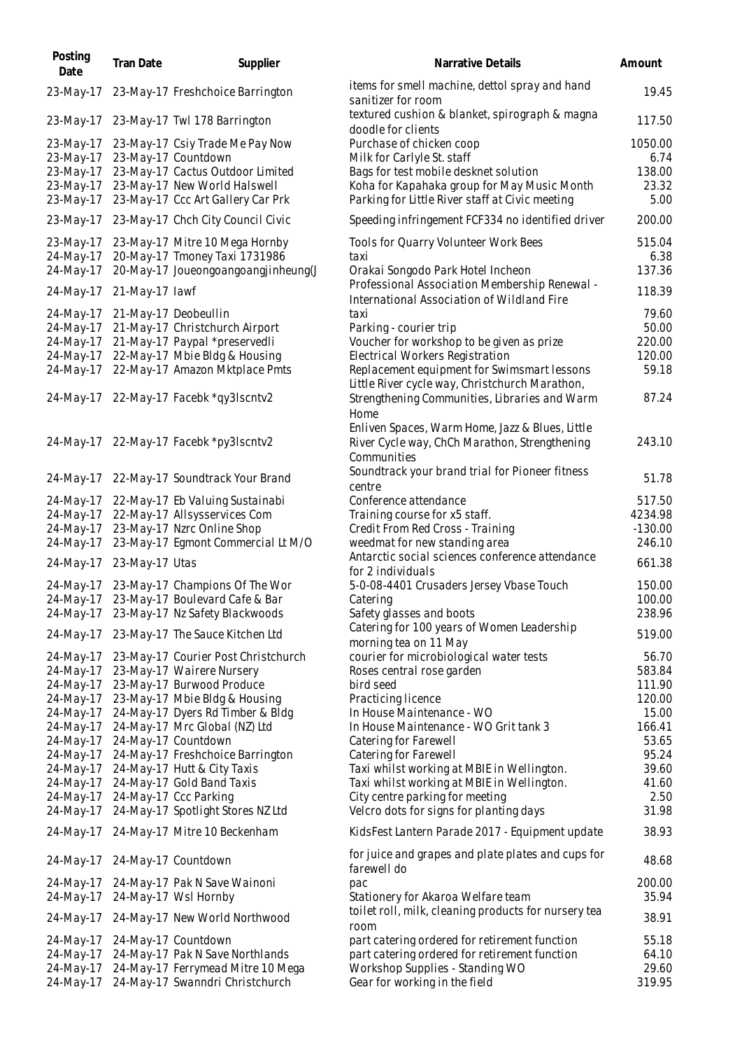| Posting Date | Tran Date | Supplier | Narrative Details | Amount |
|---|---|---|---|---|
| 23-May-17 | 23-May-17 | Freshchoice Barrington | items for smell machine, dettol spray and hand sanitizer for room | 19.45 |
| 23-May-17 | 23-May-17 | Twl 178 Barrington | textured cushion & blanket, spirograph & magna doodle for clients | 117.50 |
| 23-May-17 | 23-May-17 | Csiy Trade Me Pay Now | Purchase of chicken coop | 1050.00 |
| 23-May-17 | 23-May-17 | Countdown | Milk for Carlyle St. staff | 6.74 |
| 23-May-17 | 23-May-17 | Cactus Outdoor Limited | Bags for test mobile desknet solution | 138.00 |
| 23-May-17 | 23-May-17 | New World Halswell | Koha for Kapahaka group for May Music Month | 23.32 |
| 23-May-17 | 23-May-17 | Ccc Art Gallery Car Prk | Parking for Little River staff at Civic meeting | 5.00 |
| 23-May-17 | 23-May-17 | Chch City Council Civic | Speeding infringement FCF334 no identified driver | 200.00 |
| 23-May-17 | 23-May-17 | Mitre 10 Mega Hornby | Tools for Quarry Volunteer Work Bees | 515.04 |
| 24-May-17 | 20-May-17 | Tmoney Taxi 1731986 | taxi | 6.38 |
| 24-May-17 | 20-May-17 | Joueongoangoangjinheung(J | Orakai Songodo Park Hotel Incheon | 137.36 |
| 24-May-17 | 21-May-17 | Iawf | Professional Association Membership Renewal - International Association of Wildland Fire | 118.39 |
| 24-May-17 | 21-May-17 | Deobeullin | taxi | 79.60 |
| 24-May-17 | 21-May-17 | Christchurch Airport | Parking - courier trip | 50.00 |
| 24-May-17 | 21-May-17 | Paypal *preservedli | Voucher for workshop to be given as prize | 220.00 |
| 24-May-17 | 22-May-17 | Mbie Bldg & Housing | Electrical Workers Registration | 120.00 |
| 24-May-17 | 22-May-17 | Amazon Mktplace Pmts | Replacement equipment for Swimsmart lessons | 59.18 |
| 24-May-17 | 22-May-17 | Facebk *qy3lscntv2 | Little River cycle way, Christchurch Marathon, Strengthening Communities, Libraries and Warm Home | 87.24 |
| 24-May-17 | 22-May-17 | Facebk *py3lscntv2 | Enliven Spaces, Warm Home, Jazz & Blues, Little River Cycle way, ChCh Marathon, Strengthening Communities | 243.10 |
| 24-May-17 | 22-May-17 | Soundtrack Your Brand | Soundtrack your brand trial for Pioneer fitness centre | 51.78 |
| 24-May-17 | 22-May-17 | Eb Valuing Sustainabi | Conference attendance | 517.50 |
| 24-May-17 | 22-May-17 | Allsysservices Com | Training course for x5 staff. | 4234.98 |
| 24-May-17 | 23-May-17 | Nzrc Online Shop | Credit From Red Cross - Training | -130.00 |
| 24-May-17 | 23-May-17 | Egmont Commercial Lt M/O | weedmat for new standing area | 246.10 |
| 24-May-17 | 23-May-17 | Utas | Antarctic social sciences conference attendance for 2 individuals | 661.38 |
| 24-May-17 | 23-May-17 | Champions Of The Wor | 5-0-08-4401 Crusaders Jersey Vbase Touch | 150.00 |
| 24-May-17 | 23-May-17 | Boulevard Cafe & Bar | Catering | 100.00 |
| 24-May-17 | 23-May-17 | Nz Safety Blackwoods | Safety glasses and boots | 238.96 |
| 24-May-17 | 23-May-17 | The Sauce Kitchen Ltd | Catering for 100 years of Women Leadership morning tea on 11 May | 519.00 |
| 24-May-17 | 23-May-17 | Courier Post Christchurch | courier for microbiological water tests | 56.70 |
| 24-May-17 | 23-May-17 | Wairere Nursery | Roses central rose garden | 583.84 |
| 24-May-17 | 23-May-17 | Burwood Produce | bird seed | 111.90 |
| 24-May-17 | 23-May-17 | Mbie Bldg & Housing | Practicing licence | 120.00 |
| 24-May-17 | 24-May-17 | Dyers Rd Timber & Bldg | In House Maintenance - WO | 15.00 |
| 24-May-17 | 24-May-17 | Mrc Global (NZ) Ltd | In House Maintenance - WO Grit tank 3 | 166.41 |
| 24-May-17 | 24-May-17 | Countdown | Catering for Farewell | 53.65 |
| 24-May-17 | 24-May-17 | Freshchoice Barrington | Catering for Farewell | 95.24 |
| 24-May-17 | 24-May-17 | Hutt & City Taxis | Taxi whilst working at MBIE in Wellington. | 39.60 |
| 24-May-17 | 24-May-17 | Gold Band Taxis | Taxi whilst working at MBIE in Wellington. | 41.60 |
| 24-May-17 | 24-May-17 | Ccc Parking | City centre parking for meeting | 2.50 |
| 24-May-17 | 24-May-17 | Spotlight Stores NZ Ltd | Velcro dots for signs for planting days | 31.98 |
| 24-May-17 | 24-May-17 | Mitre 10 Beckenham | KidsFest Lantern Parade 2017 - Equipment update | 38.93 |
| 24-May-17 | 24-May-17 | Countdown | for juice and grapes and plate plates and cups for farewell do | 48.68 |
| 24-May-17 | 24-May-17 | Pak N Save Wainoni | pac | 200.00 |
| 24-May-17 | 24-May-17 | Wsl Hornby | Stationery for Akaroa Welfare team | 35.94 |
| 24-May-17 | 24-May-17 | New World Northwood | toilet roll, milk, cleaning products for nursery tea room | 38.91 |
| 24-May-17 | 24-May-17 | Countdown | part catering ordered for retirement function | 55.18 |
| 24-May-17 | 24-May-17 | Pak N Save Northlands | part catering ordered for retirement function | 64.10 |
| 24-May-17 | 24-May-17 | Ferrymead Mitre 10 Mega | Workshop Supplies - Standing WO | 29.60 |
| 24-May-17 | 24-May-17 | Swanndri Christchurch | Gear for working in the field | 319.95 |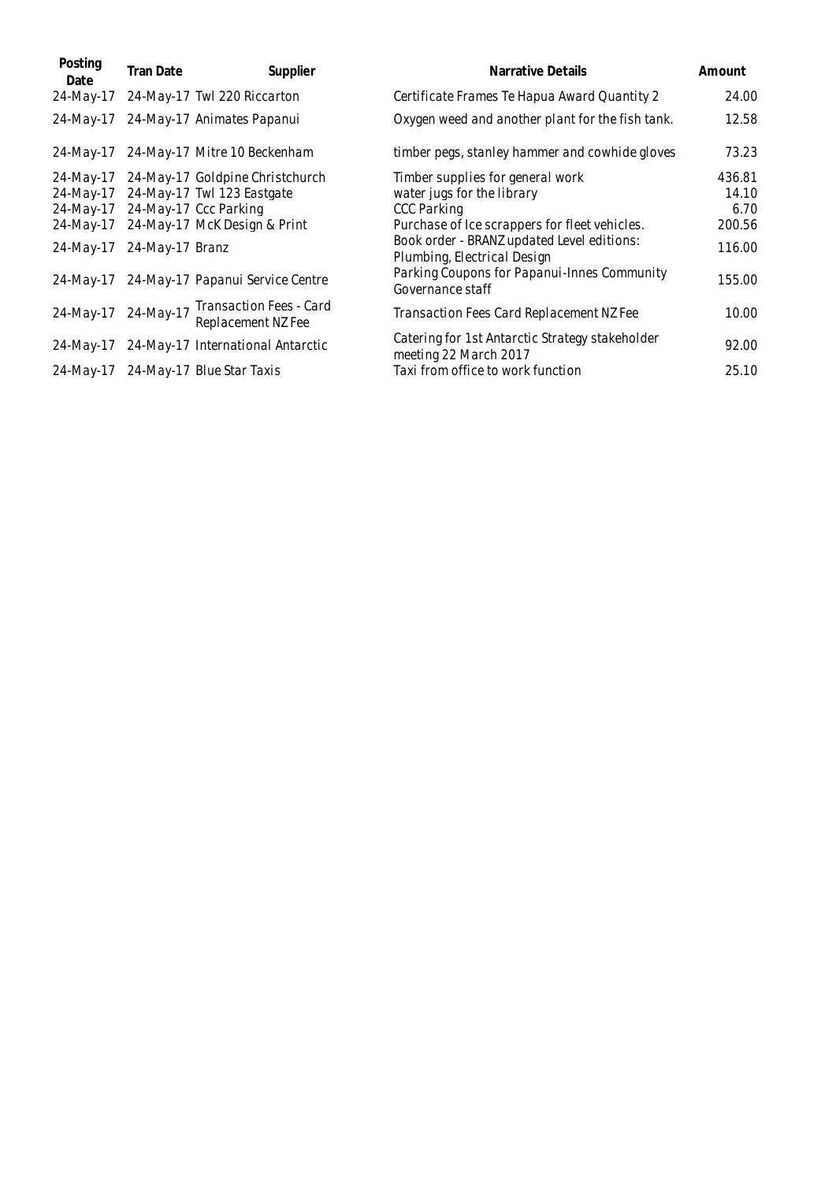| Posting Date | Tran Date | Supplier | Narrative Details | Amount |
|---|---|---|---|---|
| 24-May-17 | 24-May-17 | Twl 220 Riccarton | Certificate Frames Te Hapua Award Quantity 2 | 24.00 |
| 24-May-17 | 24-May-17 | Animates Papanui | Oxygen weed and another plant for the fish tank. | 12.58 |
| 24-May-17 | 24-May-17 | Mitre 10 Beckenham | timber pegs, stanley hammer and cowhide gloves | 73.23 |
| 24-May-17 | 24-May-17 | Goldpine Christchurch | Timber supplies for general work | 436.81 |
| 24-May-17 | 24-May-17 | Twl 123 Eastgate | water jugs for the library | 14.10 |
| 24-May-17 | 24-May-17 | Ccc Parking | CCC Parking | 6.70 |
| 24-May-17 | 24-May-17 | McK Design & Print | Purchase of Ice scrappers for fleet vehicles. | 200.56 |
| 24-May-17 | 24-May-17 | Branz | Book order - BRANZ updated Level editions: Plumbing, Electrical Design | 116.00 |
| 24-May-17 | 24-May-17 | Papanui Service Centre | Parking Coupons for Papanui-Innes Community Governance staff | 155.00 |
| 24-May-17 | 24-May-17 | Transaction Fees - Card Replacement NZ Fee | Transaction Fees Card Replacement NZ Fee | 10.00 |
| 24-May-17 | 24-May-17 | International Antarctic | Catering for 1st Antarctic Strategy stakeholder meeting 22 March 2017 | 92.00 |
| 24-May-17 | 24-May-17 | Blue Star Taxis | Taxi from office to work function | 25.10 |